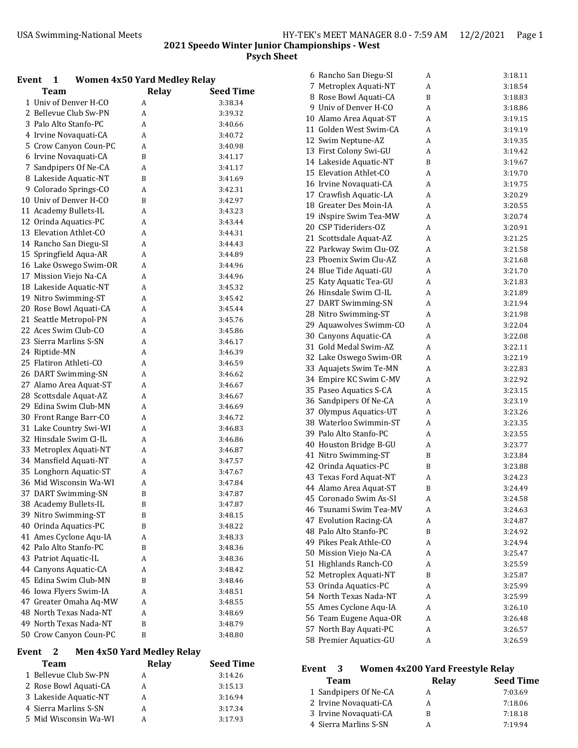# 2021 Speedo Winter Junior Championships - West

## Psych Sheet

### Event 1 Women 4x50 Yard Medley Relay

| | Team | Relay | Seed Time |
|---|---|---|---|
| 1 | Univ of Denver H-CO | A | 3:38.34 |
| 2 | Bellevue Club Sw-PN | A | 3:39.32 |
| 3 | Palo Alto Stanfo-PC | A | 3:40.66 |
| 4 | Irvine Novaquati-CA | A | 3:40.72 |
| 5 | Crow Canyon Coun-PC | A | 3:40.98 |
| 6 | Irvine Novaquati-CA | B | 3:41.17 |
| 7 | Sandpipers Of Ne-CA | A | 3:41.17 |
| 8 | Lakeside Aquatic-NT | B | 3:41.69 |
| 9 | Colorado Springs-CO | A | 3:42.31 |
| 10 | Univ of Denver H-CO | B | 3:42.97 |
| 11 | Academy Bullets-IL | A | 3:43.23 |
| 12 | Orinda Aquatics-PC | A | 3:43.44 |
| 13 | Elevation Athlet-CO | A | 3:44.31 |
| 14 | Rancho San Diegu-SI | A | 3:44.43 |
| 15 | Springfield Aqua-AR | A | 3:44.89 |
| 16 | Lake Oswego Swim-OR | A | 3:44.96 |
| 17 | Mission Viejo Na-CA | A | 3:44.96 |
| 18 | Lakeside Aquatic-NT | A | 3:45.32 |
| 19 | Nitro Swimming-ST | A | 3:45.42 |
| 20 | Rose Bowl Aquati-CA | A | 3:45.44 |
| 21 | Seattle Metropol-PN | A | 3:45.76 |
| 22 | Aces Swim Club-CO | A | 3:45.86 |
| 23 | Sierra Marlins S-SN | A | 3:46.17 |
| 24 | Riptide-MN | A | 3:46.39 |
| 25 | Flatiron Athleti-CO | A | 3:46.59 |
| 26 | DART Swimming-SN | A | 3:46.62 |
| 27 | Alamo Area Aquat-ST | A | 3:46.67 |
| 28 | Scottsdale Aquat-AZ | A | 3:46.67 |
| 29 | Edina Swim Club-MN | A | 3:46.69 |
| 30 | Front Range Barr-CO | A | 3:46.72 |
| 31 | Lake Country Swi-WI | A | 3:46.83 |
| 32 | Hinsdale Swim Cl-IL | A | 3:46.86 |
| 33 | Metroplex Aquati-NT | A | 3:46.87 |
| 34 | Mansfield Aquati-NT | A | 3:47.57 |
| 35 | Longhorn Aquatic-ST | A | 3:47.67 |
| 36 | Mid Wisconsin Wa-WI | A | 3:47.84 |
| 37 | DART Swimming-SN | B | 3:47.87 |
| 38 | Academy Bullets-IL | B | 3:47.87 |
| 39 | Nitro Swimming-ST | B | 3:48.15 |
| 40 | Orinda Aquatics-PC | B | 3:48.22 |
| 41 | Ames Cyclone Aqu-IA | A | 3:48.33 |
| 42 | Palo Alto Stanfo-PC | B | 3:48.36 |
| 43 | Patriot Aquatic-IL | A | 3:48.36 |
| 44 | Canyons Aquatic-CA | A | 3:48.42 |
| 45 | Edina Swim Club-MN | B | 3:48.46 |
| 46 | Iowa Flyers Swim-IA | A | 3:48.51 |
| 47 | Greater Omaha Aq-MW | A | 3:48.55 |
| 48 | North Texas Nada-NT | A | 3:48.69 |
| 49 | North Texas Nada-NT | B | 3:48.79 |
| 50 | Crow Canyon Coun-PC | B | 3:48.80 |

### Event 2 Men 4x50 Yard Medley Relay

| | Team | Relay | Seed Time |
|---|---|---|---|
| 1 | Bellevue Club Sw-PN | A | 3:14.26 |
| 2 | Rose Bowl Aquati-CA | A | 3:15.13 |
| 3 | Lakeside Aquatic-NT | A | 3:16.94 |
| 4 | Sierra Marlins S-SN | A | 3:17.34 |
| 5 | Mid Wisconsin Wa-WI | A | 3:17.93 |
| 6 | Rancho San Diegu-SI | A | 3:18.11 |
| 7 | Metroplex Aquati-NT | A | 3:18.54 |
| 8 | Rose Bowl Aquati-CA | B | 3:18.83 |
| 9 | Univ of Denver H-CO | A | 3:18.86 |
| 10 | Alamo Area Aquat-ST | A | 3:19.15 |
| 11 | Golden West Swim-CA | A | 3:19.19 |
| 12 | Swim Neptune-AZ | A | 3:19.35 |
| 13 | First Colony Swi-GU | A | 3:19.42 |
| 14 | Lakeside Aquatic-NT | B | 3:19.67 |
| 15 | Elevation Athlet-CO | A | 3:19.70 |
| 16 | Irvine Novaquati-CA | A | 3:19.75 |
| 17 | Crawfish Aquatic-LA | A | 3:20.29 |
| 18 | Greater Des Moin-IA | A | 3:20.55 |
| 19 | iNspire Swim Tea-MW | A | 3:20.74 |
| 20 | CSP Tideriders-OZ | A | 3:20.91 |
| 21 | Scottsdale Aquat-AZ | A | 3:21.25 |
| 22 | Parkway Swim Clu-OZ | A | 3:21.58 |
| 23 | Phoenix Swim Clu-AZ | A | 3:21.68 |
| 24 | Blue Tide Aquati-GU | A | 3:21.70 |
| 25 | Katy Aquatic Tea-GU | A | 3:21.83 |
| 26 | Hinsdale Swim Cl-IL | A | 3:21.89 |
| 27 | DART Swimming-SN | A | 3:21.94 |
| 28 | Nitro Swimming-ST | A | 3:21.98 |
| 29 | Aquawolves Swimm-CO | A | 3:22.04 |
| 30 | Canyons Aquatic-CA | A | 3:22.08 |
| 31 | Gold Medal Swim-AZ | A | 3:22.11 |
| 32 | Lake Oswego Swim-OR | A | 3:22.19 |
| 33 | Aquajets Swim Te-MN | A | 3:22.83 |
| 34 | Empire KC Swim C-MV | A | 3:22.92 |
| 35 | Paseo Aquatics S-CA | A | 3:23.15 |
| 36 | Sandpipers Of Ne-CA | A | 3:23.19 |
| 37 | Olympus Aquatics-UT | A | 3:23.26 |
| 38 | Waterloo Swimmin-ST | A | 3:23.35 |
| 39 | Palo Alto Stanfo-PC | A | 3:23.55 |
| 40 | Houston Bridge B-GU | A | 3:23.77 |
| 41 | Nitro Swimming-ST | B | 3:23.84 |
| 42 | Orinda Aquatics-PC | B | 3:23.88 |
| 43 | Texas Ford Aquat-NT | A | 3:24.23 |
| 44 | Alamo Area Aquat-ST | B | 3:24.49 |
| 45 | Coronado Swim As-SI | A | 3:24.58 |
| 46 | Tsunami Swim Tea-MV | A | 3:24.63 |
| 47 | Evolution Racing-CA | A | 3:24.87 |
| 48 | Palo Alto Stanfo-PC | B | 3:24.92 |
| 49 | Pikes Peak Athle-CO | A | 3:24.94 |
| 50 | Mission Viejo Na-CA | A | 3:25.47 |
| 51 | Highlands Ranch-CO | A | 3:25.59 |
| 52 | Metroplex Aquati-NT | B | 3:25.87 |
| 53 | Orinda Aquatics-PC | A | 3:25.99 |
| 54 | North Texas Nada-NT | A | 3:25.99 |
| 55 | Ames Cyclone Aqu-IA | A | 3:26.10 |
| 56 | Team Eugene Aqua-OR | A | 3:26.48 |
| 57 | North Bay Aquati-PC | A | 3:26.57 |
| 58 | Premier Aquatics-GU | A | 3:26.59 |

### Event 3 Women 4x200 Yard Freestyle Relay

| | Team | Relay | Seed Time |
|---|---|---|---|
| 1 | Sandpipers Of Ne-CA | A | 7:03.69 |
| 2 | Irvine Novaquati-CA | A | 7:18.06 |
| 3 | Irvine Novaquati-CA | B | 7:18.18 |
| 4 | Sierra Marlins S-SN | A | 7:19.94 |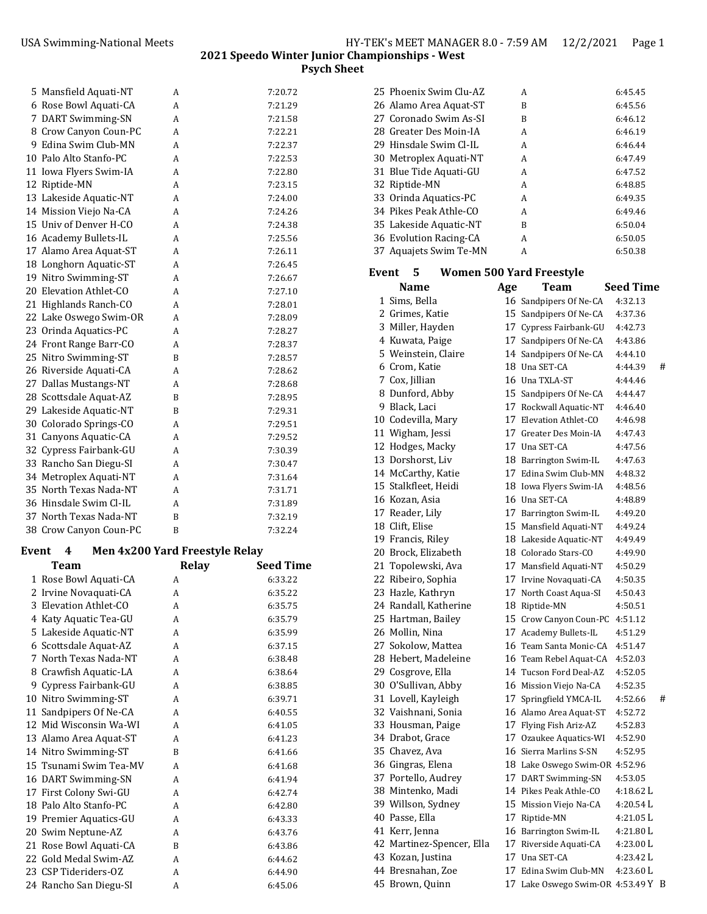## 2021 Speedo Winter Junior Championships - West

### Psych Sheet

| # | Team | Relay | Seed Time |
|---|---|---|---|
| 5 | Mansfield Aquati-NT | A | 7:20.72 |
| 6 | Rose Bowl Aquati-CA | A | 7:21.29 |
| 7 | DART Swimming-SN | A | 7:21.58 |
| 8 | Crow Canyon Coun-PC | A | 7:22.21 |
| 9 | Edina Swim Club-MN | A | 7:22.37 |
| 10 | Palo Alto Stanfo-PC | A | 7:22.53 |
| 11 | Iowa Flyers Swim-IA | A | 7:22.80 |
| 12 | Riptide-MN | A | 7:23.15 |
| 13 | Lakeside Aquatic-NT | A | 7:24.00 |
| 14 | Mission Viejo Na-CA | A | 7:24.26 |
| 15 | Univ of Denver H-CO | A | 7:24.38 |
| 16 | Academy Bullets-IL | A | 7:25.56 |
| 17 | Alamo Area Aquat-ST | A | 7:26.11 |
| 18 | Longhorn Aquatic-ST | A | 7:26.45 |
| 19 | Nitro Swimming-ST | A | 7:26.67 |
| 20 | Elevation Athlet-CO | A | 7:27.10 |
| 21 | Highlands Ranch-CO | A | 7:28.01 |
| 22 | Lake Oswego Swim-OR | A | 7:28.09 |
| 23 | Orinda Aquatics-PC | A | 7:28.27 |
| 24 | Front Range Barr-CO | A | 7:28.37 |
| 25 | Nitro Swimming-ST | B | 7:28.57 |
| 26 | Riverside Aquati-CA | A | 7:28.62 |
| 27 | Dallas Mustangs-NT | A | 7:28.68 |
| 28 | Scottsdale Aquat-AZ | B | 7:28.95 |
| 29 | Lakeside Aquatic-NT | B | 7:29.31 |
| 30 | Colorado Springs-CO | A | 7:29.51 |
| 31 | Canyons Aquatic-CA | A | 7:29.52 |
| 32 | Cypress Fairbank-GU | A | 7:30.39 |
| 33 | Rancho San Diegu-SI | A | 7:30.47 |
| 34 | Metroplex Aquati-NT | A | 7:31.64 |
| 35 | North Texas Nada-NT | A | 7:31.71 |
| 36 | Hinsdale Swim Cl-IL | A | 7:31.89 |
| 37 | North Texas Nada-NT | B | 7:32.19 |
| 38 | Crow Canyon Coun-PC | B | 7:32.24 |

### Event 4 Men 4x200 Yard Freestyle Relay

| # | Team | Relay | Seed Time |
|---|---|---|---|
| 1 | Rose Bowl Aquati-CA | A | 6:33.22 |
| 2 | Irvine Novaquati-CA | A | 6:35.22 |
| 3 | Elevation Athlet-CO | A | 6:35.75 |
| 4 | Katy Aquatic Tea-GU | A | 6:35.79 |
| 5 | Lakeside Aquatic-NT | A | 6:35.99 |
| 6 | Scottsdale Aquat-AZ | A | 6:37.15 |
| 7 | North Texas Nada-NT | A | 6:38.48 |
| 8 | Crawfish Aquatic-LA | A | 6:38.64 |
| 9 | Cypress Fairbank-GU | A | 6:38.85 |
| 10 | Nitro Swimming-ST | A | 6:39.71 |
| 11 | Sandpipers Of Ne-CA | A | 6:40.55 |
| 12 | Mid Wisconsin Wa-WI | A | 6:41.05 |
| 13 | Alamo Area Aquat-ST | A | 6:41.23 |
| 14 | Nitro Swimming-ST | B | 6:41.66 |
| 15 | Tsunami Swim Tea-MV | A | 6:41.68 |
| 16 | DART Swimming-SN | A | 6:41.94 |
| 17 | First Colony Swi-GU | A | 6:42.74 |
| 18 | Palo Alto Stanfo-PC | A | 6:42.80 |
| 19 | Premier Aquatics-GU | A | 6:43.33 |
| 20 | Swim Neptune-AZ | A | 6:43.76 |
| 21 | Rose Bowl Aquati-CA | B | 6:43.86 |
| 22 | Gold Medal Swim-AZ | A | 6:44.62 |
| 23 | CSP Tideriders-OZ | A | 6:44.90 |
| 24 | Rancho San Diegu-SI | A | 6:45.06 |
| 25 | Phoenix Swim Clu-AZ | A | 6:45.45 |
| 26 | Alamo Area Aquat-ST | B | 6:45.56 |
| 27 | Coronado Swim As-SI | B | 6:46.12 |
| 28 | Greater Des Moin-IA | A | 6:46.19 |
| 29 | Hinsdale Swim Cl-IL | A | 6:46.44 |
| 30 | Metroplex Aquati-NT | A | 6:47.49 |
| 31 | Blue Tide Aquati-GU | A | 6:47.52 |
| 32 | Riptide-MN | A | 6:48.85 |
| 33 | Orinda Aquatics-PC | A | 6:49.35 |
| 34 | Pikes Peak Athle-CO | A | 6:49.46 |
| 35 | Lakeside Aquatic-NT | B | 6:50.04 |
| 36 | Evolution Racing-CA | A | 6:50.05 |
| 37 | Aquajets Swim Te-MN | A | 6:50.38 |

### Event 5 Women 500 Yard Freestyle

| # | Name | Age | Team | Seed Time | |
|---|---|---|---|---|---|
| 1 | Sims, Bella | 16 | Sandpipers Of Ne-CA | 4:32.13 | |
| 2 | Grimes, Katie | 15 | Sandpipers Of Ne-CA | 4:37.36 | |
| 3 | Miller, Hayden | 17 | Cypress Fairbank-GU | 4:42.73 | |
| 4 | Kuwata, Paige | 17 | Sandpipers Of Ne-CA | 4:43.86 | |
| 5 | Weinstein, Claire | 14 | Sandpipers Of Ne-CA | 4:44.10 | |
| 6 | Crom, Katie | 18 | Una SET-CA | 4:44.39 | # |
| 7 | Cox, Jillian | 16 | Una TXLA-ST | 4:44.46 | |
| 8 | Dunford, Abby | 15 | Sandpipers Of Ne-CA | 4:44.47 | |
| 9 | Black, Laci | 17 | Rockwall Aquatic-NT | 4:46.40 | |
| 10 | Codevilla, Mary | 17 | Elevation Athlet-CO | 4:46.98 | |
| 11 | Wigham, Jessi | 17 | Greater Des Moin-IA | 4:47.43 | |
| 12 | Hodges, Macky | 17 | Una SET-CA | 4:47.56 | |
| 13 | Dorshorst, Liv | 18 | Barrington Swim-IL | 4:47.63 | |
| 14 | McCarthy, Katie | 17 | Edina Swim Club-MN | 4:48.32 | |
| 15 | Stalkfleet, Heidi | 18 | Iowa Flyers Swim-IA | 4:48.56 | |
| 16 | Kozan, Asia | 16 | Una SET-CA | 4:48.89 | |
| 17 | Reader, Lily | 17 | Barrington Swim-IL | 4:49.20 | |
| 18 | Clift, Elise | 15 | Mansfield Aquati-NT | 4:49.24 | |
| 19 | Francis, Riley | 18 | Lakeside Aquatic-NT | 4:49.49 | |
| 20 | Brock, Elizabeth | 18 | Colorado Stars-CO | 4:49.90 | |
| 21 | Topolewski, Ava | 17 | Mansfield Aquati-NT | 4:50.29 | |
| 22 | Ribeiro, Sophia | 17 | Irvine Novaquati-CA | 4:50.35 | |
| 23 | Hazle, Kathryn | 17 | North Coast Aqua-SI | 4:50.43 | |
| 24 | Randall, Katherine | 18 | Riptide-MN | 4:50.51 | |
| 25 | Hartman, Bailey | 15 | Crow Canyon Coun-PC | 4:51.12 | |
| 26 | Mollin, Nina | 17 | Academy Bullets-IL | 4:51.29 | |
| 27 | Sokolow, Mattea | 16 | Team Santa Monic-CA | 4:51.47 | |
| 28 | Hebert, Madeleine | 16 | Team Rebel Aquat-CA | 4:52.03 | |
| 29 | Cosgrove, Ella | 14 | Tucson Ford Deal-AZ | 4:52.05 | |
| 30 | O'Sullivan, Abby | 16 | Mission Viejo Na-CA | 4:52.35 | |
| 31 | Lovell, Kayleigh | 17 | Springfield YMCA-IL | 4:52.66 | # |
| 32 | Vaishnani, Sonia | 16 | Alamo Area Aquat-ST | 4:52.72 | |
| 33 | Housman, Paige | 17 | Flying Fish Ariz-AZ | 4:52.83 | |
| 34 | Drabot, Grace | 17 | Ozaukee Aquatics-WI | 4:52.90 | |
| 35 | Chavez, Ava | 16 | Sierra Marlins S-SN | 4:52.95 | |
| 36 | Gingras, Elena | 18 | Lake Oswego Swim-OR | 4:52.96 | |
| 37 | Portello, Audrey | 17 | DART Swimming-SN | 4:53.05 | |
| 38 | Mintenko, Madi | 14 | Pikes Peak Athle-CO | 4:18.62 L | |
| 39 | Willson, Sydney | 15 | Mission Viejo Na-CA | 4:20.54 L | |
| 40 | Passe, Ella | 17 | Riptide-MN | 4:21.05 L | |
| 41 | Kerr, Jenna | 16 | Barrington Swim-IL | 4:21.80 L | |
| 42 | Martinez-Spencer, Ella | 17 | Riverside Aquati-CA | 4:23.00 L | |
| 43 | Kozan, Justina | 17 | Una SET-CA | 4:23.42 L | |
| 44 | Bresnahan, Zoe | 17 | Edina Swim Club-MN | 4:23.60 L | |
| 45 | Brown, Quinn | 17 | Lake Oswego Swim-OR | 4:53.49 Y | B |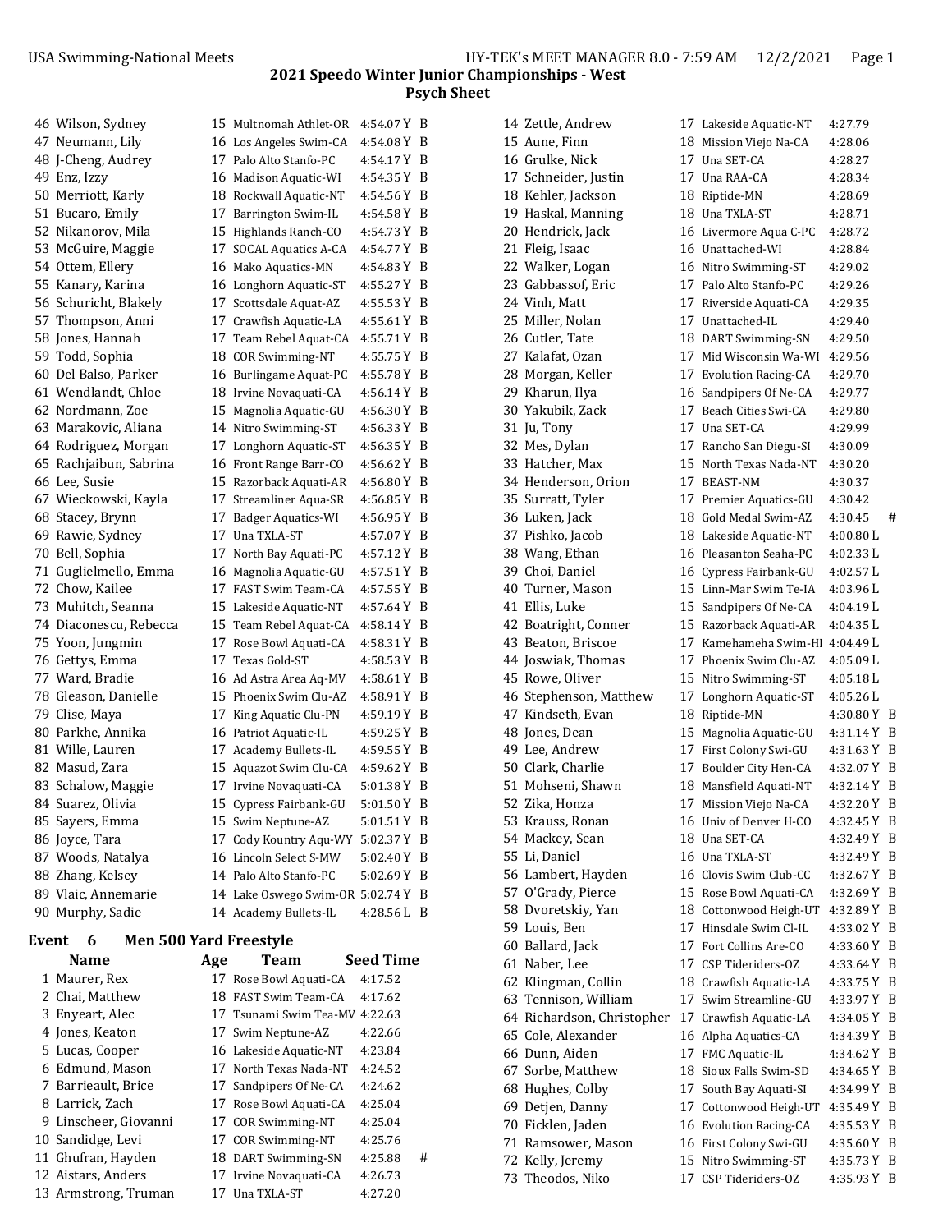## 2021 Speedo Winter Junior Championships - West

### Psych Sheet

| | Name | Age | Team | Seed Time | |
|---|---|---|---|---|---|
| 46 | Wilson, Sydney | 15 | Multnomah Athlet-OR | 4:54.07 Y | B |
| 47 | Neumann, Lily | 16 | Los Angeles Swim-CA | 4:54.08 Y | B |
| 48 | J-Cheng, Audrey | 17 | Palo Alto Stanfo-PC | 4:54.17 Y | B |
| 49 | Enz, Izzy | 16 | Madison Aquatic-WI | 4:54.35 Y | B |
| 50 | Merriott, Karly | 18 | Rockwall Aquatic-NT | 4:54.56 Y | B |
| 51 | Bucaro, Emily | 17 | Barrington Swim-IL | 4:54.58 Y | B |
| 52 | Nikanorov, Mila | 15 | Highlands Ranch-CO | 4:54.73 Y | B |
| 53 | McGuire, Maggie | 17 | SOCAL Aquatics A-CA | 4:54.77 Y | B |
| 54 | Ottem, Ellery | 16 | Mako Aquatics-MN | 4:54.83 Y | B |
| 55 | Kanary, Karina | 16 | Longhorn Aquatic-ST | 4:55.27 Y | B |
| 56 | Schuricht, Blakely | 17 | Scottsdale Aquat-AZ | 4:55.53 Y | B |
| 57 | Thompson, Anni | 17 | Crawfish Aquatic-LA | 4:55.61 Y | B |
| 58 | Jones, Hannah | 17 | Team Rebel Aquat-CA | 4:55.71 Y | B |
| 59 | Todd, Sophia | 18 | COR Swimming-NT | 4:55.75 Y | B |
| 60 | Del Balso, Parker | 16 | Burlingame Aquat-PC | 4:55.78 Y | B |
| 61 | Wendlandt, Chloe | 18 | Irvine Novaquati-CA | 4:56.14 Y | B |
| 62 | Nordmann, Zoe | 15 | Magnolia Aquatic-GU | 4:56.30 Y | B |
| 63 | Marakovic, Aliana | 14 | Nitro Swimming-ST | 4:56.33 Y | B |
| 64 | Rodriguez, Morgan | 17 | Longhorn Aquatic-ST | 4:56.35 Y | B |
| 65 | Rachjaibun, Sabrina | 16 | Front Range Barr-CO | 4:56.62 Y | B |
| 66 | Lee, Susie | 15 | Razorback Aquati-AR | 4:56.80 Y | B |
| 67 | Wieckowski, Kayla | 17 | Streamliner Aqua-SR | 4:56.85 Y | B |
| 68 | Stacey, Brynn | 17 | Badger Aquatics-WI | 4:56.95 Y | B |
| 69 | Rawie, Sydney | 17 | Una TXLA-ST | 4:57.07 Y | B |
| 70 | Bell, Sophia | 17 | North Bay Aquati-PC | 4:57.12 Y | B |
| 71 | Guglielmello, Emma | 16 | Magnolia Aquatic-GU | 4:57.51 Y | B |
| 72 | Chow, Kailee | 17 | FAST Swim Team-CA | 4:57.55 Y | B |
| 73 | Muhitch, Seanna | 15 | Lakeside Aquatic-NT | 4:57.64 Y | B |
| 74 | Diaconescu, Rebecca | 15 | Team Rebel Aquat-CA | 4:58.14 Y | B |
| 75 | Yoon, Jungmin | 17 | Rose Bowl Aquati-CA | 4:58.31 Y | B |
| 76 | Gettys, Emma | 17 | Texas Gold-ST | 4:58.53 Y | B |
| 77 | Ward, Bradie | 16 | Ad Astra Area Aq-MV | 4:58.61 Y | B |
| 78 | Gleason, Danielle | 15 | Phoenix Swim Clu-AZ | 4:58.91 Y | B |
| 79 | Clise, Maya | 17 | King Aquatic Clu-PN | 4:59.19 Y | B |
| 80 | Parkhe, Annika | 16 | Patriot Aquatic-IL | 4:59.25 Y | B |
| 81 | Wille, Lauren | 17 | Academy Bullets-IL | 4:59.55 Y | B |
| 82 | Masud, Zara | 15 | Aquazot Swim Clu-CA | 4:59.62 Y | B |
| 83 | Schalow, Maggie | 17 | Irvine Novaquati-CA | 5:01.38 Y | B |
| 84 | Suarez, Olivia | 15 | Cypress Fairbank-GU | 5:01.50 Y | B |
| 85 | Sayers, Emma | 15 | Swim Neptune-AZ | 5:01.51 Y | B |
| 86 | Joyce, Tara | 17 | Cody Kountry Aqu-WY | 5:02.37 Y | B |
| 87 | Woods, Natalya | 16 | Lincoln Select S-MW | 5:02.40 Y | B |
| 88 | Zhang, Kelsey | 14 | Palo Alto Stanfo-PC | 5:02.69 Y | B |
| 89 | Vlaic, Annemarie | 14 | Lake Oswego Swim-OR | 5:02.74 Y | B |
| 90 | Murphy, Sadie | 14 | Academy Bullets-IL | 4:28.56 L | B |

### Event 6 Men 500 Yard Freestyle

| | Name | Age | Team | Seed Time | |
|---|---|---|---|---|---|
| 1 | Maurer, Rex | 17 | Rose Bowl Aquati-CA | 4:17.52 | |
| 2 | Chai, Matthew | 18 | FAST Swim Team-CA | 4:17.62 | |
| 3 | Enyeart, Alec | 17 | Tsunami Swim Tea-MV | 4:22.63 | |
| 4 | Jones, Keaton | 17 | Swim Neptune-AZ | 4:22.66 | |
| 5 | Lucas, Cooper | 16 | Lakeside Aquatic-NT | 4:23.84 | |
| 6 | Edmund, Mason | 17 | North Texas Nada-NT | 4:24.52 | |
| 7 | Barrieault, Brice | 17 | Sandpipers Of Ne-CA | 4:24.62 | |
| 8 | Larrick, Zach | 17 | Rose Bowl Aquati-CA | 4:25.04 | |
| 9 | Linscheer, Giovanni | 17 | COR Swimming-NT | 4:25.04 | |
| 10 | Sandidge, Levi | 17 | COR Swimming-NT | 4:25.76 | |
| 11 | Ghufran, Hayden | 18 | DART Swimming-SN | 4:25.88 | # |
| 12 | Aistars, Anders | 17 | Irvine Novaquati-CA | 4:26.73 | |
| 13 | Armstrong, Truman | 17 | Una TXLA-ST | 4:27.20 | |
| 14 | Zettle, Andrew | 17 | Lakeside Aquatic-NT | 4:27.79 | |
| 15 | Aune, Finn | 18 | Mission Viejo Na-CA | 4:28.06 | |
| 16 | Grulke, Nick | 17 | Una SET-CA | 4:28.27 | |
| 17 | Schneider, Justin | 17 | Una RAA-CA | 4:28.34 | |
| 18 | Kehler, Jackson | 18 | Riptide-MN | 4:28.69 | |
| 19 | Haskal, Manning | 18 | Una TXLA-ST | 4:28.71 | |
| 20 | Hendrick, Jack | 16 | Livermore Aqua C-PC | 4:28.72 | |
| 21 | Fleig, Isaac | 16 | Unattached-WI | 4:28.84 | |
| 22 | Walker, Logan | 16 | Nitro Swimming-ST | 4:29.02 | |
| 23 | Gabbassof, Eric | 17 | Palo Alto Stanfo-PC | 4:29.26 | |
| 24 | Vinh, Matt | 17 | Riverside Aquati-CA | 4:29.35 | |
| 25 | Miller, Nolan | 17 | Unattached-IL | 4:29.40 | |
| 26 | Cutler, Tate | 18 | DART Swimming-SN | 4:29.50 | |
| 27 | Kalafat, Ozan | 17 | Mid Wisconsin Wa-WI | 4:29.56 | |
| 28 | Morgan, Keller | 17 | Evolution Racing-CA | 4:29.70 | |
| 29 | Kharun, Ilya | 16 | Sandpipers Of Ne-CA | 4:29.77 | |
| 30 | Yakubik, Zack | 17 | Beach Cities Swi-CA | 4:29.80 | |
| 31 | Ju, Tony | 17 | Una SET-CA | 4:29.99 | |
| 32 | Mes, Dylan | 17 | Rancho San Diegu-SI | 4:30.09 | |
| 33 | Hatcher, Max | 15 | North Texas Nada-NT | 4:30.20 | |
| 34 | Henderson, Orion | 17 | BEAST-NM | 4:30.37 | |
| 35 | Surratt, Tyler | 17 | Premier Aquatics-GU | 4:30.42 | |
| 36 | Luken, Jack | 18 | Gold Medal Swim-AZ | 4:30.45 | # |
| 37 | Pishko, Jacob | 18 | Lakeside Aquatic-NT | 4:00.80 L | |
| 38 | Wang, Ethan | 16 | Pleasanton Seaha-PC | 4:02.33 L | |
| 39 | Choi, Daniel | 16 | Cypress Fairbank-GU | 4:02.57 L | |
| 40 | Turner, Mason | 15 | Linn-Mar Swim Te-IA | 4:03.96 L | |
| 41 | Ellis, Luke | 15 | Sandpipers Of Ne-CA | 4:04.19 L | |
| 42 | Boatright, Conner | 15 | Razorback Aquati-AR | 4:04.35 L | |
| 43 | Beaton, Briscoe | 17 | Kamehameha Swim-HI | 4:04.49 L | |
| 44 | Joswiak, Thomas | 17 | Phoenix Swim Clu-AZ | 4:05.09 L | |
| 45 | Rowe, Oliver | 15 | Nitro Swimming-ST | 4:05.18 L | |
| 46 | Stephenson, Matthew | 17 | Longhorn Aquatic-ST | 4:05.26 L | |
| 47 | Kindseth, Evan | 18 | Riptide-MN | 4:30.80 Y | B |
| 48 | Jones, Dean | 15 | Magnolia Aquatic-GU | 4:31.14 Y | B |
| 49 | Lee, Andrew | 17 | First Colony Swi-GU | 4:31.63 Y | B |
| 50 | Clark, Charlie | 17 | Boulder City Hen-CA | 4:32.07 Y | B |
| 51 | Mohseni, Shawn | 18 | Mansfield Aquati-NT | 4:32.14 Y | B |
| 52 | Zika, Honza | 17 | Mission Viejo Na-CA | 4:32.20 Y | B |
| 53 | Krauss, Ronan | 16 | Univ of Denver H-CO | 4:32.45 Y | B |
| 54 | Mackey, Sean | 18 | Una SET-CA | 4:32.49 Y | B |
| 55 | Li, Daniel | 16 | Una TXLA-ST | 4:32.49 Y | B |
| 56 | Lambert, Hayden | 16 | Clovis Swim Club-CC | 4:32.67 Y | B |
| 57 | O'Grady, Pierce | 15 | Rose Bowl Aquati-CA | 4:32.69 Y | B |
| 58 | Dvoretskiy, Yan | 18 | Cottonwood Heigh-UT | 4:32.89 Y | B |
| 59 | Louis, Ben | 17 | Hinsdale Swim Cl-IL | 4:33.02 Y | B |
| 60 | Ballard, Jack | 17 | Fort Collins Are-CO | 4:33.60 Y | B |
| 61 | Naber, Lee | 17 | CSP Tideriders-OZ | 4:33.64 Y | B |
| 62 | Klingman, Collin | 18 | Crawfish Aquatic-LA | 4:33.75 Y | B |
| 63 | Tennison, William | 17 | Swim Streamline-GU | 4:33.97 Y | B |
| 64 | Richardson, Christopher | 17 | Crawfish Aquatic-LA | 4:34.05 Y | B |
| 65 | Cole, Alexander | 16 | Alpha Aquatics-CA | 4:34.39 Y | B |
| 66 | Dunn, Aiden | 17 | FMC Aquatic-IL | 4:34.62 Y | B |
| 67 | Sorbe, Matthew | 18 | Sioux Falls Swim-SD | 4:34.65 Y | B |
| 68 | Hughes, Colby | 17 | South Bay Aquati-SI | 4:34.99 Y | B |
| 69 | Detjen, Danny | 17 | Cottonwood Heigh-UT | 4:35.49 Y | B |
| 70 | Ficklen, Jaden | 16 | Evolution Racing-CA | 4:35.53 Y | B |
| 71 | Ramsower, Mason | 16 | First Colony Swi-GU | 4:35.60 Y | B |
| 72 | Kelly, Jeremy | 15 | Nitro Swimming-ST | 4:35.73 Y | B |
| 73 | Theodos, Niko | 17 | CSP Tideriders-OZ | 4:35.93 Y | B |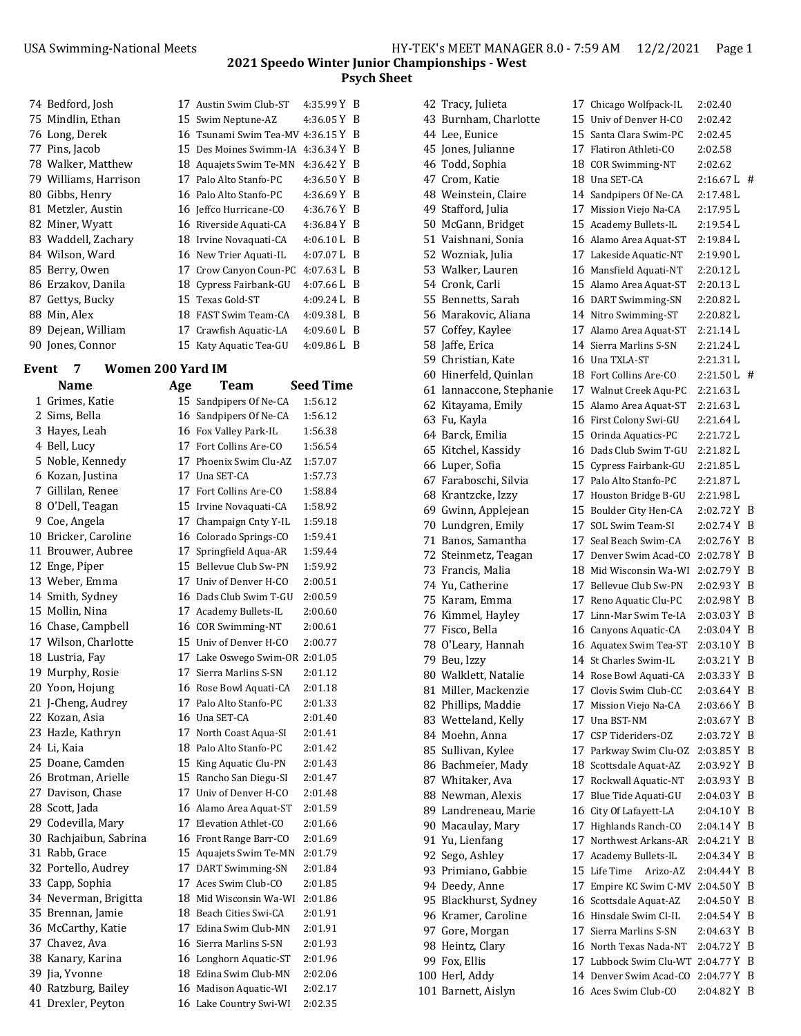## 2021 Speedo Winter Junior Championships - West

### Psych Sheet

| # | Name | Age | Team | Seed Time | |
|---|---|---|---|---|---|
| 74 | Bedford, Josh | 17 | Austin Swim Club-ST | 4:35.99 Y | B |
| 75 | Mindlin, Ethan | 15 | Swim Neptune-AZ | 4:36.05 Y | B |
| 76 | Long, Derek | 16 | Tsunami Swim Tea-MV | 4:36.15 Y | B |
| 77 | Pins, Jacob | 15 | Des Moines Swimm-IA | 4:36.34 Y | B |
| 78 | Walker, Matthew | 18 | Aquajets Swim Te-MN | 4:36.42 Y | B |
| 79 | Williams, Harrison | 17 | Palo Alto Stanfo-PC | 4:36.50 Y | B |
| 80 | Gibbs, Henry | 16 | Palo Alto Stanfo-PC | 4:36.69 Y | B |
| 81 | Metzler, Austin | 16 | Jeffco Hurricane-CO | 4:36.76 Y | B |
| 82 | Miner, Wyatt | 16 | Riverside Aquati-CA | 4:36.84 Y | B |
| 83 | Waddell, Zachary | 18 | Irvine Novaquati-CA | 4:06.10 L | B |
| 84 | Wilson, Ward | 16 | New Trier Aquati-IL | 4:07.07 L | B |
| 85 | Berry, Owen | 17 | Crow Canyon Coun-PC | 4:07.63 L | B |
| 86 | Erzakov, Danila | 18 | Cypress Fairbank-GU | 4:07.66 L | B |
| 87 | Gettys, Bucky | 15 | Texas Gold-ST | 4:09.24 L | B |
| 88 | Min, Alex | 18 | FAST Swim Team-CA | 4:09.38 L | B |
| 89 | Dejean, William | 17 | Crawfish Aquatic-LA | 4:09.60 L | B |
| 90 | Jones, Connor | 15 | Katy Aquatic Tea-GU | 4:09.86 L | B |

### Event 7 Women 200 Yard IM

| # | Name | Age | Team | Seed Time | |
|---|---|---|---|---|---|
| 1 | Grimes, Katie | 15 | Sandpipers Of Ne-CA | 1:56.12 | |
| 2 | Sims, Bella | 16 | Sandpipers Of Ne-CA | 1:56.12 | |
| 3 | Hayes, Leah | 16 | Fox Valley Park-IL | 1:56.38 | |
| 4 | Bell, Lucy | 17 | Fort Collins Are-CO | 1:56.54 | |
| 5 | Noble, Kennedy | 17 | Phoenix Swim Clu-AZ | 1:57.07 | |
| 6 | Kozan, Justina | 17 | Una SET-CA | 1:57.73 | |
| 7 | Gillilan, Renee | 17 | Fort Collins Are-CO | 1:58.84 | |
| 8 | O'Dell, Teagan | 15 | Irvine Novaquati-CA | 1:58.92 | |
| 9 | Coe, Angela | 17 | Champaign Cnty Y-IL | 1:59.18 | |
| 10 | Bricker, Caroline | 16 | Colorado Springs-CO | 1:59.41 | |
| 11 | Brouwer, Aubree | 17 | Springfield Aqua-AR | 1:59.44 | |
| 12 | Enge, Piper | 15 | Bellevue Club Sw-PN | 1:59.92 | |
| 13 | Weber, Emma | 17 | Univ of Denver H-CO | 2:00.51 | |
| 14 | Smith, Sydney | 16 | Dads Club Swim T-GU | 2:00.59 | |
| 15 | Mollin, Nina | 17 | Academy Bullets-IL | 2:00.60 | |
| 16 | Chase, Campbell | 16 | COR Swimming-NT | 2:00.61 | |
| 17 | Wilson, Charlotte | 15 | Univ of Denver H-CO | 2:00.77 | |
| 18 | Lustria, Fay | 17 | Lake Oswego Swim-OR | 2:01.05 | |
| 19 | Murphy, Rosie | 17 | Sierra Marlins S-SN | 2:01.12 | |
| 20 | Yoon, Hojung | 16 | Rose Bowl Aquati-CA | 2:01.18 | |
| 21 | J-Cheng, Audrey | 17 | Palo Alto Stanfo-PC | 2:01.33 | |
| 22 | Kozan, Asia | 16 | Una SET-CA | 2:01.40 | |
| 23 | Hazle, Kathryn | 17 | North Coast Aqua-SI | 2:01.41 | |
| 24 | Li, Kaia | 18 | Palo Alto Stanfo-PC | 2:01.42 | |
| 25 | Doane, Camden | 15 | King Aquatic Clu-PN | 2:01.43 | |
| 26 | Brotman, Arielle | 15 | Rancho San Diegu-SI | 2:01.47 | |
| 27 | Davison, Chase | 17 | Univ of Denver H-CO | 2:01.48 | |
| 28 | Scott, Jada | 16 | Alamo Area Aquat-ST | 2:01.59 | |
| 29 | Codevilla, Mary | 17 | Elevation Athlet-CO | 2:01.66 | |
| 30 | Rachjaibun, Sabrina | 16 | Front Range Barr-CO | 2:01.69 | |
| 31 | Rabb, Grace | 15 | Aquajets Swim Te-MN | 2:01.79 | |
| 32 | Portello, Audrey | 17 | DART Swimming-SN | 2:01.84 | |
| 33 | Capp, Sophia | 17 | Aces Swim Club-CO | 2:01.85 | |
| 34 | Neverman, Brigitta | 18 | Mid Wisconsin Wa-WI | 2:01.86 | |
| 35 | Brennan, Jamie | 18 | Beach Cities Swi-CA | 2:01.91 | |
| 36 | McCarthy, Katie | 17 | Edina Swim Club-MN | 2:01.91 | |
| 37 | Chavez, Ava | 16 | Sierra Marlins S-SN | 2:01.93 | |
| 38 | Kanary, Karina | 16 | Longhorn Aquatic-ST | 2:01.96 | |
| 39 | Jia, Yvonne | 18 | Edina Swim Club-MN | 2:02.06 | |
| 40 | Ratzburg, Bailey | 16 | Madison Aquatic-WI | 2:02.17 | |
| 41 | Drexler, Peyton | 16 | Lake Country Swi-WI | 2:02.35 | |
| 42 | Tracy, Julieta | 17 | Chicago Wolfpack-IL | 2:02.40 | |
| 43 | Burnham, Charlotte | 15 | Univ of Denver H-CO | 2:02.42 | |
| 44 | Lee, Eunice | 15 | Santa Clara Swim-PC | 2:02.45 | |
| 45 | Jones, Julianne | 17 | Flatiron Athleti-CO | 2:02.58 | |
| 46 | Todd, Sophia | 18 | COR Swimming-NT | 2:02.62 | |
| 47 | Crom, Katie | 18 | Una SET-CA | 2:16.67 L | # |
| 48 | Weinstein, Claire | 14 | Sandpipers Of Ne-CA | 2:17.48 L | |
| 49 | Stafford, Julia | 17 | Mission Viejo Na-CA | 2:17.95 L | |
| 50 | McGann, Bridget | 15 | Academy Bullets-IL | 2:19.54 L | |
| 51 | Vaishnani, Sonia | 16 | Alamo Area Aquat-ST | 2:19.84 L | |
| 52 | Wozniak, Julia | 17 | Lakeside Aquatic-NT | 2:19.90 L | |
| 53 | Walker, Lauren | 16 | Mansfield Aquati-NT | 2:20.12 L | |
| 54 | Cronk, Carli | 15 | Alamo Area Aquat-ST | 2:20.13 L | |
| 55 | Bennetts, Sarah | 16 | DART Swimming-SN | 2:20.82 L | |
| 56 | Marakovic, Aliana | 14 | Nitro Swimming-ST | 2:20.82 L | |
| 57 | Coffey, Kaylee | 17 | Alamo Area Aquat-ST | 2:21.14 L | |
| 58 | Jaffe, Erica | 14 | Sierra Marlins S-SN | 2:21.24 L | |
| 59 | Christian, Kate | 16 | Una TXLA-ST | 2:21.31 L | |
| 60 | Hinerfeld, Quinlan | 18 | Fort Collins Are-CO | 2:21.50 L | # |
| 61 | Iannaccone, Stephanie | 17 | Walnut Creek Aqu-PC | 2:21.63 L | |
| 62 | Kitayama, Emily | 15 | Alamo Area Aquat-ST | 2:21.63 L | |
| 63 | Fu, Kayla | 16 | First Colony Swi-GU | 2:21.64 L | |
| 64 | Barck, Emilia | 15 | Orinda Aquatics-PC | 2:21.72 L | |
| 65 | Kitchel, Kassidy | 16 | Dads Club Swim T-GU | 2:21.82 L | |
| 66 | Luper, Sofia | 15 | Cypress Fairbank-GU | 2:21.85 L | |
| 67 | Faraboschi, Silvia | 17 | Palo Alto Stanfo-PC | 2:21.87 L | |
| 68 | Krantzcke, Izzy | 17 | Houston Bridge B-GU | 2:21.98 L | |
| 69 | Gwinn, Applejean | 15 | Boulder City Hen-CA | 2:02.72 Y | B |
| 70 | Lundgren, Emily | 17 | SOL Swim Team-SI | 2:02.74 Y | B |
| 71 | Banos, Samantha | 17 | Seal Beach Swim-CA | 2:02.76 Y | B |
| 72 | Steinmetz, Teagan | 17 | Denver Swim Acad-CO | 2:02.78 Y | B |
| 73 | Francis, Malia | 18 | Mid Wisconsin Wa-WI | 2:02.79 Y | B |
| 74 | Yu, Catherine | 17 | Bellevue Club Sw-PN | 2:02.93 Y | B |
| 75 | Karam, Emma | 17 | Reno Aquatic Clu-PC | 2:02.98 Y | B |
| 76 | Kimmel, Hayley | 17 | Linn-Mar Swim Te-IA | 2:03.03 Y | B |
| 77 | Fisco, Bella | 16 | Canyons Aquatic-CA | 2:03.04 Y | B |
| 78 | O'Leary, Hannah | 16 | Aquatex Swim Tea-ST | 2:03.10 Y | B |
| 79 | Beu, Izzy | 14 | St Charles Swim-IL | 2:03.21 Y | B |
| 80 | Walklett, Natalie | 14 | Rose Bowl Aquati-CA | 2:03.33 Y | B |
| 81 | Miller, Mackenzie | 17 | Clovis Swim Club-CC | 2:03.64 Y | B |
| 82 | Phillips, Maddie | 17 | Mission Viejo Na-CA | 2:03.66 Y | B |
| 83 | Wetteland, Kelly | 17 | Una BST-NM | 2:03.67 Y | B |
| 84 | Moehn, Anna | 17 | CSP Tideriders-OZ | 2:03.72 Y | B |
| 85 | Sullivan, Kylee | 17 | Parkway Swim Clu-OZ | 2:03.85 Y | B |
| 86 | Bachmeier, Mady | 18 | Scottsdale Aquat-AZ | 2:03.92 Y | B |
| 87 | Whitaker, Ava | 17 | Rockwall Aquatic-NT | 2:03.93 Y | B |
| 88 | Newman, Alexis | 17 | Blue Tide Aquati-GU | 2:04.03 Y | B |
| 89 | Landreneau, Marie | 16 | City Of Lafayett-LA | 2:04.10 Y | B |
| 90 | Macaulay, Mary | 17 | Highlands Ranch-CO | 2:04.14 Y | B |
| 91 | Yu, Lienfang | 17 | Northwest Arkans-AR | 2:04.21 Y | B |
| 92 | Sego, Ashley | 17 | Academy Bullets-IL | 2:04.34 Y | B |
| 93 | Primiano, Gabbie | 15 | Life Time Arizo-AZ | 2:04.44 Y | B |
| 94 | Deedy, Anne | 17 | Empire KC Swim C-MV | 2:04.50 Y | B |
| 95 | Blackhurst, Sydney | 16 | Scottsdale Aquat-AZ | 2:04.50 Y | B |
| 96 | Kramer, Caroline | 16 | Hinsdale Swim Cl-IL | 2:04.54 Y | B |
| 97 | Gore, Morgan | 17 | Sierra Marlins S-SN | 2:04.63 Y | B |
| 98 | Heintz, Clary | 16 | North Texas Nada-NT | 2:04.72 Y | B |
| 99 | Fox, Ellis | 17 | Lubbock Swim Clu-WT | 2:04.77 Y | B |
| 100 | Herl, Addy | 14 | Denver Swim Acad-CO | 2:04.77 Y | B |
| 101 | Barnett, Aislyn | 16 | Aces Swim Club-CO | 2:04.82 Y | B |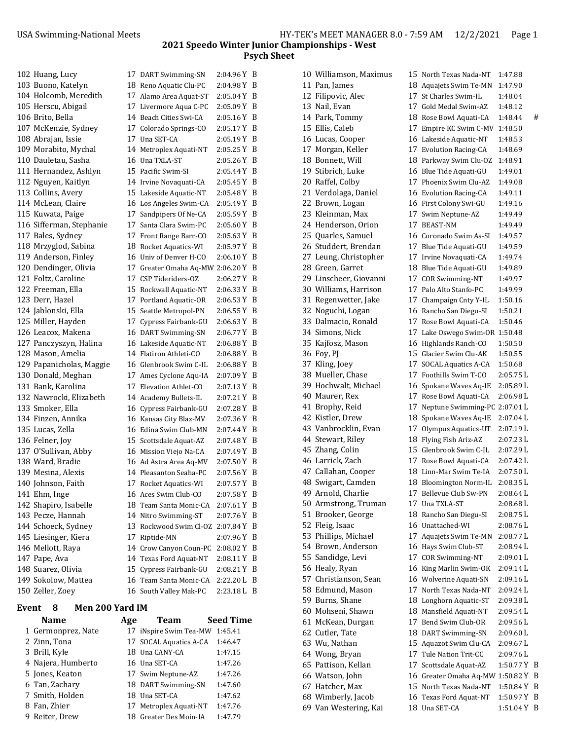## 2021 Speedo Winter Junior Championships - West

### Psych Sheet

| # | Name | Age | Team | Seed Time | |
|---|---|---|---|---|---|
| 102 | Huang, Lucy | 17 | DART Swimming-SN | 2:04.96 Y | B |
| 103 | Buono, Katelyn | 18 | Reno Aquatic Clu-PC | 2:04.98 Y | B |
| 104 | Holcomb, Meredith | 17 | Alamo Area Aquat-ST | 2:05.04 Y | B |
| 105 | Herscu, Abigail | 17 | Livermore Aqua C-PC | 2:05.09 Y | B |
| 106 | Brito, Bella | 14 | Beach Cities Swi-CA | 2:05.16 Y | B |
| 107 | McKenzie, Sydney | 17 | Colorado Springs-CO | 2:05.17 Y | B |
| 108 | Abrajan, Issie | 17 | Una SET-CA | 2:05.19 Y | B |
| 109 | Morabito, Mychal | 14 | Metroplex Aquati-NT | 2:05.25 Y | B |
| 110 | Dauletau, Sasha | 16 | Una TXLA-ST | 2:05.26 Y | B |
| 111 | Hernandez, Ashlyn | 15 | Pacific Swim-SI | 2:05.44 Y | B |
| 112 | Nguyen, Kaitlyn | 14 | Irvine Novaquati-CA | 2:05.45 Y | B |
| 113 | Collins, Avery | 15 | Lakeside Aquatic-NT | 2:05.48 Y | B |
| 114 | McLean, Claire | 16 | Los Angeles Swim-CA | 2:05.49 Y | B |
| 115 | Kuwata, Paige | 17 | Sandpipers Of Ne-CA | 2:05.59 Y | B |
| 116 | Sifferman, Stephanie | 17 | Santa Clara Swim-PC | 2:05.60 Y | B |
| 117 | Bales, Sydney | 17 | Front Range Barr-CO | 2:05.63 Y | B |
| 118 | Mrzyglod, Sabina | 18 | Rocket Aquatics-WI | 2:05.97 Y | B |
| 119 | Anderson, Finley | 16 | Univ of Denver H-CO | 2:06.10 Y | B |
| 120 | Dendinger, Olivia | 17 | Greater Omaha Aq-MW | 2:06.20 Y | B |
| 121 | Foltz, Caroline | 17 | CSP Tideriders-OZ | 2:06.27 Y | B |
| 122 | Freeman, Ella | 15 | Rockwall Aquatic-NT | 2:06.33 Y | B |
| 123 | Derr, Hazel | 17 | Portland Aquatic-OR | 2:06.53 Y | B |
| 124 | Jablonski, Ella | 15 | Seattle Metropol-PN | 2:06.55 Y | B |
| 125 | Miller, Hayden | 17 | Cypress Fairbank-GU | 2:06.63 Y | B |
| 126 | Leacox, Makena | 16 | DART Swimming-SN | 2:06.77 Y | B |
| 127 | Panczyszyn, Halina | 16 | Lakeside Aquatic-NT | 2:06.88 Y | B |
| 128 | Mason, Amelia | 14 | Flatiron Athleti-CO | 2:06.88 Y | B |
| 129 | Papanicholas, Maggie | 16 | Glenbrook Swim C-IL | 2:06.88 Y | B |
| 130 | Donald, Meghan | 17 | Ames Cyclone Aqu-IA | 2:07.09 Y | B |
| 131 | Bank, Karolina | 17 | Elevation Athlet-CO | 2:07.13 Y | B |
| 132 | Nawrocki, Elizabeth | 14 | Academy Bullets-IL | 2:07.21 Y | B |
| 133 | Smoker, Ella | 16 | Cypress Fairbank-GU | 2:07.28 Y | B |
| 134 | Finzen, Annika | 16 | Kansas City Blaz-MV | 2:07.36 Y | B |
| 135 | Lucas, Zella | 16 | Edina Swim Club-MN | 2:07.44 Y | B |
| 136 | Felner, Joy | 15 | Scottsdale Aquat-AZ | 2:07.48 Y | B |
| 137 | O'Sullivan, Abby | 16 | Mission Viejo Na-CA | 2:07.49 Y | B |
| 138 | Ward, Bradie | 16 | Ad Astra Area Aq-MV | 2:07.50 Y | B |
| 139 | Mesina, Alexis | 14 | Pleasanton Seaha-PC | 2:07.56 Y | B |
| 140 | Johnson, Faith | 17 | Rocket Aquatics-WI | 2:07.57 Y | B |
| 141 | Ehm, Inge | 16 | Aces Swim Club-CO | 2:07.58 Y | B |
| 142 | Shapiro, Isabelle | 18 | Team Santa Monic-CA | 2:07.61 Y | B |
| 143 | Pecze, Hannah | 14 | Nitro Swimming-ST | 2:07.76 Y | B |
| 144 | Schoeck, Sydney | 13 | Rockwood Swim Cl-OZ | 2:07.84 Y | B |
| 145 | Liesinger, Kiera | 17 | Riptide-MN | 2:07.96 Y | B |
| 146 | Mellott, Raya | 14 | Crow Canyon Coun-PC | 2:08.02 Y | B |
| 147 | Pape, Ava | 14 | Texas Ford Aquat-NT | 2:08.11 Y | B |
| 148 | Suarez, Olivia | 15 | Cypress Fairbank-GU | 2:08.21 Y | B |
| 149 | Sokolow, Mattea | 16 | Team Santa Monic-CA | 2:22.20 L | B |
| 150 | Zeller, Zoey | 16 | South Valley Mak-PC | 2:23.18 L | B |

### Event 8 Men 200 Yard IM

| # | Name | Age | Team | Seed Time | |
|---|---|---|---|---|---|
| 1 | Germonprez, Nate | 17 | iNspire Swim Tea-MW | 1:45.41 | |
| 2 | Zinn, Tona | 17 | SOCAL Aquatics A-CA | 1:46.47 | |
| 3 | Brill, Kyle | 18 | Una CANY-CA | 1:47.15 | |
| 4 | Najera, Humberto | 16 | Una SET-CA | 1:47.26 | |
| 5 | Jones, Keaton | 17 | Swim Neptune-AZ | 1:47.26 | |
| 6 | Tan, Zachary | 18 | DART Swimming-SN | 1:47.60 | |
| 7 | Smith, Holden | 18 | Una SET-CA | 1:47.62 | |
| 8 | Fan, Zhier | 17 | Metroplex Aquati-NT | 1:47.76 | |
| 9 | Reiter, Drew | 18 | Greater Des Moin-IA | 1:47.79 | |
| 10 | Williamson, Maximus | 15 | North Texas Nada-NT | 1:47.88 | |
| 11 | Pan, James | 18 | Aquajets Swim Te-MN | 1:47.90 | |
| 12 | Filipovic, Alec | 17 | St Charles Swim-IL | 1:48.04 | |
| 13 | Nail, Evan | 17 | Gold Medal Swim-AZ | 1:48.12 | |
| 14 | Park, Tommy | 18 | Rose Bowl Aquati-CA | 1:48.44 | # |
| 15 | Ellis, Caleb | 17 | Empire KC Swim C-MV | 1:48.50 | |
| 16 | Lucas, Cooper | 16 | Lakeside Aquatic-NT | 1:48.53 | |
| 17 | Morgan, Keller | 17 | Evolution Racing-CA | 1:48.69 | |
| 18 | Bonnett, Will | 18 | Parkway Swim Clu-OZ | 1:48.91 | |
| 19 | Stibrich, Luke | 16 | Blue Tide Aquati-GU | 1:49.01 | |
| 20 | Raffel, Colby | 17 | Phoenix Swim Clu-AZ | 1:49.08 | |
| 21 | Verdolaga, Daniel | 16 | Evolution Racing-CA | 1:49.11 | |
| 22 | Brown, Logan | 16 | First Colony Swi-GU | 1:49.16 | |
| 23 | Kleinman, Max | 17 | Swim Neptune-AZ | 1:49.49 | |
| 24 | Henderson, Orion | 17 | BEAST-NM | 1:49.49 | |
| 25 | Quarles, Samuel | 16 | Coronado Swim As-SI | 1:49.57 | |
| 26 | Studdert, Brendan | 17 | Blue Tide Aquati-GU | 1:49.59 | |
| 27 | Leung, Christopher | 17 | Irvine Novaquati-CA | 1:49.74 | |
| 28 | Green, Garret | 18 | Blue Tide Aquati-GU | 1:49.89 | |
| 29 | Linscheer, Giovanni | 17 | COR Swimming-NT | 1:49.97 | |
| 30 | Williams, Harrison | 17 | Palo Alto Stanfo-PC | 1:49.99 | |
| 31 | Regenwetter, Jake | 17 | Champaign Cnty Y-IL | 1:50.16 | |
| 32 | Noguchi, Logan | 16 | Rancho San Diegu-SI | 1:50.21 | |
| 33 | Dalmacio, Ronald | 17 | Rose Bowl Aquati-CA | 1:50.46 | |
| 34 | Simons, Nick | 17 | Lake Oswego Swim-OR | 1:50.48 | |
| 35 | Kajfosz, Mason | 16 | Highlands Ranch-CO | 1:50.50 | |
| 36 | Foy, PJ | 15 | Glacier Swim Clu-AK | 1:50.55 | |
| 37 | Kling, Joey | 17 | SOCAL Aquatics A-CA | 1:50.68 | |
| 38 | Mueller, Chase | 17 | Foothills Swim T-CO | 2:05.75 L | |
| 39 | Hochwalt, Michael | 16 | Spokane Waves Aq-IE | 2:05.89 L | |
| 40 | Maurer, Rex | 17 | Rose Bowl Aquati-CA | 2:06.98 L | |
| 41 | Brophy, Reid | 17 | Neptune Swimming-PC | 2:07.01 L | |
| 42 | Kistler, Drew | 18 | Spokane Waves Aq-IE | 2:07.04 L | |
| 43 | Vanbrocklin, Evan | 17 | Olympus Aquatics-UT | 2:07.19 L | |
| 44 | Stewart, Riley | 18 | Flying Fish Ariz-AZ | 2:07.23 L | |
| 45 | Zhang, Colin | 15 | Glenbrook Swim C-IL | 2:07.29 L | |
| 46 | Larrick, Zach | 17 | Rose Bowl Aquati-CA | 2:07.42 L | |
| 47 | Callahan, Cooper | 18 | Linn-Mar Swim Te-IA | 2:07.50 L | |
| 48 | Swigart, Camden | 18 | Bloomington Norm-IL | 2:08.35 L | |
| 49 | Arnold, Charlie | 17 | Bellevue Club Sw-PN | 2:08.64 L | |
| 50 | Armstrong, Truman | 17 | Una TXLA-ST | 2:08.68 L | |
| 51 | Brooker, George | 18 | Rancho San Diegu-SI | 2:08.75 L | |
| 52 | Fleig, Isaac | 16 | Unattached-WI | 2:08.76 L | |
| 53 | Phillips, Michael | 17 | Aquajets Swim Te-MN | 2:08.77 L | |
| 54 | Brown, Anderson | 16 | Hays Swim Club-ST | 2:08.94 L | |
| 55 | Sandidge, Levi | 17 | COR Swimming-NT | 2:09.01 L | |
| 56 | Healy, Ryan | 16 | King Marlin Swim-OK | 2:09.14 L | |
| 57 | Christianson, Sean | 16 | Wolverine Aquati-SN | 2:09.16 L | |
| 58 | Edmund, Mason | 17 | North Texas Nada-NT | 2:09.24 L | |
| 59 | Burns, Shane | 18 | Longhorn Aquatic-ST | 2:09.38 L | |
| 60 | Mohseni, Shawn | 18 | Mansfield Aquati-NT | 2:09.54 L | |
| 61 | McKean, Durgan | 17 | Bend Swim Club-OR | 2:09.56 L | |
| 62 | Cutler, Tate | 18 | DART Swimming-SN | 2:09.60 L | |
| 63 | Wu, Nathan | 15 | Aquazot Swim Clu-CA | 2:09.67 L | |
| 64 | Wong, Bryan | 17 | Tule Nation Trit-CC | 2:09.76 L | |
| 65 | Pattison, Kellan | 17 | Scottsdale Aquat-AZ | 1:50.77 Y | B |
| 66 | Watson, John | 16 | Greater Omaha Aq-MW | 1:50.82 Y | B |
| 67 | Hatcher, Max | 15 | North Texas Nada-NT | 1:50.84 Y | B |
| 68 | Wimberly, Jacob | 16 | Texas Ford Aquat-NT | 1:50.97 Y | B |
| 69 | Van Westering, Kai | 18 | Una SET-CA | 1:51.04 Y | B |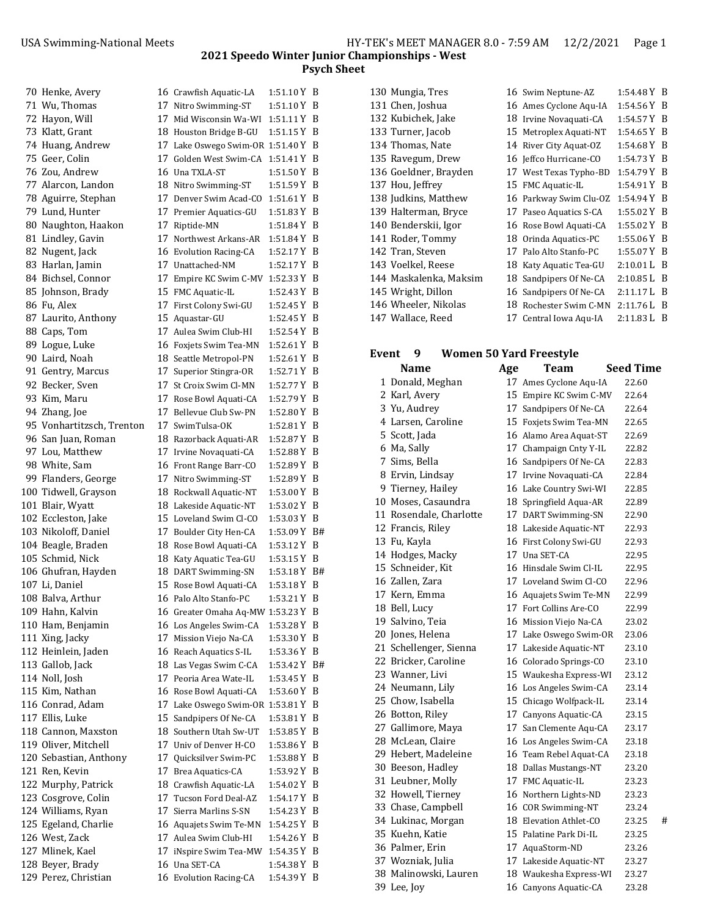## 2021 Speedo Winter Junior Championships - West

### Psych Sheet

| # | Name | Age | Team | Seed Time | |
|---|---|---|---|---|---|
| 70 | Henke, Avery | 16 | Crawfish Aquatic-LA | 1:51.10 Y | B |
| 71 | Wu, Thomas | 17 | Nitro Swimming-ST | 1:51.10 Y | B |
| 72 | Hayon, Will | 17 | Mid Wisconsin Wa-WI | 1:51.11 Y | B |
| 73 | Klatt, Grant | 18 | Houston Bridge B-GU | 1:51.15 Y | B |
| 74 | Huang, Andrew | 17 | Lake Oswego Swim-OR | 1:51.40 Y | B |
| 75 | Geer, Colin | 17 | Golden West Swim-CA | 1:51.41 Y | B |
| 76 | Zou, Andrew | 16 | Una TXLA-ST | 1:51.50 Y | B |
| 77 | Alarcon, Landon | 18 | Nitro Swimming-ST | 1:51.59 Y | B |
| 78 | Aguirre, Stephan | 17 | Denver Swim Acad-CO | 1:51.61 Y | B |
| 79 | Lund, Hunter | 17 | Premier Aquatics-GU | 1:51.83 Y | B |
| 80 | Naughton, Haakon | 17 | Riptide-MN | 1:51.84 Y | B |
| 81 | Lindley, Gavin | 17 | Northwest Arkans-AR | 1:51.84 Y | B |
| 82 | Nugent, Jack | 16 | Evolution Racing-CA | 1:52.17 Y | B |
| 83 | Harlan, Jamin | 17 | Unattached-NM | 1:52.17 Y | B |
| 84 | Bichsel, Connor | 17 | Empire KC Swim C-MV | 1:52.33 Y | B |
| 85 | Johnson, Brady | 15 | FMC Aquatic-IL | 1:52.43 Y | B |
| 86 | Fu, Alex | 17 | First Colony Swi-GU | 1:52.45 Y | B |
| 87 | Laurito, Anthony | 15 | Aquastar-GU | 1:52.45 Y | B |
| 88 | Caps, Tom | 17 | Aulea Swim Club-HI | 1:52.54 Y | B |
| 89 | Logue, Luke | 16 | Foxjets Swim Tea-MN | 1:52.61 Y | B |
| 90 | Laird, Noah | 18 | Seattle Metropol-PN | 1:52.61 Y | B |
| 91 | Gentry, Marcus | 17 | Superior Stingra-OR | 1:52.71 Y | B |
| 92 | Becker, Sven | 17 | St Croix Swim Cl-MN | 1:52.77 Y | B |
| 93 | Kim, Maru | 17 | Rose Bowl Aquati-CA | 1:52.79 Y | B |
| 94 | Zhang, Joe | 17 | Bellevue Club Sw-PN | 1:52.80 Y | B |
| 95 | Vonhartitzsch, Trenton | 17 | SwimTulsa-OK | 1:52.81 Y | B |
| 96 | San Juan, Roman | 18 | Razorback Aquati-AR | 1:52.87 Y | B |
| 97 | Lou, Matthew | 17 | Irvine Novaquati-CA | 1:52.88 Y | B |
| 98 | White, Sam | 16 | Front Range Barr-CO | 1:52.89 Y | B |
| 99 | Flanders, George | 17 | Nitro Swimming-ST | 1:52.89 Y | B |
| 100 | Tidwell, Grayson | 18 | Rockwall Aquatic-NT | 1:53.00 Y | B |
| 101 | Blair, Wyatt | 18 | Lakeside Aquatic-NT | 1:53.02 Y | B |
| 102 | Eccleston, Jake | 15 | Loveland Swim Cl-CO | 1:53.03 Y | B |
| 103 | Nikoloff, Daniel | 17 | Boulder City Hen-CA | 1:53.09 Y | B# |
| 104 | Beagle, Braden | 18 | Rose Bowl Aquati-CA | 1:53.12 Y | B |
| 105 | Schmid, Nick | 18 | Katy Aquatic Tea-GU | 1:53.15 Y | B |
| 106 | Ghufran, Hayden | 18 | DART Swimming-SN | 1:53.18 Y | B# |
| 107 | Li, Daniel | 15 | Rose Bowl Aquati-CA | 1:53.18 Y | B |
| 108 | Balva, Arthur | 16 | Palo Alto Stanfo-PC | 1:53.21 Y | B |
| 109 | Hahn, Kalvin | 16 | Greater Omaha Aq-MW | 1:53.23 Y | B |
| 110 | Ham, Benjamin | 16 | Los Angeles Swim-CA | 1:53.28 Y | B |
| 111 | Xing, Jacky | 17 | Mission Viejo Na-CA | 1:53.30 Y | B |
| 112 | Heinlein, Jaden | 16 | Reach Aquatics S-IL | 1:53.36 Y | B |
| 113 | Gallob, Jack | 18 | Las Vegas Swim C-CA | 1:53.42 Y | B# |
| 114 | Noll, Josh | 17 | Peoria Area Wate-IL | 1:53.45 Y | B |
| 115 | Kim, Nathan | 16 | Rose Bowl Aquati-CA | 1:53.60 Y | B |
| 116 | Conrad, Adam | 17 | Lake Oswego Swim-OR | 1:53.81 Y | B |
| 117 | Ellis, Luke | 15 | Sandpipers Of Ne-CA | 1:53.81 Y | B |
| 118 | Cannon, Maxston | 18 | Southern Utah Sw-UT | 1:53.85 Y | B |
| 119 | Oliver, Mitchell | 17 | Univ of Denver H-CO | 1:53.86 Y | B |
| 120 | Sebastian, Anthony | 17 | Quicksilver Swim-PC | 1:53.88 Y | B |
| 121 | Ren, Kevin | 17 | Brea Aquatics-CA | 1:53.92 Y | B |
| 122 | Murphy, Patrick | 18 | Crawfish Aquatic-LA | 1:54.02 Y | B |
| 123 | Cosgrove, Colin | 17 | Tucson Ford Deal-AZ | 1:54.17 Y | B |
| 124 | Williams, Ryan | 17 | Sierra Marlins S-SN | 1:54.23 Y | B |
| 125 | Egeland, Charlie | 16 | Aquajets Swim Te-MN | 1:54.25 Y | B |
| 126 | West, Zack | 17 | Aulea Swim Club-HI | 1:54.26 Y | B |
| 127 | Mlinek, Kael | 17 | iNspire Swim Tea-MW | 1:54.35 Y | B |
| 128 | Beyer, Brady | 16 | Una SET-CA | 1:54.38 Y | B |
| 129 | Perez, Christian | 16 | Evolution Racing-CA | 1:54.39 Y | B |
| 130 | Mungia, Tres | 16 | Swim Neptune-AZ | 1:54.48 Y | B |
| 131 | Chen, Joshua | 16 | Ames Cyclone Aqu-IA | 1:54.56 Y | B |
| 132 | Kubichek, Jake | 18 | Irvine Novaquati-CA | 1:54.57 Y | B |
| 133 | Turner, Jacob | 15 | Metroplex Aquati-NT | 1:54.65 Y | B |
| 134 | Thomas, Nate | 14 | River City Aquat-OZ | 1:54.68 Y | B |
| 135 | Ravegum, Drew | 16 | Jeffco Hurricane-CO | 1:54.73 Y | B |
| 136 | Goeldner, Brayden | 17 | West Texas Typho-BD | 1:54.79 Y | B |
| 137 | Hou, Jeffrey | 15 | FMC Aquatic-IL | 1:54.91 Y | B |
| 138 | Judkins, Matthew | 16 | Parkway Swim Clu-OZ | 1:54.94 Y | B |
| 139 | Halterman, Bryce | 17 | Paseo Aquatics S-CA | 1:55.02 Y | B |
| 140 | Benderskii, Igor | 16 | Rose Bowl Aquati-CA | 1:55.02 Y | B |
| 141 | Roder, Tommy | 18 | Orinda Aquatics-PC | 1:55.06 Y | B |
| 142 | Tran, Steven | 17 | Palo Alto Stanfo-PC | 1:55.07 Y | B |
| 143 | Voelkel, Reese | 18 | Katy Aquatic Tea-GU | 2:10.01 L | B |
| 144 | Maskalenka, Maksim | 18 | Sandpipers Of Ne-CA | 2:10.85 L | B |
| 145 | Wright, Dillon | 16 | Sandpipers Of Ne-CA | 2:11.17 L | B |
| 146 | Wheeler, Nikolas | 18 | Rochester Swim C-MN | 2:11.76 L | B |
| 147 | Wallace, Reed | 17 | Central Iowa Aqu-IA | 2:11.83 L | B |

### Event 9 Women 50 Yard Freestyle

| # | Name | Age | Team | Seed Time | |
|---|---|---|---|---|---|
| 1 | Donald, Meghan | 17 | Ames Cyclone Aqu-IA | 22.60 | |
| 2 | Karl, Avery | 15 | Empire KC Swim C-MV | 22.64 | |
| 3 | Yu, Audrey | 17 | Sandpipers Of Ne-CA | 22.64 | |
| 4 | Larsen, Caroline | 15 | Foxjets Swim Tea-MN | 22.65 | |
| 5 | Scott, Jada | 16 | Alamo Area Aquat-ST | 22.69 | |
| 6 | Ma, Sally | 17 | Champaign Cnty Y-IL | 22.82 | |
| 7 | Sims, Bella | 16 | Sandpipers Of Ne-CA | 22.83 | |
| 8 | Ervin, Lindsay | 17 | Irvine Novaquati-CA | 22.84 | |
| 9 | Tierney, Hailey | 16 | Lake Country Swi-WI | 22.85 | |
| 10 | Moses, Casaundra | 18 | Springfield Aqua-AR | 22.89 | |
| 11 | Rosendale, Charlotte | 17 | DART Swimming-SN | 22.90 | |
| 12 | Francis, Riley | 18 | Lakeside Aquatic-NT | 22.93 | |
| 13 | Fu, Kayla | 16 | First Colony Swi-GU | 22.93 | |
| 14 | Hodges, Macky | 17 | Una SET-CA | 22.95 | |
| 15 | Schneider, Kit | 16 | Hinsdale Swim Cl-IL | 22.95 | |
| 16 | Zallen, Zara | 17 | Loveland Swim Cl-CO | 22.96 | |
| 17 | Kern, Emma | 16 | Aquajets Swim Te-MN | 22.99 | |
| 18 | Bell, Lucy | 17 | Fort Collins Are-CO | 22.99 | |
| 19 | Salvino, Teia | 16 | Mission Viejo Na-CA | 23.02 | |
| 20 | Jones, Helena | 17 | Lake Oswego Swim-OR | 23.06 | |
| 21 | Schellenger, Sienna | 17 | Lakeside Aquatic-NT | 23.10 | |
| 22 | Bricker, Caroline | 16 | Colorado Springs-CO | 23.10 | |
| 23 | Wanner, Livi | 15 | Waukesha Express-WI | 23.12 | |
| 24 | Neumann, Lily | 16 | Los Angeles Swim-CA | 23.14 | |
| 25 | Chow, Isabella | 15 | Chicago Wolfpack-IL | 23.14 | |
| 26 | Botton, Riley | 17 | Canyons Aquatic-CA | 23.15 | |
| 27 | Gallimore, Maya | 17 | San Clemente Aqu-CA | 23.17 | |
| 28 | McLean, Claire | 16 | Los Angeles Swim-CA | 23.18 | |
| 29 | Hebert, Madeleine | 16 | Team Rebel Aquat-CA | 23.18 | |
| 30 | Beeson, Hadley | 18 | Dallas Mustangs-NT | 23.20 | |
| 31 | Leubner, Molly | 17 | FMC Aquatic-IL | 23.23 | |
| 32 | Howell, Tierney | 16 | Northern Lights-ND | 23.23 | |
| 33 | Chase, Campbell | 16 | COR Swimming-NT | 23.24 | |
| 34 | Lukinac, Morgan | 18 | Elevation Athlet-CO | 23.25 | # |
| 35 | Kuehn, Katie | 15 | Palatine Park Di-IL | 23.25 | |
| 36 | Palmer, Erin | 17 | AquaStorm-ND | 23.26 | |
| 37 | Wozniak, Julia | 17 | Lakeside Aquatic-NT | 23.27 | |
| 38 | Malinowski, Lauren | 18 | Waukesha Express-WI | 23.27 | |
| 39 | Lee, Joy | 16 | Canyons Aquatic-CA | 23.28 | |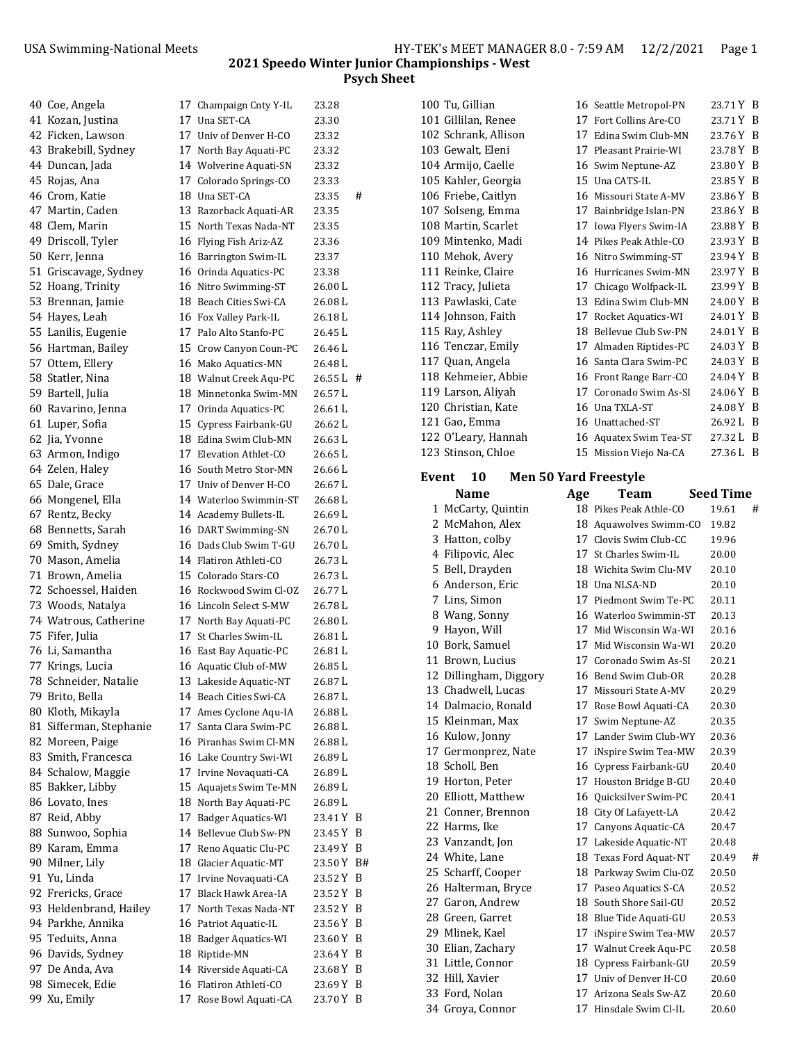## 2021 Speedo Winter Junior Championships - West

### Psych Sheet

| # | Name | Age | Team | Seed Time | |
|---|---|---|---|---|---|
| 40 | Coe, Angela | 17 | Champaign Cnty Y-IL | 23.28 | |
| 41 | Kozan, Justina | 17 | Una SET-CA | 23.30 | |
| 42 | Ficken, Lawson | 17 | Univ of Denver H-CO | 23.32 | |
| 43 | Brakebill, Sydney | 17 | North Bay Aquati-PC | 23.32 | |
| 44 | Duncan, Jada | 14 | Wolverine Aquati-SN | 23.32 | |
| 45 | Rojas, Ana | 17 | Colorado Springs-CO | 23.33 | |
| 46 | Crom, Katie | 18 | Una SET-CA | 23.35 | # |
| 47 | Martin, Caden | 13 | Razorback Aquati-AR | 23.35 | |
| 48 | Clem, Marin | 15 | North Texas Nada-NT | 23.35 | |
| 49 | Driscoll, Tyler | 16 | Flying Fish Ariz-AZ | 23.36 | |
| 50 | Kerr, Jenna | 16 | Barrington Swim-IL | 23.37 | |
| 51 | Griscavage, Sydney | 16 | Orinda Aquatics-PC | 23.38 | |
| 52 | Hoang, Trinity | 16 | Nitro Swimming-ST | 26.00 L | |
| 53 | Brennan, Jamie | 18 | Beach Cities Swi-CA | 26.08 L | |
| 54 | Hayes, Leah | 16 | Fox Valley Park-IL | 26.18 L | |
| 55 | Lanilis, Eugenie | 17 | Palo Alto Stanfo-PC | 26.45 L | |
| 56 | Hartman, Bailey | 15 | Crow Canyon Coun-PC | 26.46 L | |
| 57 | Ottem, Ellery | 16 | Mako Aquatics-MN | 26.48 L | |
| 58 | Statler, Nina | 18 | Walnut Creek Aqu-PC | 26.55 L | # |
| 59 | Bartell, Julia | 18 | Minnetonka Swim-MN | 26.57 L | |
| 60 | Ravarino, Jenna | 17 | Orinda Aquatics-PC | 26.61 L | |
| 61 | Luper, Sofia | 15 | Cypress Fairbank-GU | 26.62 L | |
| 62 | Jia, Yvonne | 18 | Edina Swim Club-MN | 26.63 L | |
| 63 | Armon, Indigo | 17 | Elevation Athlet-CO | 26.65 L | |
| 64 | Zelen, Haley | 16 | South Metro Stor-MN | 26.66 L | |
| 65 | Dale, Grace | 17 | Univ of Denver H-CO | 26.67 L | |
| 66 | Mongenel, Ella | 14 | Waterloo Swimmin-ST | 26.68 L | |
| 67 | Rentz, Becky | 14 | Academy Bullets-IL | 26.69 L | |
| 68 | Bennetts, Sarah | 16 | DART Swimming-SN | 26.70 L | |
| 69 | Smith, Sydney | 16 | Dads Club Swim T-GU | 26.70 L | |
| 70 | Mason, Amelia | 14 | Flatiron Athleti-CO | 26.73 L | |
| 71 | Brown, Amelia | 15 | Colorado Stars-CO | 26.73 L | |
| 72 | Schoessel, Haiden | 16 | Rockwood Swim Cl-OZ | 26.77 L | |
| 73 | Woods, Natalya | 16 | Lincoln Select S-MW | 26.78 L | |
| 74 | Watrous, Catherine | 17 | North Bay Aquati-PC | 26.80 L | |
| 75 | Fifer, Julia | 17 | St Charles Swim-IL | 26.81 L | |
| 76 | Li, Samantha | 16 | East Bay Aquatic-PC | 26.81 L | |
| 77 | Krings, Lucia | 16 | Aquatic Club of-MW | 26.85 L | |
| 78 | Schneider, Natalie | 13 | Lakeside Aquatic-NT | 26.87 L | |
| 79 | Brito, Bella | 14 | Beach Cities Swi-CA | 26.87 L | |
| 80 | Kloth, Mikayla | 17 | Ames Cyclone Aqu-IA | 26.88 L | |
| 81 | Sifferman, Stephanie | 17 | Santa Clara Swim-PC | 26.88 L | |
| 82 | Moreen, Paige | 16 | Piranhas Swim Cl-MN | 26.88 L | |
| 83 | Smith, Francesca | 16 | Lake Country Swi-WI | 26.89 L | |
| 84 | Schalow, Maggie | 17 | Irvine Novaquati-CA | 26.89 L | |
| 85 | Bakker, Libby | 15 | Aquajets Swim Te-MN | 26.89 L | |
| 86 | Lovato, Ines | 18 | North Bay Aquati-PC | 26.89 L | |
| 87 | Reid, Abby | 17 | Badger Aquatics-WI | 23.41 Y | B |
| 88 | Sunwoo, Sophia | 14 | Bellevue Club Sw-PN | 23.45 Y | B |
| 89 | Karam, Emma | 17 | Reno Aquatic Clu-PC | 23.49 Y | B |
| 90 | Milner, Lily | 18 | Glacier Aquatic-MT | 23.50 Y | B# |
| 91 | Yu, Linda | 17 | Irvine Novaquati-CA | 23.52 Y | B |
| 92 | Frericks, Grace | 17 | Black Hawk Area-IA | 23.52 Y | B |
| 93 | Heldenbrand, Hailey | 17 | North Texas Nada-NT | 23.52 Y | B |
| 94 | Parkhe, Annika | 16 | Patriot Aquatic-IL | 23.56 Y | B |
| 95 | Teduits, Anna | 18 | Badger Aquatics-WI | 23.60 Y | B |
| 96 | Davids, Sydney | 18 | Riptide-MN | 23.64 Y | B |
| 97 | De Anda, Ava | 14 | Riverside Aquati-CA | 23.68 Y | B |
| 98 | Simecek, Edie | 16 | Flatiron Athleti-CO | 23.69 Y | B |
| 99 | Xu, Emily | 17 | Rose Bowl Aquati-CA | 23.70 Y | B |
| 100 | Tu, Gillian | 16 | Seattle Metropol-PN | 23.71 Y | B |
| 101 | Gillilan, Renee | 17 | Fort Collins Are-CO | 23.71 Y | B |
| 102 | Schrank, Allison | 17 | Edina Swim Club-MN | 23.76 Y | B |
| 103 | Gewalt, Eleni | 17 | Pleasant Prairie-WI | 23.78 Y | B |
| 104 | Armijo, Caelle | 16 | Swim Neptune-AZ | 23.80 Y | B |
| 105 | Kahler, Georgia | 15 | Una CATS-IL | 23.85 Y | B |
| 106 | Friebe, Caitlyn | 16 | Missouri State A-MV | 23.86 Y | B |
| 107 | Solseng, Emma | 17 | Bainbridge Islan-PN | 23.86 Y | B |
| 108 | Martin, Scarlet | 17 | Iowa Flyers Swim-IA | 23.88 Y | B |
| 109 | Mintenko, Madi | 14 | Pikes Peak Athle-CO | 23.93 Y | B |
| 110 | Mehok, Avery | 16 | Nitro Swimming-ST | 23.94 Y | B |
| 111 | Reinke, Claire | 16 | Hurricanes Swim-MN | 23.97 Y | B |
| 112 | Tracy, Julieta | 17 | Chicago Wolfpack-IL | 23.99 Y | B |
| 113 | Pawlaski, Cate | 13 | Edina Swim Club-MN | 24.00 Y | B |
| 114 | Johnson, Faith | 17 | Rocket Aquatics-WI | 24.01 Y | B |
| 115 | Ray, Ashley | 18 | Bellevue Club Sw-PN | 24.01 Y | B |
| 116 | Tenczar, Emily | 17 | Almaden Riptides-PC | 24.03 Y | B |
| 117 | Quan, Angela | 16 | Santa Clara Swim-PC | 24.03 Y | B |
| 118 | Kehmeier, Abbie | 16 | Front Range Barr-CO | 24.04 Y | B |
| 119 | Larson, Aliyah | 17 | Coronado Swim As-SI | 24.06 Y | B |
| 120 | Christian, Kate | 16 | Una TXLA-ST | 24.08 Y | B |
| 121 | Gao, Emma | 16 | Unattached-ST | 26.92 L | B |
| 122 | O'Leary, Hannah | 16 | Aquatex Swim Tea-ST | 27.32 L | B |
| 123 | Stinson, Chloe | 15 | Mission Viejo Na-CA | 27.36 L | B |

### Event 10 Men 50 Yard Freestyle

| # | Name | Age | Team | Seed Time | |
|---|---|---|---|---|---|
| 1 | McCarty, Quintin | 18 | Pikes Peak Athle-CO | 19.61 | # |
| 2 | McMahon, Alex | 18 | Aquawolves Swimm-CO | 19.82 | |
| 3 | Hatton, colby | 17 | Clovis Swim Club-CC | 19.96 | |
| 4 | Filipovic, Alec | 17 | St Charles Swim-IL | 20.00 | |
| 5 | Bell, Drayden | 18 | Wichita Swim Clu-MV | 20.10 | |
| 6 | Anderson, Eric | 18 | Una NLSA-ND | 20.10 | |
| 7 | Lins, Simon | 17 | Piedmont Swim Te-PC | 20.11 | |
| 8 | Wang, Sonny | 16 | Waterloo Swimmin-ST | 20.13 | |
| 9 | Hayon, Will | 17 | Mid Wisconsin Wa-WI | 20.16 | |
| 10 | Bork, Samuel | 17 | Mid Wisconsin Wa-WI | 20.20 | |
| 11 | Brown, Lucius | 17 | Coronado Swim As-SI | 20.21 | |
| 12 | Dillingham, Diggory | 16 | Bend Swim Club-OR | 20.28 | |
| 13 | Chadwell, Lucas | 17 | Missouri State A-MV | 20.29 | |
| 14 | Dalmacio, Ronald | 17 | Rose Bowl Aquati-CA | 20.30 | |
| 15 | Kleinman, Max | 17 | Swim Neptune-AZ | 20.35 | |
| 16 | Kulow, Jonny | 17 | Lander Swim Club-WY | 20.36 | |
| 17 | Germonprez, Nate | 17 | iNspire Swim Tea-MW | 20.39 | |
| 18 | Scholl, Ben | 16 | Cypress Fairbank-GU | 20.40 | |
| 19 | Horton, Peter | 17 | Houston Bridge B-GU | 20.40 | |
| 20 | Elliott, Matthew | 16 | Quicksilver Swim-PC | 20.41 | |
| 21 | Conner, Brennon | 18 | City Of Lafayett-LA | 20.42 | |
| 22 | Harms, Ike | 17 | Canyons Aquatic-CA | 20.47 | |
| 23 | Vanzandt, Jon | 17 | Lakeside Aquatic-NT | 20.48 | |
| 24 | White, Lane | 18 | Texas Ford Aquat-NT | 20.49 | # |
| 25 | Scharff, Cooper | 18 | Parkway Swim Clu-OZ | 20.50 | |
| 26 | Halterman, Bryce | 17 | Paseo Aquatics S-CA | 20.52 | |
| 27 | Garon, Andrew | 18 | South Shore Sail-GU | 20.52 | |
| 28 | Green, Garret | 18 | Blue Tide Aquati-GU | 20.53 | |
| 29 | Mlinek, Kael | 17 | iNspire Swim Tea-MW | 20.57 | |
| 30 | Elian, Zachary | 17 | Walnut Creek Aqu-PC | 20.58 | |
| 31 | Little, Connor | 18 | Cypress Fairbank-GU | 20.59 | |
| 32 | Hill, Xavier | 17 | Univ of Denver H-CO | 20.60 | |
| 33 | Ford, Nolan | 17 | Arizona Seals Sw-AZ | 20.60 | |
| 34 | Groya, Connor | 17 | Hinsdale Swim Cl-IL | 20.60 | |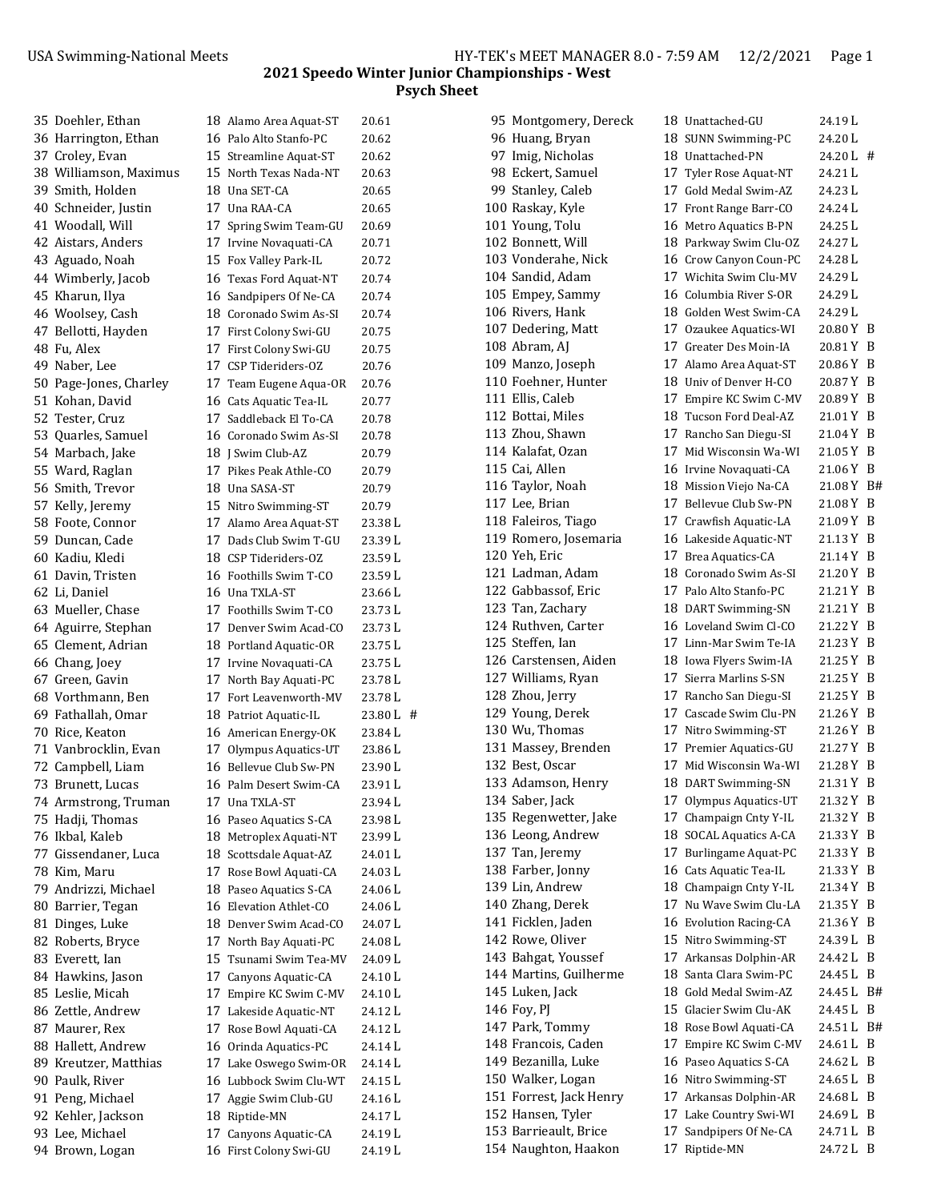## 2021 Speedo Winter Junior Championships - West
### Psych Sheet

| # | Name | Age | Team | Seed | |
|---|---|---|---|---|---|
| 35 | Doehler, Ethan | 18 | Alamo Area Aquat-ST | 20.61 | |
| 36 | Harrington, Ethan | 16 | Palo Alto Stanfo-PC | 20.62 | |
| 37 | Croley, Evan | 15 | Streamline Aquat-ST | 20.62 | |
| 38 | Williamson, Maximus | 15 | North Texas Nada-NT | 20.63 | |
| 39 | Smith, Holden | 18 | Una SET-CA | 20.65 | |
| 40 | Schneider, Justin | 17 | Una RAA-CA | 20.65 | |
| 41 | Woodall, Will | 17 | Spring Swim Team-GU | 20.69 | |
| 42 | Aistars, Anders | 17 | Irvine Novaquati-CA | 20.71 | |
| 43 | Aguado, Noah | 15 | Fox Valley Park-IL | 20.72 | |
| 44 | Wimberly, Jacob | 16 | Texas Ford Aquat-NT | 20.74 | |
| 45 | Kharun, Ilya | 16 | Sandpipers Of Ne-CA | 20.74 | |
| 46 | Woolsey, Cash | 18 | Coronado Swim As-SI | 20.74 | |
| 47 | Bellotti, Hayden | 17 | First Colony Swi-GU | 20.75 | |
| 48 | Fu, Alex | 17 | First Colony Swi-GU | 20.75 | |
| 49 | Naber, Lee | 17 | CSP Tideriders-OZ | 20.76 | |
| 50 | Page-Jones, Charley | 17 | Team Eugene Aqua-OR | 20.76 | |
| 51 | Kohan, David | 16 | Cats Aquatic Tea-IL | 20.77 | |
| 52 | Tester, Cruz | 17 | Saddleback El To-CA | 20.78 | |
| 53 | Quarles, Samuel | 16 | Coronado Swim As-SI | 20.78 | |
| 54 | Marbach, Jake | 18 | J Swim Club-AZ | 20.79 | |
| 55 | Ward, Raglan | 17 | Pikes Peak Athle-CO | 20.79 | |
| 56 | Smith, Trevor | 18 | Una SASA-ST | 20.79 | |
| 57 | Kelly, Jeremy | 15 | Nitro Swimming-ST | 20.79 | |
| 58 | Foote, Connor | 17 | Alamo Area Aquat-ST | 23.38 L | |
| 59 | Duncan, Cade | 17 | Dads Club Swim T-GU | 23.39 L | |
| 60 | Kadiu, Kledi | 18 | CSP Tideriders-OZ | 23.59 L | |
| 61 | Davin, Tristen | 16 | Foothills Swim T-CO | 23.59 L | |
| 62 | Li, Daniel | 16 | Una TXLA-ST | 23.66 L | |
| 63 | Mueller, Chase | 17 | Foothills Swim T-CO | 23.73 L | |
| 64 | Aguirre, Stephan | 17 | Denver Swim Acad-CO | 23.73 L | |
| 65 | Clement, Adrian | 18 | Portland Aquatic-OR | 23.75 L | |
| 66 | Chang, Joey | 17 | Irvine Novaquati-CA | 23.75 L | |
| 67 | Green, Gavin | 17 | North Bay Aquati-PC | 23.78 L | |
| 68 | Vorthmann, Ben | 17 | Fort Leavenworth-MV | 23.78 L | |
| 69 | Fathallah, Omar | 18 | Patriot Aquatic-IL | 23.80 L | # |
| 70 | Rice, Keaton | 16 | American Energy-OK | 23.84 L | |
| 71 | Vanbrocklin, Evan | 17 | Olympus Aquatics-UT | 23.86 L | |
| 72 | Campbell, Liam | 16 | Bellevue Club Sw-PN | 23.90 L | |
| 73 | Brunett, Lucas | 16 | Palm Desert Swim-CA | 23.91 L | |
| 74 | Armstrong, Truman | 17 | Una TXLA-ST | 23.94 L | |
| 75 | Hadji, Thomas | 16 | Paseo Aquatics S-CA | 23.98 L | |
| 76 | Ikbal, Kaleb | 18 | Metroplex Aquati-NT | 23.99 L | |
| 77 | Gissendaner, Luca | 18 | Scottsdale Aquat-AZ | 24.01 L | |
| 78 | Kim, Maru | 17 | Rose Bowl Aquati-CA | 24.03 L | |
| 79 | Andrizzi, Michael | 18 | Paseo Aquatics S-CA | 24.06 L | |
| 80 | Barrier, Tegan | 16 | Elevation Athlet-CO | 24.06 L | |
| 81 | Dinges, Luke | 18 | Denver Swim Acad-CO | 24.07 L | |
| 82 | Roberts, Bryce | 17 | North Bay Aquati-PC | 24.08 L | |
| 83 | Everett, Ian | 15 | Tsunami Swim Tea-MV | 24.09 L | |
| 84 | Hawkins, Jason | 17 | Canyons Aquatic-CA | 24.10 L | |
| 85 | Leslie, Micah | 17 | Empire KC Swim C-MV | 24.10 L | |
| 86 | Zettle, Andrew | 17 | Lakeside Aquatic-NT | 24.12 L | |
| 87 | Maurer, Rex | 17 | Rose Bowl Aquati-CA | 24.12 L | |
| 88 | Hallett, Andrew | 16 | Orinda Aquatics-PC | 24.14 L | |
| 89 | Kreutzer, Matthias | 17 | Lake Oswego Swim-OR | 24.14 L | |
| 90 | Paulk, River | 16 | Lubbock Swim Clu-WT | 24.15 L | |
| 91 | Peng, Michael | 17 | Aggie Swim Club-GU | 24.16 L | |
| 92 | Kehler, Jackson | 18 | Riptide-MN | 24.17 L | |
| 93 | Lee, Michael | 17 | Canyons Aquatic-CA | 24.19 L | |
| 94 | Brown, Logan | 16 | First Colony Swi-GU | 24.19 L | |
| 95 | Montgomery, Dereck | 18 | Unattached-GU | 24.19 L | |
| 96 | Huang, Bryan | 18 | SUNN Swimming-PC | 24.20 L | |
| 97 | Imig, Nicholas | 18 | Unattached-PN | 24.20 L | # |
| 98 | Eckert, Samuel | 17 | Tyler Rose Aquat-NT | 24.21 L | |
| 99 | Stanley, Caleb | 17 | Gold Medal Swim-AZ | 24.23 L | |
| 100 | Raskay, Kyle | 17 | Front Range Barr-CO | 24.24 L | |
| 101 | Young, Tolu | 16 | Metro Aquatics B-PN | 24.25 L | |
| 102 | Bonnett, Will | 18 | Parkway Swim Clu-OZ | 24.27 L | |
| 103 | Vonderahe, Nick | 16 | Crow Canyon Coun-PC | 24.28 L | |
| 104 | Sandid, Adam | 17 | Wichita Swim Clu-MV | 24.29 L | |
| 105 | Empey, Sammy | 16 | Columbia River S-OR | 24.29 L | |
| 106 | Rivers, Hank | 18 | Golden West Swim-CA | 24.29 L | |
| 107 | Dedering, Matt | 17 | Ozaukee Aquatics-WI | 20.80 Y | B |
| 108 | Abram, AJ | 17 | Greater Des Moin-IA | 20.81 Y | B |
| 109 | Manzo, Joseph | 17 | Alamo Area Aquat-ST | 20.86 Y | B |
| 110 | Foehner, Hunter | 18 | Univ of Denver H-CO | 20.87 Y | B |
| 111 | Ellis, Caleb | 17 | Empire KC Swim C-MV | 20.89 Y | B |
| 112 | Bottai, Miles | 18 | Tucson Ford Deal-AZ | 21.01 Y | B |
| 113 | Zhou, Shawn | 17 | Rancho San Diegu-SI | 21.04 Y | B |
| 114 | Kalafat, Ozan | 17 | Mid Wisconsin Wa-WI | 21.05 Y | B |
| 115 | Cai, Allen | 16 | Irvine Novaquati-CA | 21.06 Y | B |
| 116 | Taylor, Noah | 18 | Mission Viejo Na-CA | 21.08 Y | B# |
| 117 | Lee, Brian | 17 | Bellevue Club Sw-PN | 21.08 Y | B |
| 118 | Faleiros, Tiago | 17 | Crawfish Aquatic-LA | 21.09 Y | B |
| 119 | Romero, Josemaria | 16 | Lakeside Aquatic-NT | 21.13 Y | B |
| 120 | Yeh, Eric | 17 | Brea Aquatics-CA | 21.14 Y | B |
| 121 | Ladman, Adam | 18 | Coronado Swim As-SI | 21.20 Y | B |
| 122 | Gabbassof, Eric | 17 | Palo Alto Stanfo-PC | 21.21 Y | B |
| 123 | Tan, Zachary | 18 | DART Swimming-SN | 21.21 Y | B |
| 124 | Ruthven, Carter | 16 | Loveland Swim Cl-CO | 21.22 Y | B |
| 125 | Steffen, Ian | 17 | Linn-Mar Swim Te-IA | 21.23 Y | B |
| 126 | Carstensen, Aiden | 18 | Iowa Flyers Swim-IA | 21.25 Y | B |
| 127 | Williams, Ryan | 17 | Sierra Marlins S-SN | 21.25 Y | B |
| 128 | Zhou, Jerry | 17 | Rancho San Diegu-SI | 21.25 Y | B |
| 129 | Young, Derek | 17 | Cascade Swim Clu-PN | 21.26 Y | B |
| 130 | Wu, Thomas | 17 | Nitro Swimming-ST | 21.26 Y | B |
| 131 | Massey, Brenden | 17 | Premier Aquatics-GU | 21.27 Y | B |
| 132 | Best, Oscar | 17 | Mid Wisconsin Wa-WI | 21.28 Y | B |
| 133 | Adamson, Henry | 18 | DART Swimming-SN | 21.31 Y | B |
| 134 | Saber, Jack | 17 | Olympus Aquatics-UT | 21.32 Y | B |
| 135 | Regenwetter, Jake | 17 | Champaign Cnty Y-IL | 21.32 Y | B |
| 136 | Leong, Andrew | 18 | SOCAL Aquatics A-CA | 21.33 Y | B |
| 137 | Tan, Jeremy | 17 | Burlingame Aquat-PC | 21.33 Y | B |
| 138 | Farber, Jonny | 16 | Cats Aquatic Tea-IL | 21.33 Y | B |
| 139 | Lin, Andrew | 18 | Champaign Cnty Y-IL | 21.34 Y | B |
| 140 | Zhang, Derek | 17 | Nu Wave Swim Clu-LA | 21.35 Y | B |
| 141 | Ficklen, Jaden | 16 | Evolution Racing-CA | 21.36 Y | B |
| 142 | Rowe, Oliver | 15 | Nitro Swimming-ST | 24.39 L | B |
| 143 | Bahgat, Youssef | 17 | Arkansas Dolphin-AR | 24.42 L | B |
| 144 | Martins, Guilherme | 18 | Santa Clara Swim-PC | 24.45 L | B |
| 145 | Luken, Jack | 18 | Gold Medal Swim-AZ | 24.45 L | B# |
| 146 | Foy, PJ | 15 | Glacier Swim Clu-AK | 24.45 L | B |
| 147 | Park, Tommy | 18 | Rose Bowl Aquati-CA | 24.51 L | B# |
| 148 | Francois, Caden | 17 | Empire KC Swim C-MV | 24.61 L | B |
| 149 | Bezanilla, Luke | 16 | Paseo Aquatics S-CA | 24.62 L | B |
| 150 | Walker, Logan | 16 | Nitro Swimming-ST | 24.65 L | B |
| 151 | Forrest, Jack Henry | 17 | Arkansas Dolphin-AR | 24.68 L | B |
| 152 | Hansen, Tyler | 17 | Lake Country Swi-WI | 24.69 L | B |
| 153 | Barrieault, Brice | 17 | Sandpipers Of Ne-CA | 24.71 L | B |
| 154 | Naughton, Haakon | 17 | Riptide-MN | 24.72 L | B |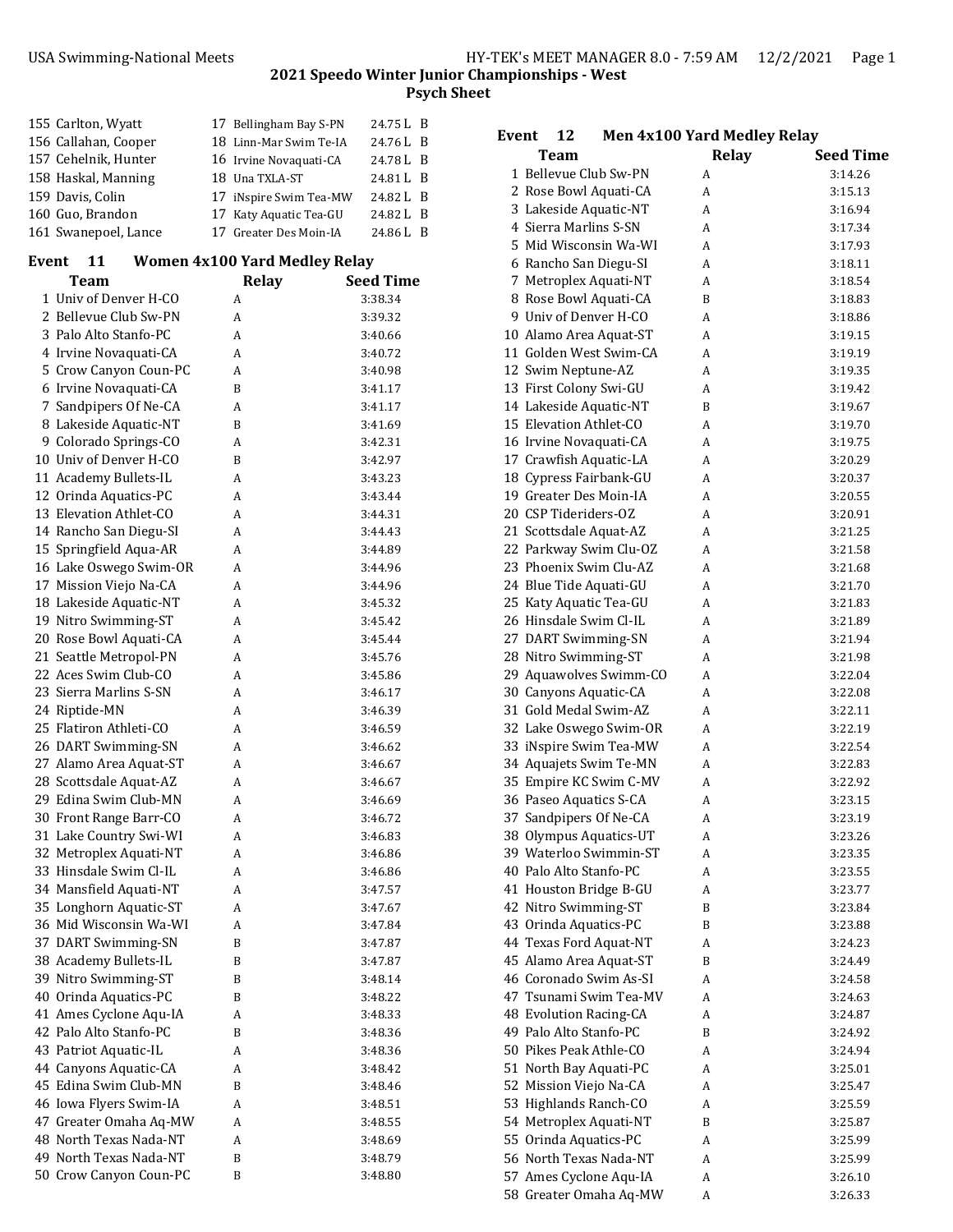## 2021 Speedo Winter Junior Championships - West
### Psych Sheet

| # | Name | Age | Team | Seed Time |
|---|---|---|---|---|
| 155 | Carlton, Wyatt | 17 | Bellingham Bay S-PN | 24.75 L B |
| 156 | Callahan, Cooper | 18 | Linn-Mar Swim Te-IA | 24.76 L B |
| 157 | Cehelnik, Hunter | 16 | Irvine Novaquati-CA | 24.78 L B |
| 158 | Haskal, Manning | 18 | Una TXLA-ST | 24.81 L B |
| 159 | Davis, Colin | 17 | iNspire Swim Tea-MW | 24.82 L B |
| 160 | Guo, Brandon | 17 | Katy Aquatic Tea-GU | 24.82 L B |
| 161 | Swanepoel, Lance | 17 | Greater Des Moin-IA | 24.86 L B |

### Event 11 Women 4x100 Yard Medley Relay

| # | Team | Relay | Seed Time |
|---|---|---|---|
| 1 | Univ of Denver H-CO | A | 3:38.34 |
| 2 | Bellevue Club Sw-PN | A | 3:39.32 |
| 3 | Palo Alto Stanfo-PC | A | 3:40.66 |
| 4 | Irvine Novaquati-CA | A | 3:40.72 |
| 5 | Crow Canyon Coun-PC | A | 3:40.98 |
| 6 | Irvine Novaquati-CA | B | 3:41.17 |
| 7 | Sandpipers Of Ne-CA | A | 3:41.17 |
| 8 | Lakeside Aquatic-NT | B | 3:41.69 |
| 9 | Colorado Springs-CO | A | 3:42.31 |
| 10 | Univ of Denver H-CO | B | 3:42.97 |
| 11 | Academy Bullets-IL | A | 3:43.23 |
| 12 | Orinda Aquatics-PC | A | 3:43.44 |
| 13 | Elevation Athlet-CO | A | 3:44.31 |
| 14 | Rancho San Diegu-SI | A | 3:44.43 |
| 15 | Springfield Aqua-AR | A | 3:44.89 |
| 16 | Lake Oswego Swim-OR | A | 3:44.96 |
| 17 | Mission Viejo Na-CA | A | 3:44.96 |
| 18 | Lakeside Aquatic-NT | A | 3:45.32 |
| 19 | Nitro Swimming-ST | A | 3:45.42 |
| 20 | Rose Bowl Aquati-CA | A | 3:45.44 |
| 21 | Seattle Metropol-PN | A | 3:45.76 |
| 22 | Aces Swim Club-CO | A | 3:45.86 |
| 23 | Sierra Marlins S-SN | A | 3:46.17 |
| 24 | Riptide-MN | A | 3:46.39 |
| 25 | Flatiron Athleti-CO | A | 3:46.59 |
| 26 | DART Swimming-SN | A | 3:46.62 |
| 27 | Alamo Area Aquat-ST | A | 3:46.67 |
| 28 | Scottsdale Aquat-AZ | A | 3:46.67 |
| 29 | Edina Swim Club-MN | A | 3:46.69 |
| 30 | Front Range Barr-CO | A | 3:46.72 |
| 31 | Lake Country Swi-WI | A | 3:46.83 |
| 32 | Metroplex Aquati-NT | A | 3:46.86 |
| 33 | Hinsdale Swim Cl-IL | A | 3:46.86 |
| 34 | Mansfield Aquati-NT | A | 3:47.57 |
| 35 | Longhorn Aquatic-ST | A | 3:47.67 |
| 36 | Mid Wisconsin Wa-WI | A | 3:47.84 |
| 37 | DART Swimming-SN | B | 3:47.87 |
| 38 | Academy Bullets-IL | B | 3:47.87 |
| 39 | Nitro Swimming-ST | B | 3:48.14 |
| 40 | Orinda Aquatics-PC | B | 3:48.22 |
| 41 | Ames Cyclone Aqu-IA | A | 3:48.33 |
| 42 | Palo Alto Stanfo-PC | B | 3:48.36 |
| 43 | Patriot Aquatic-IL | A | 3:48.36 |
| 44 | Canyons Aquatic-CA | A | 3:48.42 |
| 45 | Edina Swim Club-MN | B | 3:48.46 |
| 46 | Iowa Flyers Swim-IA | A | 3:48.51 |
| 47 | Greater Omaha Aq-MW | A | 3:48.55 |
| 48 | North Texas Nada-NT | A | 3:48.69 |
| 49 | North Texas Nada-NT | B | 3:48.79 |
| 50 | Crow Canyon Coun-PC | B | 3:48.80 |

### Event 12 Men 4x100 Yard Medley Relay

| # | Team | Relay | Seed Time |
|---|---|---|---|
| 1 | Bellevue Club Sw-PN | A | 3:14.26 |
| 2 | Rose Bowl Aquati-CA | A | 3:15.13 |
| 3 | Lakeside Aquatic-NT | A | 3:16.94 |
| 4 | Sierra Marlins S-SN | A | 3:17.34 |
| 5 | Mid Wisconsin Wa-WI | A | 3:17.93 |
| 6 | Rancho San Diegu-SI | A | 3:18.11 |
| 7 | Metroplex Aquati-NT | A | 3:18.54 |
| 8 | Rose Bowl Aquati-CA | B | 3:18.83 |
| 9 | Univ of Denver H-CO | A | 3:18.86 |
| 10 | Alamo Area Aquat-ST | A | 3:19.15 |
| 11 | Golden West Swim-CA | A | 3:19.19 |
| 12 | Swim Neptune-AZ | A | 3:19.35 |
| 13 | First Colony Swi-GU | A | 3:19.42 |
| 14 | Lakeside Aquatic-NT | B | 3:19.67 |
| 15 | Elevation Athlet-CO | A | 3:19.70 |
| 16 | Irvine Novaquati-CA | A | 3:19.75 |
| 17 | Crawfish Aquatic-LA | A | 3:20.29 |
| 18 | Cypress Fairbank-GU | A | 3:20.37 |
| 19 | Greater Des Moin-IA | A | 3:20.55 |
| 20 | CSP Tideriders-OZ | A | 3:20.91 |
| 21 | Scottsdale Aquat-AZ | A | 3:21.25 |
| 22 | Parkway Swim Clu-OZ | A | 3:21.58 |
| 23 | Phoenix Swim Clu-AZ | A | 3:21.68 |
| 24 | Blue Tide Aquati-GU | A | 3:21.70 |
| 25 | Katy Aquatic Tea-GU | A | 3:21.83 |
| 26 | Hinsdale Swim Cl-IL | A | 3:21.89 |
| 27 | DART Swimming-SN | A | 3:21.94 |
| 28 | Nitro Swimming-ST | A | 3:21.98 |
| 29 | Aquawolves Swimm-CO | A | 3:22.04 |
| 30 | Canyons Aquatic-CA | A | 3:22.08 |
| 31 | Gold Medal Swim-AZ | A | 3:22.11 |
| 32 | Lake Oswego Swim-OR | A | 3:22.19 |
| 33 | iNspire Swim Tea-MW | A | 3:22.54 |
| 34 | Aquajets Swim Te-MN | A | 3:22.83 |
| 35 | Empire KC Swim C-MV | A | 3:22.92 |
| 36 | Paseo Aquatics S-CA | A | 3:23.15 |
| 37 | Sandpipers Of Ne-CA | A | 3:23.19 |
| 38 | Olympus Aquatics-UT | A | 3:23.26 |
| 39 | Waterloo Swimmin-ST | A | 3:23.35 |
| 40 | Palo Alto Stanfo-PC | A | 3:23.55 |
| 41 | Houston Bridge B-GU | A | 3:23.77 |
| 42 | Nitro Swimming-ST | B | 3:23.84 |
| 43 | Orinda Aquatics-PC | B | 3:23.88 |
| 44 | Texas Ford Aquat-NT | A | 3:24.23 |
| 45 | Alamo Area Aquat-ST | B | 3:24.49 |
| 46 | Coronado Swim As-SI | A | 3:24.58 |
| 47 | Tsunami Swim Tea-MV | A | 3:24.63 |
| 48 | Evolution Racing-CA | A | 3:24.87 |
| 49 | Palo Alto Stanfo-PC | B | 3:24.92 |
| 50 | Pikes Peak Athle-CO | A | 3:24.94 |
| 51 | North Bay Aquati-PC | A | 3:25.01 |
| 52 | Mission Viejo Na-CA | A | 3:25.47 |
| 53 | Highlands Ranch-CO | A | 3:25.59 |
| 54 | Metroplex Aquati-NT | B | 3:25.87 |
| 55 | Orinda Aquatics-PC | A | 3:25.99 |
| 56 | North Texas Nada-NT | A | 3:25.99 |
| 57 | Ames Cyclone Aqu-IA | A | 3:26.10 |
| 58 | Greater Omaha Aq-MW | A | 3:26.33 |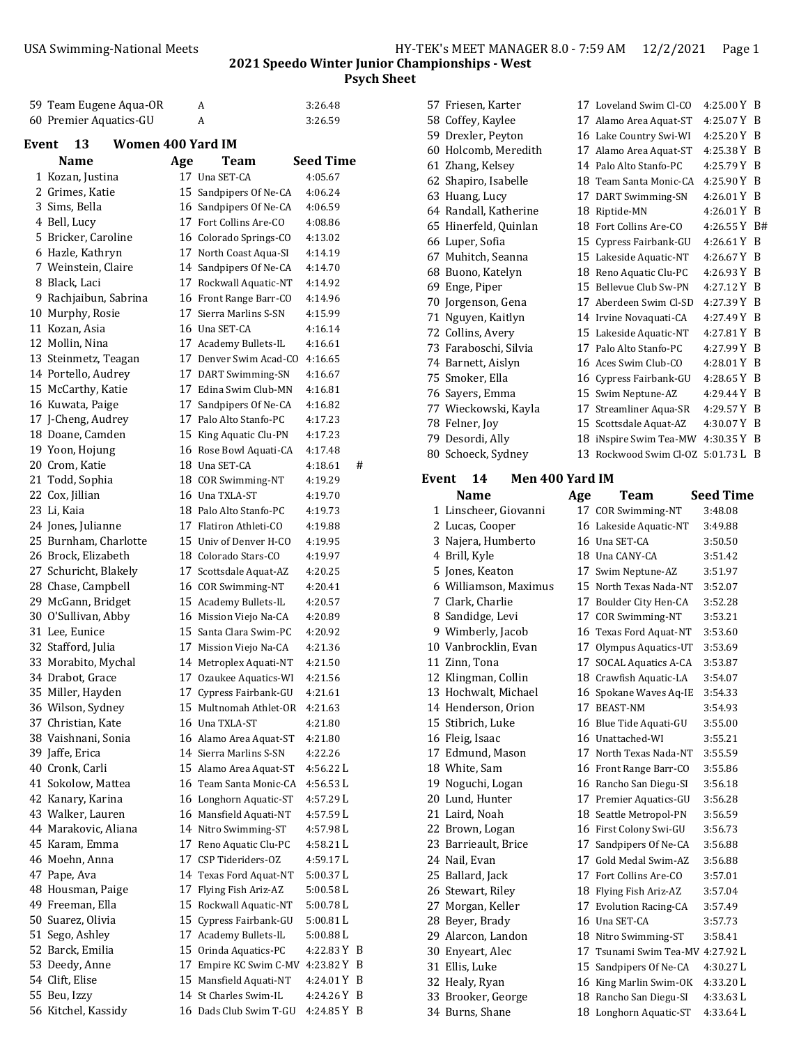# 2021 Speedo Winter Junior Championships - West

## Psych Sheet

| | Team | Relay | Seed Time |
|---|---|---|---|
| 59 | Team Eugene Aqua-OR | A | 3:26.48 |
| 60 | Premier Aquatics-GU | A | 3:26.59 |

### Event 13 Women 400 Yard IM

| | Name | Age | Team | Seed Time | |
|---|---|---|---|---|---|
| 1 | Kozan, Justina | 17 | Una SET-CA | 4:05.67 | |
| 2 | Grimes, Katie | 15 | Sandpipers Of Ne-CA | 4:06.24 | |
| 3 | Sims, Bella | 16 | Sandpipers Of Ne-CA | 4:06.59 | |
| 4 | Bell, Lucy | 17 | Fort Collins Are-CO | 4:08.86 | |
| 5 | Bricker, Caroline | 16 | Colorado Springs-CO | 4:13.02 | |
| 6 | Hazle, Kathryn | 17 | North Coast Aqua-SI | 4:14.19 | |
| 7 | Weinstein, Claire | 14 | Sandpipers Of Ne-CA | 4:14.70 | |
| 8 | Black, Laci | 17 | Rockwall Aquatic-NT | 4:14.92 | |
| 9 | Rachjaibun, Sabrina | 16 | Front Range Barr-CO | 4:14.96 | |
| 10 | Murphy, Rosie | 17 | Sierra Marlins S-SN | 4:15.99 | |
| 11 | Kozan, Asia | 16 | Una SET-CA | 4:16.14 | |
| 12 | Mollin, Nina | 17 | Academy Bullets-IL | 4:16.61 | |
| 13 | Steinmetz, Teagan | 17 | Denver Swim Acad-CO | 4:16.65 | |
| 14 | Portello, Audrey | 17 | DART Swimming-SN | 4:16.67 | |
| 15 | McCarthy, Katie | 17 | Edina Swim Club-MN | 4:16.81 | |
| 16 | Kuwata, Paige | 17 | Sandpipers Of Ne-CA | 4:16.82 | |
| 17 | J-Cheng, Audrey | 17 | Palo Alto Stanfo-PC | 4:17.23 | |
| 18 | Doane, Camden | 15 | King Aquatic Clu-PN | 4:17.23 | |
| 19 | Yoon, Hojung | 16 | Rose Bowl Aquati-CA | 4:17.48 | |
| 20 | Crom, Katie | 18 | Una SET-CA | 4:18.61 | # |
| 21 | Todd, Sophia | 18 | COR Swimming-NT | 4:19.29 | |
| 22 | Cox, Jillian | 16 | Una TXLA-ST | 4:19.70 | |
| 23 | Li, Kaia | 18 | Palo Alto Stanfo-PC | 4:19.73 | |
| 24 | Jones, Julianne | 17 | Flatiron Athleti-CO | 4:19.88 | |
| 25 | Burnham, Charlotte | 15 | Univ of Denver H-CO | 4:19.95 | |
| 26 | Brock, Elizabeth | 18 | Colorado Stars-CO | 4:19.97 | |
| 27 | Schuricht, Blakely | 17 | Scottsdale Aquat-AZ | 4:20.25 | |
| 28 | Chase, Campbell | 16 | COR Swimming-NT | 4:20.41 | |
| 29 | McGann, Bridget | 15 | Academy Bullets-IL | 4:20.57 | |
| 30 | O'Sullivan, Abby | 16 | Mission Viejo Na-CA | 4:20.89 | |
| 31 | Lee, Eunice | 15 | Santa Clara Swim-PC | 4:20.92 | |
| 32 | Stafford, Julia | 17 | Mission Viejo Na-CA | 4:21.36 | |
| 33 | Morabito, Mychal | 14 | Metroplex Aquati-NT | 4:21.50 | |
| 34 | Drabot, Grace | 17 | Ozaukee Aquatics-WI | 4:21.56 | |
| 35 | Miller, Hayden | 17 | Cypress Fairbank-GU | 4:21.61 | |
| 36 | Wilson, Sydney | 15 | Multnomah Athlet-OR | 4:21.63 | |
| 37 | Christian, Kate | 16 | Una TXLA-ST | 4:21.80 | |
| 38 | Vaishnani, Sonia | 16 | Alamo Area Aquat-ST | 4:21.80 | |
| 39 | Jaffe, Erica | 14 | Sierra Marlins S-SN | 4:22.26 | |
| 40 | Cronk, Carli | 15 | Alamo Area Aquat-ST | 4:56.22 L | |
| 41 | Sokolow, Mattea | 16 | Team Santa Monic-CA | 4:56.53 L | |
| 42 | Kanary, Karina | 16 | Longhorn Aquatic-ST | 4:57.29 L | |
| 43 | Walker, Lauren | 16 | Mansfield Aquati-NT | 4:57.59 L | |
| 44 | Marakovic, Aliana | 14 | Nitro Swimming-ST | 4:57.98 L | |
| 45 | Karam, Emma | 17 | Reno Aquatic Clu-PC | 4:58.21 L | |
| 46 | Moehn, Anna | 17 | CSP Tideriders-OZ | 4:59.17 L | |
| 47 | Pape, Ava | 14 | Texas Ford Aquat-NT | 5:00.37 L | |
| 48 | Housman, Paige | 17 | Flying Fish Ariz-AZ | 5:00.58 L | |
| 49 | Freeman, Ella | 15 | Rockwall Aquatic-NT | 5:00.78 L | |
| 50 | Suarez, Olivia | 15 | Cypress Fairbank-GU | 5:00.81 L | |
| 51 | Sego, Ashley | 17 | Academy Bullets-IL | 5:00.88 L | |
| 52 | Barck, Emilia | 15 | Orinda Aquatics-PC | 4:22.83 Y | B |
| 53 | Deedy, Anne | 17 | Empire KC Swim C-MV | 4:23.82 Y | B |
| 54 | Clift, Elise | 15 | Mansfield Aquati-NT | 4:24.01 Y | B |
| 55 | Beu, Izzy | 14 | St Charles Swim-IL | 4:24.26 Y | B |
| 56 | Kitchel, Kassidy | 16 | Dads Club Swim T-GU | 4:24.85 Y | B |
| 57 | Friesen, Karter | 17 | Loveland Swim Cl-CO | 4:25.00 Y | B |
| 58 | Coffey, Kaylee | 17 | Alamo Area Aquat-ST | 4:25.07 Y | B |
| 59 | Drexler, Peyton | 16 | Lake Country Swi-WI | 4:25.20 Y | B |
| 60 | Holcomb, Meredith | 17 | Alamo Area Aquat-ST | 4:25.38 Y | B |
| 61 | Zhang, Kelsey | 14 | Palo Alto Stanfo-PC | 4:25.79 Y | B |
| 62 | Shapiro, Isabelle | 18 | Team Santa Monic-CA | 4:25.90 Y | B |
| 63 | Huang, Lucy | 17 | DART Swimming-SN | 4:26.01 Y | B |
| 64 | Randall, Katherine | 18 | Riptide-MN | 4:26.01 Y | B |
| 65 | Hinerfeld, Quinlan | 18 | Fort Collins Are-CO | 4:26.55 Y | B# |
| 66 | Luper, Sofia | 15 | Cypress Fairbank-GU | 4:26.61 Y | B |
| 67 | Muhitch, Seanna | 15 | Lakeside Aquatic-NT | 4:26.67 Y | B |
| 68 | Buono, Katelyn | 18 | Reno Aquatic Clu-PC | 4:26.93 Y | B |
| 69 | Enge, Piper | 15 | Bellevue Club Sw-PN | 4:27.12 Y | B |
| 70 | Jorgenson, Gena | 17 | Aberdeen Swim Cl-SD | 4:27.39 Y | B |
| 71 | Nguyen, Kaitlyn | 14 | Irvine Novaquati-CA | 4:27.49 Y | B |
| 72 | Collins, Avery | 15 | Lakeside Aquatic-NT | 4:27.81 Y | B |
| 73 | Faraboschi, Silvia | 17 | Palo Alto Stanfo-PC | 4:27.99 Y | B |
| 74 | Barnett, Aislyn | 16 | Aces Swim Club-CO | 4:28.01 Y | B |
| 75 | Smoker, Ella | 16 | Cypress Fairbank-GU | 4:28.65 Y | B |
| 76 | Sayers, Emma | 15 | Swim Neptune-AZ | 4:29.44 Y | B |
| 77 | Wieckowski, Kayla | 17 | Streamliner Aqua-SR | 4:29.57 Y | B |
| 78 | Felner, Joy | 15 | Scottsdale Aquat-AZ | 4:30.07 Y | B |
| 79 | Desordi, Ally | 18 | iNspire Swim Tea-MW | 4:30.35 Y | B |
| 80 | Schoeck, Sydney | 13 | Rockwood Swim Cl-OZ | 5:01.73 L | B |

### Event 14 Men 400 Yard IM

| | Name | Age | Team | Seed Time |
|---|---|---|---|---|
| 1 | Linscheer, Giovanni | 17 | COR Swimming-NT | 3:48.08 |
| 2 | Lucas, Cooper | 16 | Lakeside Aquatic-NT | 3:49.88 |
| 3 | Najera, Humberto | 16 | Una SET-CA | 3:50.50 |
| 4 | Brill, Kyle | 18 | Una CANY-CA | 3:51.42 |
| 5 | Jones, Keaton | 17 | Swim Neptune-AZ | 3:51.97 |
| 6 | Williamson, Maximus | 15 | North Texas Nada-NT | 3:52.07 |
| 7 | Clark, Charlie | 17 | Boulder City Hen-CA | 3:52.28 |
| 8 | Sandidge, Levi | 17 | COR Swimming-NT | 3:53.21 |
| 9 | Wimberly, Jacob | 16 | Texas Ford Aquat-NT | 3:53.60 |
| 10 | Vanbrocklin, Evan | 17 | Olympus Aquatics-UT | 3:53.69 |
| 11 | Zinn, Tona | 17 | SOCAL Aquatics A-CA | 3:53.87 |
| 12 | Klingman, Collin | 18 | Crawfish Aquatic-LA | 3:54.07 |
| 13 | Hochwalt, Michael | 16 | Spokane Waves Aq-IE | 3:54.33 |
| 14 | Henderson, Orion | 17 | BEAST-NM | 3:54.93 |
| 15 | Stibrich, Luke | 16 | Blue Tide Aquati-GU | 3:55.00 |
| 16 | Fleig, Isaac | 16 | Unattached-WI | 3:55.21 |
| 17 | Edmund, Mason | 17 | North Texas Nada-NT | 3:55.59 |
| 18 | White, Sam | 16 | Front Range Barr-CO | 3:55.86 |
| 19 | Noguchi, Logan | 16 | Rancho San Diegu-SI | 3:56.18 |
| 20 | Lund, Hunter | 17 | Premier Aquatics-GU | 3:56.28 |
| 21 | Laird, Noah | 18 | Seattle Metropol-PN | 3:56.59 |
| 22 | Brown, Logan | 16 | First Colony Swi-GU | 3:56.73 |
| 23 | Barrieault, Brice | 17 | Sandpipers Of Ne-CA | 3:56.88 |
| 24 | Nail, Evan | 17 | Gold Medal Swim-AZ | 3:56.88 |
| 25 | Ballard, Jack | 17 | Fort Collins Are-CO | 3:57.01 |
| 26 | Stewart, Riley | 18 | Flying Fish Ariz-AZ | 3:57.04 |
| 27 | Morgan, Keller | 17 | Evolution Racing-CA | 3:57.49 |
| 28 | Beyer, Brady | 16 | Una SET-CA | 3:57.73 |
| 29 | Alarcon, Landon | 18 | Nitro Swimming-ST | 3:58.41 |
| 30 | Enyeart, Alec | 17 | Tsunami Swim Tea-MV | 4:27.92 L |
| 31 | Ellis, Luke | 15 | Sandpipers Of Ne-CA | 4:30.27 L |
| 32 | Healy, Ryan | 16 | King Marlin Swim-OK | 4:33.20 L |
| 33 | Brooker, George | 18 | Rancho San Diegu-SI | 4:33.63 L |
| 34 | Burns, Shane | 18 | Longhorn Aquatic-ST | 4:33.64 L |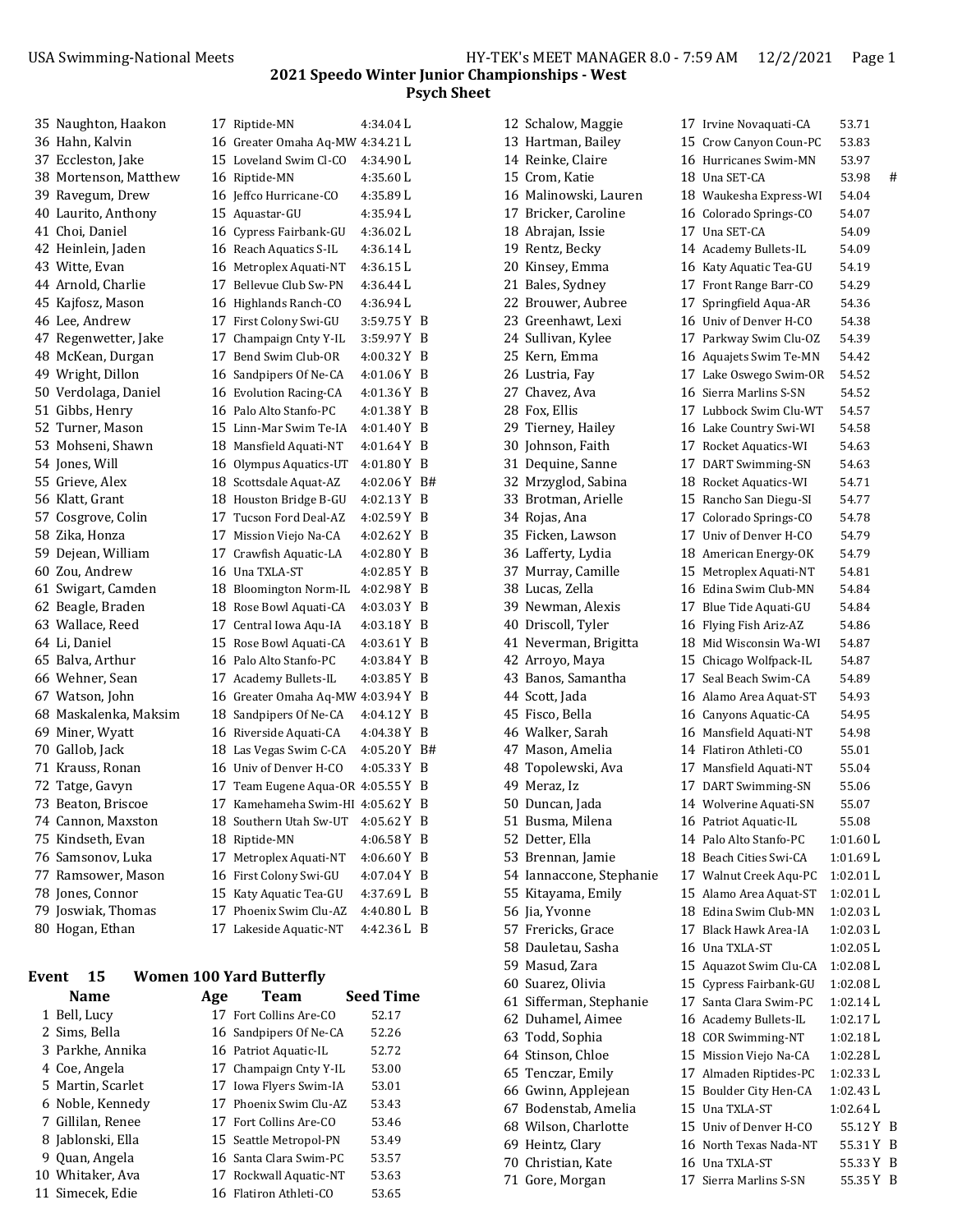# 2021 Speedo Winter Junior Championships - West

## Psych Sheet

| # | Name | Age | Team | Seed Time |
|---|---|---|---|---|
| 35 | Naughton, Haakon | 17 | Riptide-MN | 4:34.04 L |
| 36 | Hahn, Kalvin | 16 | Greater Omaha Aq-MW | 4:34.21 L |
| 37 | Eccleston, Jake | 15 | Loveland Swim Cl-CO | 4:34.90 L |
| 38 | Mortenson, Matthew | 16 | Riptide-MN | 4:35.60 L |
| 39 | Ravegum, Drew | 16 | Jeffco Hurricane-CO | 4:35.89 L |
| 40 | Laurito, Anthony | 15 | Aquastar-GU | 4:35.94 L |
| 41 | Choi, Daniel | 16 | Cypress Fairbank-GU | 4:36.02 L |
| 42 | Heinlein, Jaden | 16 | Reach Aquatics S-IL | 4:36.14 L |
| 43 | Witte, Evan | 16 | Metroplex Aquati-NT | 4:36.15 L |
| 44 | Arnold, Charlie | 17 | Bellevue Club Sw-PN | 4:36.44 L |
| 45 | Kajfosz, Mason | 16 | Highlands Ranch-CO | 4:36.94 L |
| 46 | Lee, Andrew | 17 | First Colony Swi-GU | 3:59.75 Y B |
| 47 | Regenwetter, Jake | 17 | Champaign Cnty Y-IL | 3:59.97 Y B |
| 48 | McKean, Durgan | 17 | Bend Swim Club-OR | 4:00.32 Y B |
| 49 | Wright, Dillon | 16 | Sandpipers Of Ne-CA | 4:01.06 Y B |
| 50 | Verdolaga, Daniel | 16 | Evolution Racing-CA | 4:01.36 Y B |
| 51 | Gibbs, Henry | 16 | Palo Alto Stanfo-PC | 4:01.38 Y B |
| 52 | Turner, Mason | 15 | Linn-Mar Swim Te-IA | 4:01.40 Y B |
| 53 | Mohseni, Shawn | 18 | Mansfield Aquati-NT | 4:01.64 Y B |
| 54 | Jones, Will | 16 | Olympus Aquatics-UT | 4:01.80 Y B |
| 55 | Grieve, Alex | 18 | Scottsdale Aquat-AZ | 4:02.06 Y B# |
| 56 | Klatt, Grant | 18 | Houston Bridge B-GU | 4:02.13 Y B |
| 57 | Cosgrove, Colin | 17 | Tucson Ford Deal-AZ | 4:02.59 Y B |
| 58 | Zika, Honza | 17 | Mission Viejo Na-CA | 4:02.62 Y B |
| 59 | Dejean, William | 17 | Crawfish Aquatic-LA | 4:02.80 Y B |
| 60 | Zou, Andrew | 16 | Una TXLA-ST | 4:02.85 Y B |
| 61 | Swigart, Camden | 18 | Bloomington Norm-IL | 4:02.98 Y B |
| 62 | Beagle, Braden | 18 | Rose Bowl Aquati-CA | 4:03.03 Y B |
| 63 | Wallace, Reed | 17 | Central Iowa Aqu-IA | 4:03.18 Y B |
| 64 | Li, Daniel | 15 | Rose Bowl Aquati-CA | 4:03.61 Y B |
| 65 | Balva, Arthur | 16 | Palo Alto Stanfo-PC | 4:03.84 Y B |
| 66 | Wehner, Sean | 17 | Academy Bullets-IL | 4:03.85 Y B |
| 67 | Watson, John | 16 | Greater Omaha Aq-MW | 4:03.94 Y B |
| 68 | Maskalenka, Maksim | 18 | Sandpipers Of Ne-CA | 4:04.12 Y B |
| 69 | Miner, Wyatt | 16 | Riverside Aquati-CA | 4:04.38 Y B |
| 70 | Gallob, Jack | 18 | Las Vegas Swim C-CA | 4:05.20 Y B# |
| 71 | Krauss, Ronan | 16 | Univ of Denver H-CO | 4:05.33 Y B |
| 72 | Tatge, Gavyn | 17 | Team Eugene Aqua-OR | 4:05.55 Y B |
| 73 | Beaton, Briscoe | 17 | Kamehameha Swim-HI | 4:05.62 Y B |
| 74 | Cannon, Maxston | 18 | Southern Utah Sw-UT | 4:05.62 Y B |
| 75 | Kindseth, Evan | 18 | Riptide-MN | 4:06.58 Y B |
| 76 | Samsonov, Luka | 17 | Metroplex Aquati-NT | 4:06.60 Y B |
| 77 | Ramsower, Mason | 16 | First Colony Swi-GU | 4:07.04 Y B |
| 78 | Jones, Connor | 15 | Katy Aquatic Tea-GU | 4:37.69 L B |
| 79 | Joswiak, Thomas | 17 | Phoenix Swim Clu-AZ | 4:40.80 L B |
| 80 | Hogan, Ethan | 17 | Lakeside Aquatic-NT | 4:42.36 L B |

### Event 15 Women 100 Yard Butterfly

| # | Name | Age | Team | Seed Time |
|---|---|---|---|---|
| 1 | Bell, Lucy | 17 | Fort Collins Are-CO | 52.17 |
| 2 | Sims, Bella | 16 | Sandpipers Of Ne-CA | 52.26 |
| 3 | Parkhe, Annika | 16 | Patriot Aquatic-IL | 52.72 |
| 4 | Coe, Angela | 17 | Champaign Cnty Y-IL | 53.00 |
| 5 | Martin, Scarlet | 17 | Iowa Flyers Swim-IA | 53.01 |
| 6 | Noble, Kennedy | 17 | Phoenix Swim Clu-AZ | 53.43 |
| 7 | Gillilan, Renee | 17 | Fort Collins Are-CO | 53.46 |
| 8 | Jablonski, Ella | 15 | Seattle Metropol-PN | 53.49 |
| 9 | Quan, Angela | 16 | Santa Clara Swim-PC | 53.57 |
| 10 | Whitaker, Ava | 17 | Rockwall Aquatic-NT | 53.63 |
| 11 | Simecek, Edie | 16 | Flatiron Athleti-CO | 53.65 |
| 12 | Schalow, Maggie | 17 | Irvine Novaquati-CA | 53.71 |
| 13 | Hartman, Bailey | 15 | Crow Canyon Coun-PC | 53.83 |
| 14 | Reinke, Claire | 16 | Hurricanes Swim-MN | 53.97 |
| 15 | Crom, Katie | 18 | Una SET-CA | 53.98 # |
| 16 | Malinowski, Lauren | 18 | Waukesha Express-WI | 54.04 |
| 17 | Bricker, Caroline | 16 | Colorado Springs-CO | 54.07 |
| 18 | Abrajan, Issie | 17 | Una SET-CA | 54.09 |
| 19 | Rentz, Becky | 14 | Academy Bullets-IL | 54.09 |
| 20 | Kinsey, Emma | 16 | Katy Aquatic Tea-GU | 54.19 |
| 21 | Bales, Sydney | 17 | Front Range Barr-CO | 54.29 |
| 22 | Brouwer, Aubree | 17 | Springfield Aqua-AR | 54.36 |
| 23 | Greenhawt, Lexi | 16 | Univ of Denver H-CO | 54.38 |
| 24 | Sullivan, Kylee | 17 | Parkway Swim Clu-OZ | 54.39 |
| 25 | Kern, Emma | 16 | Aquajets Swim Te-MN | 54.42 |
| 26 | Lustria, Fay | 17 | Lake Oswego Swim-OR | 54.52 |
| 27 | Chavez, Ava | 16 | Sierra Marlins S-SN | 54.52 |
| 28 | Fox, Ellis | 17 | Lubbock Swim Clu-WT | 54.57 |
| 29 | Tierney, Hailey | 16 | Lake Country Swi-WI | 54.58 |
| 30 | Johnson, Faith | 17 | Rocket Aquatics-WI | 54.63 |
| 31 | Dequine, Sanne | 17 | DART Swimming-SN | 54.63 |
| 32 | Mrzyglod, Sabina | 18 | Rocket Aquatics-WI | 54.71 |
| 33 | Brotman, Arielle | 15 | Rancho San Diegu-SI | 54.77 |
| 34 | Rojas, Ana | 17 | Colorado Springs-CO | 54.78 |
| 35 | Ficken, Lawson | 17 | Univ of Denver H-CO | 54.79 |
| 36 | Lafferty, Lydia | 18 | American Energy-OK | 54.79 |
| 37 | Murray, Camille | 15 | Metroplex Aquati-NT | 54.81 |
| 38 | Lucas, Zella | 16 | Edina Swim Club-MN | 54.84 |
| 39 | Newman, Alexis | 17 | Blue Tide Aquati-GU | 54.84 |
| 40 | Driscoll, Tyler | 16 | Flying Fish Ariz-AZ | 54.86 |
| 41 | Neverman, Brigitta | 18 | Mid Wisconsin Wa-WI | 54.87 |
| 42 | Arroyo, Maya | 15 | Chicago Wolfpack-IL | 54.87 |
| 43 | Banos, Samantha | 17 | Seal Beach Swim-CA | 54.89 |
| 44 | Scott, Jada | 16 | Alamo Area Aquat-ST | 54.93 |
| 45 | Fisco, Bella | 16 | Canyons Aquatic-CA | 54.95 |
| 46 | Walker, Sarah | 16 | Mansfield Aquati-NT | 54.98 |
| 47 | Mason, Amelia | 14 | Flatiron Athleti-CO | 55.01 |
| 48 | Topolewski, Ava | 17 | Mansfield Aquati-NT | 55.04 |
| 49 | Meraz, Iz | 17 | DART Swimming-SN | 55.06 |
| 50 | Duncan, Jada | 14 | Wolverine Aquati-SN | 55.07 |
| 51 | Busma, Milena | 16 | Patriot Aquatic-IL | 55.08 |
| 52 | Detter, Ella | 14 | Palo Alto Stanfo-PC | 1:01.60 L |
| 53 | Brennan, Jamie | 18 | Beach Cities Swi-CA | 1:01.69 L |
| 54 | Iannaccone, Stephanie | 17 | Walnut Creek Aqu-PC | 1:02.01 L |
| 55 | Kitayama, Emily | 15 | Alamo Area Aquat-ST | 1:02.01 L |
| 56 | Jia, Yvonne | 18 | Edina Swim Club-MN | 1:02.03 L |
| 57 | Frericks, Grace | 17 | Black Hawk Area-IA | 1:02.03 L |
| 58 | Dauletau, Sasha | 16 | Una TXLA-ST | 1:02.05 L |
| 59 | Masud, Zara | 15 | Aquazot Swim Clu-CA | 1:02.08 L |
| 60 | Suarez, Olivia | 15 | Cypress Fairbank-GU | 1:02.08 L |
| 61 | Sifferman, Stephanie | 17 | Santa Clara Swim-PC | 1:02.14 L |
| 62 | Duhamel, Aimee | 16 | Academy Bullets-IL | 1:02.17 L |
| 63 | Todd, Sophia | 18 | COR Swimming-NT | 1:02.18 L |
| 64 | Stinson, Chloe | 15 | Mission Viejo Na-CA | 1:02.28 L |
| 65 | Tenczar, Emily | 17 | Almaden Riptides-PC | 1:02.33 L |
| 66 | Gwinn, Applejean | 15 | Boulder City Hen-CA | 1:02.43 L |
| 67 | Bodenstab, Amelia | 15 | Una TXLA-ST | 1:02.64 L |
| 68 | Wilson, Charlotte | 15 | Univ of Denver H-CO | 55.12 Y B |
| 69 | Heintz, Clary | 16 | North Texas Nada-NT | 55.31 Y B |
| 70 | Christian, Kate | 16 | Una TXLA-ST | 55.33 Y B |
| 71 | Gore, Morgan | 17 | Sierra Marlins S-SN | 55.35 Y B |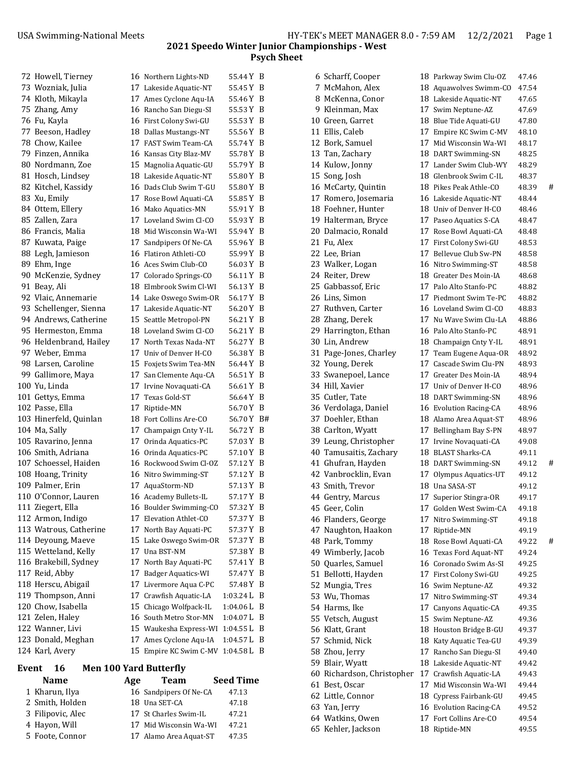## 2021 Speedo Winter Junior Championships - West

### Psych Sheet

| # | Name | Age | Team | Seed Time | |
|---|---|---|---|---|---|
| 72 | Howell, Tierney | 16 | Northern Lights-ND | 55.44 Y | B |
| 73 | Wozniak, Julia | 17 | Lakeside Aquatic-NT | 55.45 Y | B |
| 74 | Kloth, Mikayla | 17 | Ames Cyclone Aqu-IA | 55.46 Y | B |
| 75 | Zhang, Amy | 16 | Rancho San Diegu-SI | 55.53 Y | B |
| 76 | Fu, Kayla | 16 | First Colony Swi-GU | 55.53 Y | B |
| 77 | Beeson, Hadley | 18 | Dallas Mustangs-NT | 55.56 Y | B |
| 78 | Chow, Kailee | 17 | FAST Swim Team-CA | 55.74 Y | B |
| 79 | Finzen, Annika | 16 | Kansas City Blaz-MV | 55.78 Y | B |
| 80 | Nordmann, Zoe | 15 | Magnolia Aquatic-GU | 55.79 Y | B |
| 81 | Hosch, Lindsey | 18 | Lakeside Aquatic-NT | 55.80 Y | B |
| 82 | Kitchel, Kassidy | 16 | Dads Club Swim T-GU | 55.80 Y | B |
| 83 | Xu, Emily | 17 | Rose Bowl Aquati-CA | 55.85 Y | B |
| 84 | Ottem, Ellery | 16 | Mako Aquatics-MN | 55.91 Y | B |
| 85 | Zallen, Zara | 17 | Loveland Swim Cl-CO | 55.93 Y | B |
| 86 | Francis, Malia | 18 | Mid Wisconsin Wa-WI | 55.94 Y | B |
| 87 | Kuwata, Paige | 17 | Sandpipers Of Ne-CA | 55.96 Y | B |
| 88 | Legh, Jamieson | 16 | Flatiron Athleti-CO | 55.99 Y | B |
| 89 | Ehm, Inge | 16 | Aces Swim Club-CO | 56.03 Y | B |
| 90 | McKenzie, Sydney | 17 | Colorado Springs-CO | 56.11 Y | B |
| 91 | Beay, Ali | 18 | Elmbrook Swim Cl-WI | 56.13 Y | B |
| 92 | Vlaic, Annemarie | 14 | Lake Oswego Swim-OR | 56.17 Y | B |
| 93 | Schellenger, Sienna | 17 | Lakeside Aquatic-NT | 56.20 Y | B |
| 94 | Andrews, Catherine | 15 | Seattle Metropol-PN | 56.21 Y | B |
| 95 | Hermeston, Emma | 18 | Loveland Swim Cl-CO | 56.21 Y | B |
| 96 | Heldenbrand, Hailey | 17 | North Texas Nada-NT | 56.27 Y | B |
| 97 | Weber, Emma | 17 | Univ of Denver H-CO | 56.38 Y | B |
| 98 | Larsen, Caroline | 15 | Foxjets Swim Tea-MN | 56.44 Y | B |
| 99 | Gallimore, Maya | 17 | San Clemente Aqu-CA | 56.51 Y | B |
| 100 | Yu, Linda | 17 | Irvine Novaquati-CA | 56.61 Y | B |
| 101 | Gettys, Emma | 17 | Texas Gold-ST | 56.64 Y | B |
| 102 | Passe, Ella | 17 | Riptide-MN | 56.70 Y | B |
| 103 | Hinerfeld, Quinlan | 18 | Fort Collins Are-CO | 56.70 Y | B# |
| 104 | Ma, Sally | 17 | Champaign Cnty Y-IL | 56.72 Y | B |
| 105 | Ravarino, Jenna | 17 | Orinda Aquatics-PC | 57.03 Y | B |
| 106 | Smith, Adriana | 16 | Orinda Aquatics-PC | 57.10 Y | B |
| 107 | Schoessel, Haiden | 16 | Rockwood Swim Cl-OZ | 57.12 Y | B |
| 108 | Hoang, Trinity | 16 | Nitro Swimming-ST | 57.12 Y | B |
| 109 | Palmer, Erin | 17 | AquaStorm-ND | 57.13 Y | B |
| 110 | O'Connor, Lauren | 16 | Academy Bullets-IL | 57.17 Y | B |
| 111 | Ziegert, Ella | 16 | Boulder Swimming-CO | 57.32 Y | B |
| 112 | Armon, Indigo | 17 | Elevation Athlet-CO | 57.37 Y | B |
| 113 | Watrous, Catherine | 17 | North Bay Aquati-PC | 57.37 Y | B |
| 114 | Deyoung, Maeve | 15 | Lake Oswego Swim-OR | 57.37 Y | B |
| 115 | Wetteland, Kelly | 17 | Una BST-NM | 57.38 Y | B |
| 116 | Brakebill, Sydney | 17 | North Bay Aquati-PC | 57.41 Y | B |
| 117 | Reid, Abby | 17 | Badger Aquatics-WI | 57.47 Y | B |
| 118 | Herscu, Abigail | 17 | Livermore Aqua C-PC | 57.48 Y | B |
| 119 | Thompson, Anni | 17 | Crawfish Aquatic-LA | 1:03.24 L | B |
| 120 | Chow, Isabella | 15 | Chicago Wolfpack-IL | 1:04.06 L | B |
| 121 | Zelen, Haley | 16 | South Metro Stor-MN | 1:04.07 L | B |
| 122 | Wanner, Livi | 15 | Waukesha Express-WI | 1:04.55 L | B |
| 123 | Donald, Meghan | 17 | Ames Cyclone Aqu-IA | 1:04.57 L | B |
| 124 | Karl, Avery | 15 | Empire KC Swim C-MV | 1:04.58 L | B |

### Event 16 Men 100 Yard Butterfly

| # | Name | Age | Team | Seed Time | |
|---|---|---|---|---|---|
| 1 | Kharun, Ilya | 16 | Sandpipers Of Ne-CA | 47.13 | |
| 2 | Smith, Holden | 18 | Una SET-CA | 47.18 | |
| 3 | Filipovic, Alec | 17 | St Charles Swim-IL | 47.21 | |
| 4 | Hayon, Will | 17 | Mid Wisconsin Wa-WI | 47.21 | |
| 5 | Foote, Connor | 17 | Alamo Area Aquat-ST | 47.35 | |
| 6 | Scharff, Cooper | 18 | Parkway Swim Clu-OZ | 47.46 | |
| 7 | McMahon, Alex | 18 | Aquawolves Swimm-CO | 47.54 | |
| 8 | McKenna, Conor | 18 | Lakeside Aquatic-NT | 47.65 | |
| 9 | Kleinman, Max | 17 | Swim Neptune-AZ | 47.69 | |
| 10 | Green, Garret | 18 | Blue Tide Aquati-GU | 47.80 | |
| 11 | Ellis, Caleb | 17 | Empire KC Swim C-MV | 48.10 | |
| 12 | Bork, Samuel | 17 | Mid Wisconsin Wa-WI | 48.17 | |
| 13 | Tan, Zachary | 18 | DART Swimming-SN | 48.25 | |
| 14 | Kulow, Jonny | 17 | Lander Swim Club-WY | 48.29 | |
| 15 | Song, Josh | 18 | Glenbrook Swim C-IL | 48.37 | |
| 16 | McCarty, Quintin | 18 | Pikes Peak Athle-CO | 48.39 | # |
| 17 | Romero, Josemaria | 16 | Lakeside Aquatic-NT | 48.44 | |
| 18 | Foehner, Hunter | 18 | Univ of Denver H-CO | 48.46 | |
| 19 | Halterman, Bryce | 17 | Paseo Aquatics S-CA | 48.47 | |
| 20 | Dalmacio, Ronald | 17 | Rose Bowl Aquati-CA | 48.48 | |
| 21 | Fu, Alex | 17 | First Colony Swi-GU | 48.53 | |
| 22 | Lee, Brian | 17 | Bellevue Club Sw-PN | 48.58 | |
| 23 | Walker, Logan | 16 | Nitro Swimming-ST | 48.58 | |
| 24 | Reiter, Drew | 18 | Greater Des Moin-IA | 48.68 | |
| 25 | Gabbassof, Eric | 17 | Palo Alto Stanfo-PC | 48.82 | |
| 26 | Lins, Simon | 17 | Piedmont Swim Te-PC | 48.82 | |
| 27 | Ruthven, Carter | 16 | Loveland Swim Cl-CO | 48.83 | |
| 28 | Zhang, Derek | 17 | Nu Wave Swim Clu-LA | 48.86 | |
| 29 | Harrington, Ethan | 16 | Palo Alto Stanfo-PC | 48.91 | |
| 30 | Lin, Andrew | 18 | Champaign Cnty Y-IL | 48.91 | |
| 31 | Page-Jones, Charley | 17 | Team Eugene Aqua-OR | 48.92 | |
| 32 | Young, Derek | 17 | Cascade Swim Clu-PN | 48.93 | |
| 33 | Swanepoel, Lance | 17 | Greater Des Moin-IA | 48.94 | |
| 34 | Hill, Xavier | 17 | Univ of Denver H-CO | 48.96 | |
| 35 | Cutler, Tate | 18 | DART Swimming-SN | 48.96 | |
| 36 | Verdolaga, Daniel | 16 | Evolution Racing-CA | 48.96 | |
| 37 | Doehler, Ethan | 18 | Alamo Area Aquat-ST | 48.96 | |
| 38 | Carlton, Wyatt | 17 | Bellingham Bay S-PN | 48.97 | |
| 39 | Leung, Christopher | 17 | Irvine Novaquati-CA | 49.08 | |
| 40 | Tamusaitis, Zachary | 18 | BLAST Sharks-CA | 49.11 | |
| 41 | Ghufran, Hayden | 18 | DART Swimming-SN | 49.12 | # |
| 42 | Vanbrocklin, Evan | 17 | Olympus Aquatics-UT | 49.12 | |
| 43 | Smith, Trevor | 18 | Una SASA-ST | 49.12 | |
| 44 | Gentry, Marcus | 17 | Superior Stingra-OR | 49.17 | |
| 45 | Geer, Colin | 17 | Golden West Swim-CA | 49.18 | |
| 46 | Flanders, George | 17 | Nitro Swimming-ST | 49.18 | |
| 47 | Naughton, Haakon | 17 | Riptide-MN | 49.19 | |
| 48 | Park, Tommy | 18 | Rose Bowl Aquati-CA | 49.22 | # |
| 49 | Wimberly, Jacob | 16 | Texas Ford Aquat-NT | 49.24 | |
| 50 | Quarles, Samuel | 16 | Coronado Swim As-SI | 49.25 | |
| 51 | Bellotti, Hayden | 17 | First Colony Swi-GU | 49.25 | |
| 52 | Mungia, Tres | 16 | Swim Neptune-AZ | 49.32 | |
| 53 | Wu, Thomas | 17 | Nitro Swimming-ST | 49.34 | |
| 54 | Harms, Ike | 17 | Canyons Aquatic-CA | 49.35 | |
| 55 | Vetsch, August | 15 | Swim Neptune-AZ | 49.36 | |
| 56 | Klatt, Grant | 18 | Houston Bridge B-GU | 49.37 | |
| 57 | Schmid, Nick | 18 | Katy Aquatic Tea-GU | 49.39 | |
| 58 | Zhou, Jerry | 17 | Rancho San Diegu-SI | 49.40 | |
| 59 | Blair, Wyatt | 18 | Lakeside Aquatic-NT | 49.42 | |
| 60 | Richardson, Christopher | 17 | Crawfish Aquatic-LA | 49.43 | |
| 61 | Best, Oscar | 17 | Mid Wisconsin Wa-WI | 49.44 | |
| 62 | Little, Connor | 18 | Cypress Fairbank-GU | 49.45 | |
| 63 | Yan, Jerry | 16 | Evolution Racing-CA | 49.52 | |
| 64 | Watkins, Owen | 17 | Fort Collins Are-CO | 49.54 | |
| 65 | Kehler, Jackson | 18 | Riptide-MN | 49.55 | |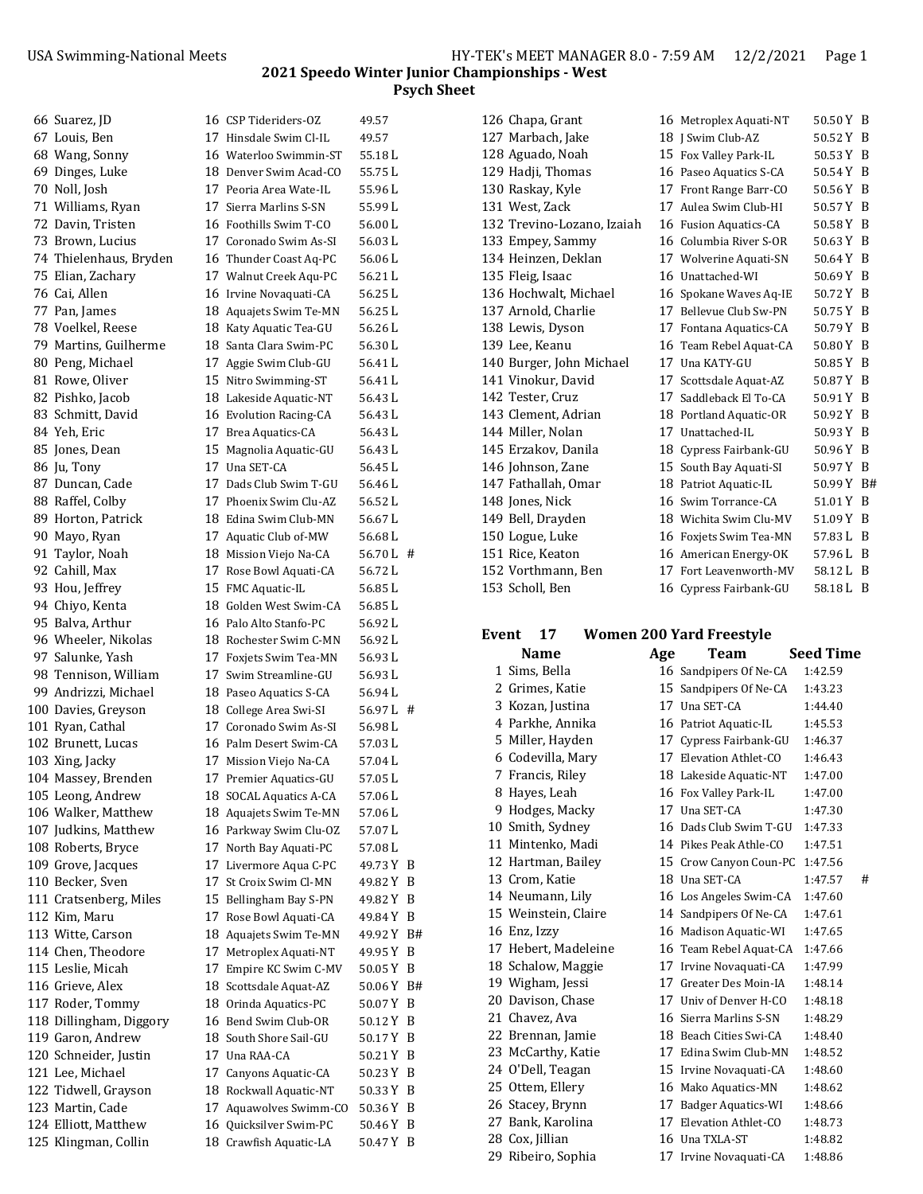## 2021 Speedo Winter Junior Championships - West

### Psych Sheet

| # | Name | Age | Team | Seed Time | |
|---|---|---|---|---|---|
| 66 | Suarez, JD | 16 | CSP Tideriders-OZ | 49.57 | |
| 67 | Louis, Ben | 17 | Hinsdale Swim Cl-IL | 49.57 | |
| 68 | Wang, Sonny | 16 | Waterloo Swimmin-ST | 55.18 L | |
| 69 | Dinges, Luke | 18 | Denver Swim Acad-CO | 55.75 L | |
| 70 | Noll, Josh | 17 | Peoria Area Wate-IL | 55.96 L | |
| 71 | Williams, Ryan | 17 | Sierra Marlins S-SN | 55.99 L | |
| 72 | Davin, Tristen | 16 | Foothills Swim T-CO | 56.00 L | |
| 73 | Brown, Lucius | 17 | Coronado Swim As-SI | 56.03 L | |
| 74 | Thielenhaus, Bryden | 16 | Thunder Coast Aq-PC | 56.06 L | |
| 75 | Elian, Zachary | 17 | Walnut Creek Aqu-PC | 56.21 L | |
| 76 | Cai, Allen | 16 | Irvine Novaquati-CA | 56.25 L | |
| 77 | Pan, James | 18 | Aquajets Swim Te-MN | 56.25 L | |
| 78 | Voelkel, Reese | 18 | Katy Aquatic Tea-GU | 56.26 L | |
| 79 | Martins, Guilherme | 18 | Santa Clara Swim-PC | 56.30 L | |
| 80 | Peng, Michael | 17 | Aggie Swim Club-GU | 56.41 L | |
| 81 | Rowe, Oliver | 15 | Nitro Swimming-ST | 56.41 L | |
| 82 | Pishko, Jacob | 18 | Lakeside Aquatic-NT | 56.43 L | |
| 83 | Schmitt, David | 16 | Evolution Racing-CA | 56.43 L | |
| 84 | Yeh, Eric | 17 | Brea Aquatics-CA | 56.43 L | |
| 85 | Jones, Dean | 15 | Magnolia Aquatic-GU | 56.43 L | |
| 86 | Ju, Tony | 17 | Una SET-CA | 56.45 L | |
| 87 | Duncan, Cade | 17 | Dads Club Swim T-GU | 56.46 L | |
| 88 | Raffel, Colby | 17 | Phoenix Swim Clu-AZ | 56.52 L | |
| 89 | Horton, Patrick | 18 | Edina Swim Club-MN | 56.67 L | |
| 90 | Mayo, Ryan | 17 | Aquatic Club of-MW | 56.68 L | |
| 91 | Taylor, Noah | 18 | Mission Viejo Na-CA | 56.70 L | # |
| 92 | Cahill, Max | 17 | Rose Bowl Aquati-CA | 56.72 L | |
| 93 | Hou, Jeffrey | 15 | FMC Aquatic-IL | 56.85 L | |
| 94 | Chiyo, Kenta | 18 | Golden West Swim-CA | 56.85 L | |
| 95 | Balva, Arthur | 16 | Palo Alto Stanfo-PC | 56.92 L | |
| 96 | Wheeler, Nikolas | 18 | Rochester Swim C-MN | 56.92 L | |
| 97 | Salunke, Yash | 17 | Foxjets Swim Tea-MN | 56.93 L | |
| 98 | Tennison, William | 17 | Swim Streamline-GU | 56.93 L | |
| 99 | Andrizzi, Michael | 18 | Paseo Aquatics S-CA | 56.94 L | |
| 100 | Davies, Greyson | 18 | College Area Swi-SI | 56.97 L | # |
| 101 | Ryan, Cathal | 17 | Coronado Swim As-SI | 56.98 L | |
| 102 | Brunett, Lucas | 16 | Palm Desert Swim-CA | 57.03 L | |
| 103 | Xing, Jacky | 17 | Mission Viejo Na-CA | 57.04 L | |
| 104 | Massey, Brenden | 17 | Premier Aquatics-GU | 57.05 L | |
| 105 | Leong, Andrew | 18 | SOCAL Aquatics A-CA | 57.06 L | |
| 106 | Walker, Matthew | 18 | Aquajets Swim Te-MN | 57.06 L | |
| 107 | Judkins, Matthew | 16 | Parkway Swim Clu-OZ | 57.07 L | |
| 108 | Roberts, Bryce | 17 | North Bay Aquati-PC | 57.08 L | |
| 109 | Grove, Jacques | 17 | Livermore Aqua C-PC | 49.73 Y | B |
| 110 | Becker, Sven | 17 | St Croix Swim Cl-MN | 49.82 Y | B |
| 111 | Cratsenberg, Miles | 15 | Bellingham Bay S-PN | 49.82 Y | B |
| 112 | Kim, Maru | 17 | Rose Bowl Aquati-CA | 49.84 Y | B |
| 113 | Witte, Carson | 18 | Aquajets Swim Te-MN | 49.92 Y | B# |
| 114 | Chen, Theodore | 17 | Metroplex Aquati-NT | 49.95 Y | B |
| 115 | Leslie, Micah | 17 | Empire KC Swim C-MV | 50.05 Y | B |
| 116 | Grieve, Alex | 18 | Scottsdale Aquat-AZ | 50.06 Y | B# |
| 117 | Roder, Tommy | 18 | Orinda Aquatics-PC | 50.07 Y | B |
| 118 | Dillingham, Diggory | 16 | Bend Swim Club-OR | 50.12 Y | B |
| 119 | Garon, Andrew | 18 | South Shore Sail-GU | 50.17 Y | B |
| 120 | Schneider, Justin | 17 | Una RAA-CA | 50.21 Y | B |
| 121 | Lee, Michael | 17 | Canyons Aquatic-CA | 50.23 Y | B |
| 122 | Tidwell, Grayson | 18 | Rockwall Aquatic-NT | 50.33 Y | B |
| 123 | Martin, Cade | 17 | Aquawolves Swimm-CO | 50.36 Y | B |
| 124 | Elliott, Matthew | 16 | Quicksilver Swim-PC | 50.46 Y | B |
| 125 | Klingman, Collin | 18 | Crawfish Aquatic-LA | 50.47 Y | B |
| 126 | Chapa, Grant | 16 | Metroplex Aquati-NT | 50.50 Y | B |
| 127 | Marbach, Jake | 18 | J Swim Club-AZ | 50.52 Y | B |
| 128 | Aguado, Noah | 15 | Fox Valley Park-IL | 50.53 Y | B |
| 129 | Hadji, Thomas | 16 | Paseo Aquatics S-CA | 50.54 Y | B |
| 130 | Raskay, Kyle | 17 | Front Range Barr-CO | 50.56 Y | B |
| 131 | West, Zack | 17 | Aulea Swim Club-HI | 50.57 Y | B |
| 132 | Trevino-Lozano, Izaiah | 16 | Fusion Aquatics-CA | 50.58 Y | B |
| 133 | Empey, Sammy | 16 | Columbia River S-OR | 50.63 Y | B |
| 134 | Heinzen, Deklan | 17 | Wolverine Aquati-SN | 50.64 Y | B |
| 135 | Fleig, Isaac | 16 | Unattached-WI | 50.69 Y | B |
| 136 | Hochwalt, Michael | 16 | Spokane Waves Aq-IE | 50.72 Y | B |
| 137 | Arnold, Charlie | 17 | Bellevue Club Sw-PN | 50.75 Y | B |
| 138 | Lewis, Dyson | 17 | Fontana Aquatics-CA | 50.79 Y | B |
| 139 | Lee, Keanu | 16 | Team Rebel Aquat-CA | 50.80 Y | B |
| 140 | Burger, John Michael | 17 | Una KATY-GU | 50.85 Y | B |
| 141 | Vinokur, David | 17 | Scottsdale Aquat-AZ | 50.87 Y | B |
| 142 | Tester, Cruz | 17 | Saddleback El To-CA | 50.91 Y | B |
| 143 | Clement, Adrian | 18 | Portland Aquatic-OR | 50.92 Y | B |
| 144 | Miller, Nolan | 17 | Unattached-IL | 50.93 Y | B |
| 145 | Erzakov, Danila | 18 | Cypress Fairbank-GU | 50.96 Y | B |
| 146 | Johnson, Zane | 15 | South Bay Aquati-SI | 50.97 Y | B |
| 147 | Fathallah, Omar | 18 | Patriot Aquatic-IL | 50.99 Y | B# |
| 148 | Jones, Nick | 16 | Swim Torrance-CA | 51.01 Y | B |
| 149 | Bell, Drayden | 18 | Wichita Swim Clu-MV | 51.09 Y | B |
| 150 | Logue, Luke | 16 | Foxjets Swim Tea-MN | 57.83 L | B |
| 151 | Rice, Keaton | 16 | American Energy-OK | 57.96 L | B |
| 152 | Vorthmann, Ben | 17 | Fort Leavenworth-MV | 58.12 L | B |
| 153 | Scholl, Ben | 16 | Cypress Fairbank-GU | 58.18 L | B |

### Event 17 Women 200 Yard Freestyle

| # | Name | Age | Team | Seed Time | |
|---|---|---|---|---|---|
| 1 | Sims, Bella | 16 | Sandpipers Of Ne-CA | 1:42.59 | |
| 2 | Grimes, Katie | 15 | Sandpipers Of Ne-CA | 1:43.23 | |
| 3 | Kozan, Justina | 17 | Una SET-CA | 1:44.40 | |
| 4 | Parkhe, Annika | 16 | Patriot Aquatic-IL | 1:45.53 | |
| 5 | Miller, Hayden | 17 | Cypress Fairbank-GU | 1:46.37 | |
| 6 | Codevilla, Mary | 17 | Elevation Athlet-CO | 1:46.43 | |
| 7 | Francis, Riley | 18 | Lakeside Aquatic-NT | 1:47.00 | |
| 8 | Hayes, Leah | 16 | Fox Valley Park-IL | 1:47.00 | |
| 9 | Hodges, Macky | 17 | Una SET-CA | 1:47.30 | |
| 10 | Smith, Sydney | 16 | Dads Club Swim T-GU | 1:47.33 | |
| 11 | Mintenko, Madi | 14 | Pikes Peak Athle-CO | 1:47.51 | |
| 12 | Hartman, Bailey | 15 | Crow Canyon Coun-PC | 1:47.56 | |
| 13 | Crom, Katie | 18 | Una SET-CA | 1:47.57 | # |
| 14 | Neumann, Lily | 16 | Los Angeles Swim-CA | 1:47.60 | |
| 15 | Weinstein, Claire | 14 | Sandpipers Of Ne-CA | 1:47.61 | |
| 16 | Enz, Izzy | 16 | Madison Aquatic-WI | 1:47.65 | |
| 17 | Hebert, Madeleine | 16 | Team Rebel Aquat-CA | 1:47.66 | |
| 18 | Schalow, Maggie | 17 | Irvine Novaquati-CA | 1:47.99 | |
| 19 | Wigham, Jessi | 17 | Greater Des Moin-IA | 1:48.14 | |
| 20 | Davison, Chase | 17 | Univ of Denver H-CO | 1:48.18 | |
| 21 | Chavez, Ava | 16 | Sierra Marlins S-SN | 1:48.29 | |
| 22 | Brennan, Jamie | 18 | Beach Cities Swi-CA | 1:48.40 | |
| 23 | McCarthy, Katie | 17 | Edina Swim Club-MN | 1:48.52 | |
| 24 | O'Dell, Teagan | 15 | Irvine Novaquati-CA | 1:48.60 | |
| 25 | Ottem, Ellery | 16 | Mako Aquatics-MN | 1:48.62 | |
| 26 | Stacey, Brynn | 17 | Badger Aquatics-WI | 1:48.66 | |
| 27 | Bank, Karolina | 17 | Elevation Athlet-CO | 1:48.73 | |
| 28 | Cox, Jillian | 16 | Una TXLA-ST | 1:48.82 | |
| 29 | Ribeiro, Sophia | 17 | Irvine Novaquati-CA | 1:48.86 | |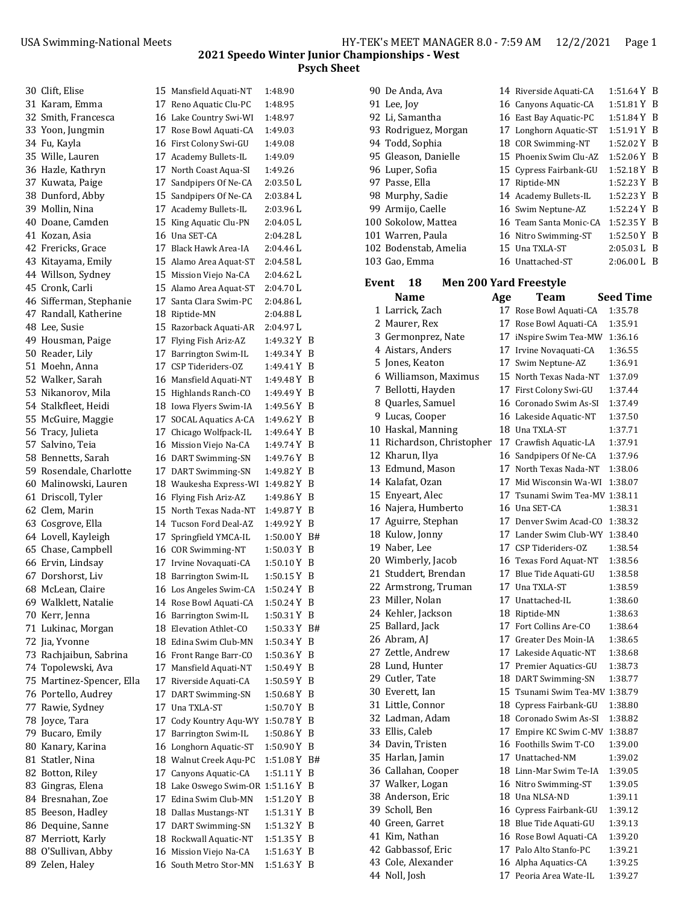## 2021 Speedo Winter Junior Championships - West

### Psych Sheet

| # | Name | Age | Team | Seed Time | |
|---|---|---|---|---|---|
| 30 | Clift, Elise | 15 | Mansfield Aquati-NT | 1:48.90 | |
| 31 | Karam, Emma | 17 | Reno Aquatic Clu-PC | 1:48.95 | |
| 32 | Smith, Francesca | 16 | Lake Country Swi-WI | 1:48.97 | |
| 33 | Yoon, Jungmin | 17 | Rose Bowl Aquati-CA | 1:49.03 | |
| 34 | Fu, Kayla | 16 | First Colony Swi-GU | 1:49.08 | |
| 35 | Wille, Lauren | 17 | Academy Bullets-IL | 1:49.09 | |
| 36 | Hazle, Kathryn | 17 | North Coast Aqua-SI | 1:49.26 | |
| 37 | Kuwata, Paige | 17 | Sandpipers Of Ne-CA | 2:03.50 L | |
| 38 | Dunford, Abby | 15 | Sandpipers Of Ne-CA | 2:03.84 L | |
| 39 | Mollin, Nina | 17 | Academy Bullets-IL | 2:03.96 L | |
| 40 | Doane, Camden | 15 | King Aquatic Clu-PN | 2:04.05 L | |
| 41 | Kozan, Asia | 16 | Una SET-CA | 2:04.28 L | |
| 42 | Frericks, Grace | 17 | Black Hawk Area-IA | 2:04.46 L | |
| 43 | Kitayama, Emily | 15 | Alamo Area Aquat-ST | 2:04.58 L | |
| 44 | Willson, Sydney | 15 | Mission Viejo Na-CA | 2:04.62 L | |
| 45 | Cronk, Carli | 15 | Alamo Area Aquat-ST | 2:04.70 L | |
| 46 | Sifferman, Stephanie | 17 | Santa Clara Swim-PC | 2:04.86 L | |
| 47 | Randall, Katherine | 18 | Riptide-MN | 2:04.88 L | |
| 48 | Lee, Susie | 15 | Razorback Aquati-AR | 2:04.97 L | |
| 49 | Housman, Paige | 17 | Flying Fish Ariz-AZ | 1:49.32 Y | B |
| 50 | Reader, Lily | 17 | Barrington Swim-IL | 1:49.34 Y | B |
| 51 | Moehn, Anna | 17 | CSP Tideriders-OZ | 1:49.41 Y | B |
| 52 | Walker, Sarah | 16 | Mansfield Aquati-NT | 1:49.48 Y | B |
| 53 | Nikanorov, Mila | 15 | Highlands Ranch-CO | 1:49.49 Y | B |
| 54 | Stalkfleet, Heidi | 18 | Iowa Flyers Swim-IA | 1:49.56 Y | B |
| 55 | McGuire, Maggie | 17 | SOCAL Aquatics A-CA | 1:49.62 Y | B |
| 56 | Tracy, Julieta | 17 | Chicago Wolfpack-IL | 1:49.64 Y | B |
| 57 | Salvino, Teia | 16 | Mission Viejo Na-CA | 1:49.74 Y | B |
| 58 | Bennetts, Sarah | 16 | DART Swimming-SN | 1:49.76 Y | B |
| 59 | Rosendale, Charlotte | 17 | DART Swimming-SN | 1:49.82 Y | B |
| 60 | Malinowski, Lauren | 18 | Waukesha Express-WI | 1:49.82 Y | B |
| 61 | Driscoll, Tyler | 16 | Flying Fish Ariz-AZ | 1:49.86 Y | B |
| 62 | Clem, Marin | 15 | North Texas Nada-NT | 1:49.87 Y | B |
| 63 | Cosgrove, Ella | 14 | Tucson Ford Deal-AZ | 1:49.92 Y | B |
| 64 | Lovell, Kayleigh | 17 | Springfield YMCA-IL | 1:50.00 Y | B# |
| 65 | Chase, Campbell | 16 | COR Swimming-NT | 1:50.03 Y | B |
| 66 | Ervin, Lindsay | 17 | Irvine Novaquati-CA | 1:50.10 Y | B |
| 67 | Dorshorst, Liv | 18 | Barrington Swim-IL | 1:50.15 Y | B |
| 68 | McLean, Claire | 16 | Los Angeles Swim-CA | 1:50.24 Y | B |
| 69 | Walklett, Natalie | 14 | Rose Bowl Aquati-CA | 1:50.24 Y | B |
| 70 | Kerr, Jenna | 16 | Barrington Swim-IL | 1:50.31 Y | B |
| 71 | Lukinac, Morgan | 18 | Elevation Athlet-CO | 1:50.33 Y | B# |
| 72 | Jia, Yvonne | 18 | Edina Swim Club-MN | 1:50.34 Y | B |
| 73 | Rachjaibun, Sabrina | 16 | Front Range Barr-CO | 1:50.36 Y | B |
| 74 | Topolewski, Ava | 17 | Mansfield Aquati-NT | 1:50.49 Y | B |
| 75 | Martinez-Spencer, Ella | 17 | Riverside Aquati-CA | 1:50.59 Y | B |
| 76 | Portello, Audrey | 17 | DART Swimming-SN | 1:50.68 Y | B |
| 77 | Rawie, Sydney | 17 | Una TXLA-ST | 1:50.70 Y | B |
| 78 | Joyce, Tara | 17 | Cody Kountry Aqu-WY | 1:50.78 Y | B |
| 79 | Bucaro, Emily | 17 | Barrington Swim-IL | 1:50.86 Y | B |
| 80 | Kanary, Karina | 16 | Longhorn Aquatic-ST | 1:50.90 Y | B |
| 81 | Statler, Nina | 18 | Walnut Creek Aqu-PC | 1:51.08 Y | B# |
| 82 | Botton, Riley | 17 | Canyons Aquatic-CA | 1:51.11 Y | B |
| 83 | Gingras, Elena | 18 | Lake Oswego Swim-OR | 1:51.16 Y | B |
| 84 | Bresnahan, Zoe | 17 | Edina Swim Club-MN | 1:51.20 Y | B |
| 85 | Beeson, Hadley | 18 | Dallas Mustangs-NT | 1:51.31 Y | B |
| 86 | Dequine, Sanne | 17 | DART Swimming-SN | 1:51.32 Y | B |
| 87 | Merriott, Karly | 18 | Rockwall Aquatic-NT | 1:51.35 Y | B |
| 88 | O'Sullivan, Abby | 16 | Mission Viejo Na-CA | 1:51.63 Y | B |
| 89 | Zelen, Haley | 16 | South Metro Stor-MN | 1:51.63 Y | B |
| 90 | De Anda, Ava | 14 | Riverside Aquati-CA | 1:51.64 Y | B |
| 91 | Lee, Joy | 16 | Canyons Aquatic-CA | 1:51.81 Y | B |
| 92 | Li, Samantha | 16 | East Bay Aquatic-PC | 1:51.84 Y | B |
| 93 | Rodriguez, Morgan | 17 | Longhorn Aquatic-ST | 1:51.91 Y | B |
| 94 | Todd, Sophia | 18 | COR Swimming-NT | 1:52.02 Y | B |
| 95 | Gleason, Danielle | 15 | Phoenix Swim Clu-AZ | 1:52.06 Y | B |
| 96 | Luper, Sofia | 15 | Cypress Fairbank-GU | 1:52.18 Y | B |
| 97 | Passe, Ella | 17 | Riptide-MN | 1:52.23 Y | B |
| 98 | Murphy, Sadie | 14 | Academy Bullets-IL | 1:52.23 Y | B |
| 99 | Armijo, Caelle | 16 | Swim Neptune-AZ | 1:52.24 Y | B |
| 100 | Sokolow, Mattea | 16 | Team Santa Monic-CA | 1:52.35 Y | B |
| 101 | Warren, Paula | 16 | Nitro Swimming-ST | 1:52.50 Y | B |
| 102 | Bodenstab, Amelia | 15 | Una TXLA-ST | 2:05.03 L | B |
| 103 | Gao, Emma | 16 | Unattached-ST | 2:06.00 L | B |

### Event 18 Men 200 Yard Freestyle

| # | Name | Age | Team | Seed Time |
|---|---|---|---|---|
| 1 | Larrick, Zach | 17 | Rose Bowl Aquati-CA | 1:35.78 |
| 2 | Maurer, Rex | 17 | Rose Bowl Aquati-CA | 1:35.91 |
| 3 | Germonprez, Nate | 17 | iNspire Swim Tea-MW | 1:36.16 |
| 4 | Aistars, Anders | 17 | Irvine Novaquati-CA | 1:36.55 |
| 5 | Jones, Keaton | 17 | Swim Neptune-AZ | 1:36.91 |
| 6 | Williamson, Maximus | 15 | North Texas Nada-NT | 1:37.09 |
| 7 | Bellotti, Hayden | 17 | First Colony Swi-GU | 1:37.44 |
| 8 | Quarles, Samuel | 16 | Coronado Swim As-SI | 1:37.49 |
| 9 | Lucas, Cooper | 16 | Lakeside Aquatic-NT | 1:37.50 |
| 10 | Haskal, Manning | 18 | Una TXLA-ST | 1:37.71 |
| 11 | Richardson, Christopher | 17 | Crawfish Aquatic-LA | 1:37.91 |
| 12 | Kharun, Ilya | 16 | Sandpipers Of Ne-CA | 1:37.96 |
| 13 | Edmund, Mason | 17 | North Texas Nada-NT | 1:38.06 |
| 14 | Kalafat, Ozan | 17 | Mid Wisconsin Wa-WI | 1:38.07 |
| 15 | Enyeart, Alec | 17 | Tsunami Swim Tea-MV | 1:38.11 |
| 16 | Najera, Humberto | 16 | Una SET-CA | 1:38.31 |
| 17 | Aguirre, Stephan | 17 | Denver Swim Acad-CO | 1:38.32 |
| 18 | Kulow, Jonny | 17 | Lander Swim Club-WY | 1:38.40 |
| 19 | Naber, Lee | 17 | CSP Tideriders-OZ | 1:38.54 |
| 20 | Wimberly, Jacob | 16 | Texas Ford Aquat-NT | 1:38.56 |
| 21 | Studdert, Brendan | 17 | Blue Tide Aquati-GU | 1:38.58 |
| 22 | Armstrong, Truman | 17 | Una TXLA-ST | 1:38.59 |
| 23 | Miller, Nolan | 17 | Unattached-IL | 1:38.60 |
| 24 | Kehler, Jackson | 18 | Riptide-MN | 1:38.63 |
| 25 | Ballard, Jack | 17 | Fort Collins Are-CO | 1:38.64 |
| 26 | Abram, AJ | 17 | Greater Des Moin-IA | 1:38.65 |
| 27 | Zettle, Andrew | 17 | Lakeside Aquatic-NT | 1:38.68 |
| 28 | Lund, Hunter | 17 | Premier Aquatics-GU | 1:38.73 |
| 29 | Cutler, Tate | 18 | DART Swimming-SN | 1:38.77 |
| 30 | Everett, Ian | 15 | Tsunami Swim Tea-MV | 1:38.79 |
| 31 | Little, Connor | 18 | Cypress Fairbank-GU | 1:38.80 |
| 32 | Ladman, Adam | 18 | Coronado Swim As-SI | 1:38.82 |
| 33 | Ellis, Caleb | 17 | Empire KC Swim C-MV | 1:38.87 |
| 34 | Davin, Tristen | 18 | Foothills Swim T-CO | 1:39.00 |
| 35 | Harlan, Jamin | 17 | Unattached-NM | 1:39.02 |
| 36 | Callahan, Cooper | 18 | Linn-Mar Swim Te-IA | 1:39.05 |
| 37 | Walker, Logan | 16 | Nitro Swimming-ST | 1:39.05 |
| 38 | Anderson, Eric | 18 | Una NLSA-ND | 1:39.11 |
| 39 | Scholl, Ben | 16 | Cypress Fairbank-GU | 1:39.12 |
| 40 | Green, Garret | 18 | Blue Tide Aquati-GU | 1:39.13 |
| 41 | Kim, Nathan | 16 | Rose Bowl Aquati-CA | 1:39.20 |
| 42 | Gabbassof, Eric | 17 | Palo Alto Stanfo-PC | 1:39.21 |
| 43 | Cole, Alexander | 16 | Alpha Aquatics-CA | 1:39.25 |
| 44 | Noll, Josh | 17 | Peoria Area Wate-IL | 1:39.27 |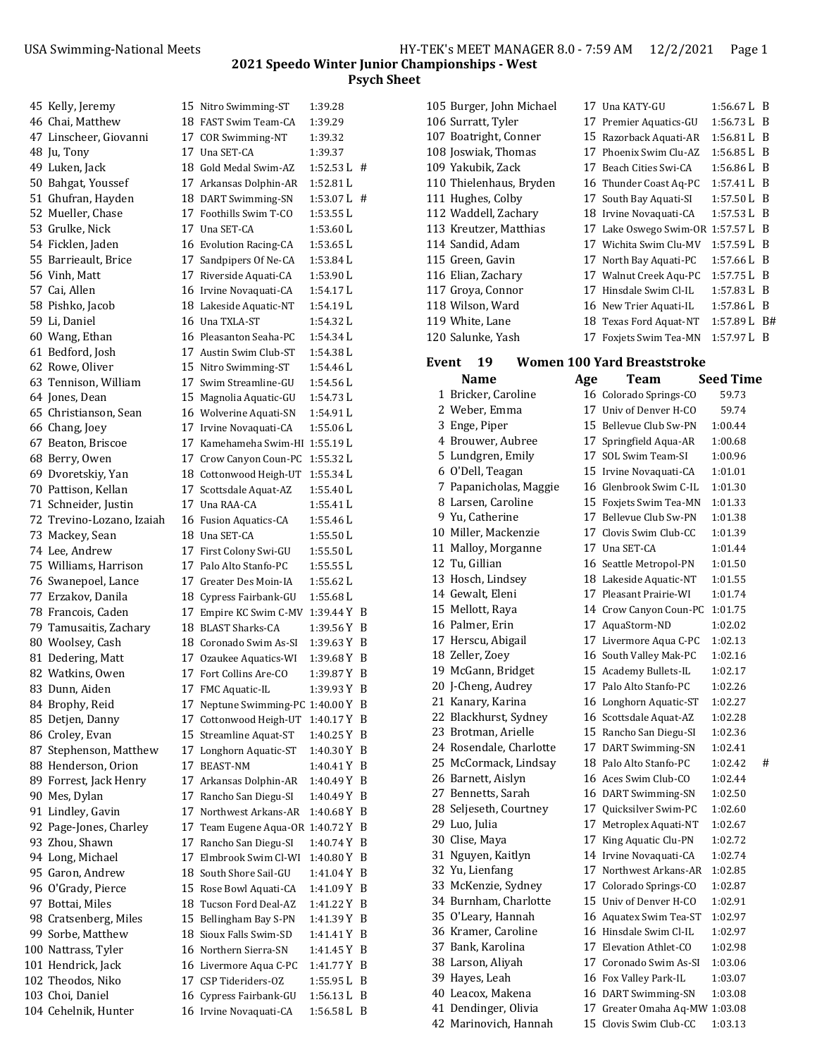## 2021 Speedo Winter Junior Championships - West

### Psych Sheet

| # | Name | Age | Team | Seed Time | |
|---|---|---|---|---|---|
| 45 | Kelly, Jeremy | 15 | Nitro Swimming-ST | 1:39.28 | |
| 46 | Chai, Matthew | 18 | FAST Swim Team-CA | 1:39.29 | |
| 47 | Linscheer, Giovanni | 17 | COR Swimming-NT | 1:39.32 | |
| 48 | Ju, Tony | 17 | Una SET-CA | 1:39.37 | |
| 49 | Luken, Jack | 18 | Gold Medal Swim-AZ | 1:52.53 L | # |
| 50 | Bahgat, Youssef | 17 | Arkansas Dolphin-AR | 1:52.81 L | |
| 51 | Ghufran, Hayden | 18 | DART Swimming-SN | 1:53.07 L | # |
| 52 | Mueller, Chase | 17 | Foothills Swim T-CO | 1:53.55 L | |
| 53 | Grulke, Nick | 17 | Una SET-CA | 1:53.60 L | |
| 54 | Ficklen, Jaden | 16 | Evolution Racing-CA | 1:53.65 L | |
| 55 | Barrieault, Brice | 17 | Sandpipers Of Ne-CA | 1:53.84 L | |
| 56 | Vinh, Matt | 17 | Riverside Aquati-CA | 1:53.90 L | |
| 57 | Cai, Allen | 16 | Irvine Novaquati-CA | 1:54.17 L | |
| 58 | Pishko, Jacob | 18 | Lakeside Aquatic-NT | 1:54.19 L | |
| 59 | Li, Daniel | 16 | Una TXLA-ST | 1:54.32 L | |
| 60 | Wang, Ethan | 16 | Pleasanton Seaha-PC | 1:54.34 L | |
| 61 | Bedford, Josh | 17 | Austin Swim Club-ST | 1:54.38 L | |
| 62 | Rowe, Oliver | 15 | Nitro Swimming-ST | 1:54.46 L | |
| 63 | Tennison, William | 17 | Swim Streamline-GU | 1:54.56 L | |
| 64 | Jones, Dean | 15 | Magnolia Aquatic-GU | 1:54.73 L | |
| 65 | Christianson, Sean | 16 | Wolverine Aquati-SN | 1:54.91 L | |
| 66 | Chang, Joey | 17 | Irvine Novaquati-CA | 1:55.06 L | |
| 67 | Beaton, Briscoe | 17 | Kamehameha Swim-HI | 1:55.19 L | |
| 68 | Berry, Owen | 17 | Crow Canyon Coun-PC | 1:55.32 L | |
| 69 | Dvoretskiy, Yan | 18 | Cottonwood Heigh-UT | 1:55.34 L | |
| 70 | Pattison, Kellan | 17 | Scottsdale Aquat-AZ | 1:55.40 L | |
| 71 | Schneider, Justin | 17 | Una RAA-CA | 1:55.41 L | |
| 72 | Trevino-Lozano, Izaiah | 16 | Fusion Aquatics-CA | 1:55.46 L | |
| 73 | Mackey, Sean | 18 | Una SET-CA | 1:55.50 L | |
| 74 | Lee, Andrew | 17 | First Colony Swi-GU | 1:55.50 L | |
| 75 | Williams, Harrison | 17 | Palo Alto Stanfo-PC | 1:55.55 L | |
| 76 | Swanepoel, Lance | 17 | Greater Des Moin-IA | 1:55.62 L | |
| 77 | Erzakov, Danila | 18 | Cypress Fairbank-GU | 1:55.68 L | |
| 78 | Francois, Caden | 17 | Empire KC Swim C-MV | 1:39.44 Y | B |
| 79 | Tamusaitis, Zachary | 18 | BLAST Sharks-CA | 1:39.56 Y | B |
| 80 | Woolsey, Cash | 18 | Coronado Swim As-SI | 1:39.63 Y | B |
| 81 | Dedering, Matt | 17 | Ozaukee Aquatic-WI | 1:39.68 Y | B |
| 82 | Watkins, Owen | 17 | Fort Collins Are-CO | 1:39.87 Y | B |
| 83 | Dunn, Aiden | 17 | FMC Aquatic-IL | 1:39.93 Y | B |
| 84 | Brophy, Reid | 17 | Neptune Swimming-PC | 1:40.00 Y | B |
| 85 | Detjen, Danny | 17 | Cottonwood Heigh-UT | 1:40.17 Y | B |
| 86 | Croley, Evan | 15 | Streamline Aquat-ST | 1:40.25 Y | B |
| 87 | Stephenson, Matthew | 17 | Longhorn Aquatic-ST | 1:40.30 Y | B |
| 88 | Henderson, Orion | 17 | BEAST-NM | 1:40.41 Y | B |
| 89 | Forrest, Jack Henry | 17 | Arkansas Dolphin-AR | 1:40.49 Y | B |
| 90 | Mes, Dylan | 17 | Rancho San Diegu-SI | 1:40.49 Y | B |
| 91 | Lindley, Gavin | 17 | Northwest Arkans-AR | 1:40.68 Y | B |
| 92 | Page-Jones, Charley | 17 | Team Eugene Aqua-OR | 1:40.72 Y | B |
| 93 | Zhou, Shawn | 17 | Rancho San Diegu-SI | 1:40.74 Y | B |
| 94 | Long, Michael | 17 | Elmbrook Swim Cl-WI | 1:40.80 Y | B |
| 95 | Garon, Andrew | 18 | South Shore Sail-GU | 1:41.04 Y | B |
| 96 | O'Grady, Pierce | 15 | Rose Bowl Aquati-CA | 1:41.09 Y | B |
| 97 | Bottai, Miles | 18 | Tucson Ford Deal-AZ | 1:41.22 Y | B |
| 98 | Cratsenberg, Miles | 15 | Bellingham Bay S-PN | 1:41.39 Y | B |
| 99 | Sorbe, Matthew | 18 | Sioux Falls Swim-SD | 1:41.41 Y | B |
| 100 | Nattrass, Tyler | 16 | Northern Sierra-SN | 1:41.45 Y | B |
| 101 | Hendrick, Jack | 16 | Livermore Aqua C-PC | 1:41.77 Y | B |
| 102 | Theodos, Niko | 17 | CSP Tideriders-OZ | 1:55.95 L | B |
| 103 | Choi, Daniel | 16 | Cypress Fairbank-GU | 1:56.13 L | B |
| 104 | Cehelnik, Hunter | 16 | Irvine Novaquati-CA | 1:56.58 L | B |
| 105 | Burger, John Michael | 17 | Una KATY-GU | 1:56.67 L | B |
| 106 | Surratt, Tyler | 17 | Premier Aquatics-GU | 1:56.73 L | B |
| 107 | Boatright, Conner | 15 | Razorback Aquati-AR | 1:56.81 L | B |
| 108 | Joswiak, Thomas | 17 | Phoenix Swim Clu-AZ | 1:56.85 L | B |
| 109 | Yakubik, Zack | 17 | Beach Cities Swi-CA | 1:56.86 L | B |
| 110 | Thielenhaus, Bryden | 16 | Thunder Coast Aq-PC | 1:57.41 L | B |
| 111 | Hughes, Colby | 17 | South Bay Aquati-SI | 1:57.50 L | B |
| 112 | Waddell, Zachary | 18 | Irvine Novaquati-CA | 1:57.53 L | B |
| 113 | Kreutzer, Matthias | 17 | Lake Oswego Swim-OR | 1:57.57 L | B |
| 114 | Sandid, Adam | 17 | Wichita Swim Clu-MV | 1:57.59 L | B |
| 115 | Green, Gavin | 17 | North Bay Aquati-PC | 1:57.66 L | B |
| 116 | Elian, Zachary | 17 | Walnut Creek Aqu-PC | 1:57.75 L | B |
| 117 | Groya, Connor | 17 | Hinsdale Swim Cl-IL | 1:57.83 L | B |
| 118 | Wilson, Ward | 16 | New Trier Aquati-IL | 1:57.86 L | B |
| 119 | White, Lane | 18 | Texas Ford Aquat-NT | 1:57.89 L | B# |
| 120 | Salunke, Yash | 17 | Foxjets Swim Tea-MN | 1:57.97 L | B |

### Event 19 Women 100 Yard Breaststroke

| # | Name | Age | Team | Seed Time | |
|---|---|---|---|---|---|
| 1 | Bricker, Caroline | 16 | Colorado Springs-CO | 59.73 | |
| 2 | Weber, Emma | 17 | Univ of Denver H-CO | 59.74 | |
| 3 | Enge, Piper | 15 | Bellevue Club Sw-PN | 1:00.44 | |
| 4 | Brouwer, Aubree | 17 | Springfield Aqua-AR | 1:00.68 | |
| 5 | Lundgren, Emily | 17 | SOL Swim Team-SI | 1:00.96 | |
| 6 | O'Dell, Teagan | 15 | Irvine Novaquati-CA | 1:01.01 | |
| 7 | Papanicholas, Maggie | 16 | Glenbrook Swim C-IL | 1:01.30 | |
| 8 | Larsen, Caroline | 15 | Foxjets Swim Tea-MN | 1:01.33 | |
| 9 | Yu, Catherine | 17 | Bellevue Club Sw-PN | 1:01.38 | |
| 10 | Miller, Mackenzie | 17 | Clovis Swim Club-CC | 1:01.39 | |
| 11 | Malloy, Morganne | 17 | Una SET-CA | 1:01.44 | |
| 12 | Tu, Gillian | 16 | Seattle Metropol-PN | 1:01.50 | |
| 13 | Hosch, Lindsey | 18 | Lakeside Aquatic-NT | 1:01.55 | |
| 14 | Gewalt, Eleni | 17 | Pleasant Prairie-WI | 1:01.74 | |
| 15 | Mellott, Raya | 14 | Crow Canyon Coun-PC | 1:01.75 | |
| 16 | Palmer, Erin | 17 | AquaStorm-ND | 1:02.02 | |
| 17 | Herscu, Abigail | 17 | Livermore Aqua C-PC | 1:02.13 | |
| 18 | Zeller, Zoey | 16 | South Valley Mak-PC | 1:02.16 | |
| 19 | McGann, Bridget | 15 | Academy Bullets-IL | 1:02.17 | |
| 20 | J-Cheng, Audrey | 17 | Palo Alto Stanfo-PC | 1:02.26 | |
| 21 | Kanary, Karina | 16 | Longhorn Aquatic-ST | 1:02.27 | |
| 22 | Blackhurst, Sydney | 16 | Scottsdale Aquat-AZ | 1:02.28 | |
| 23 | Brotman, Arielle | 15 | Rancho San Diegu-SI | 1:02.36 | |
| 24 | Rosendale, Charlotte | 17 | DART Swimming-SN | 1:02.41 | |
| 25 | McCormack, Lindsay | 18 | Palo Alto Stanfo-PC | 1:02.42 | # |
| 26 | Barnett, Aislyn | 16 | Aces Swim Club-CO | 1:02.44 | |
| 27 | Bennetts, Sarah | 16 | DART Swimming-SN | 1:02.50 | |
| 28 | Seljeseth, Courtney | 17 | Quicksilver Swim-PC | 1:02.60 | |
| 29 | Luo, Julia | 17 | Metroplex Aquati-NT | 1:02.67 | |
| 30 | Clise, Maya | 17 | King Aquatic Clu-PN | 1:02.72 | |
| 31 | Nguyen, Kaitlyn | 14 | Irvine Novaquati-CA | 1:02.74 | |
| 32 | Yu, Lienfang | 17 | Northwest Arkans-AR | 1:02.85 | |
| 33 | McKenzie, Sydney | 17 | Colorado Springs-CO | 1:02.87 | |
| 34 | Burnham, Charlotte | 15 | Univ of Denver H-CO | 1:02.91 | |
| 35 | O'Leary, Hannah | 16 | Aquatex Swim Tea-ST | 1:02.97 | |
| 36 | Kramer, Caroline | 16 | Hinsdale Swim Cl-IL | 1:02.97 | |
| 37 | Bank, Karolina | 17 | Elevation Athlet-CO | 1:02.98 | |
| 38 | Larson, Aliyah | 17 | Coronado Swim As-SI | 1:03.06 | |
| 39 | Hayes, Leah | 16 | Fox Valley Park-IL | 1:03.07 | |
| 40 | Leacox, Makena | 16 | DART Swimming-SN | 1:03.08 | |
| 41 | Dendinger, Olivia | 17 | Greater Omaha Aq-MW | 1:03.08 | |
| 42 | Marinovich, Hannah | 15 | Clovis Swim Club-CC | 1:03.13 | |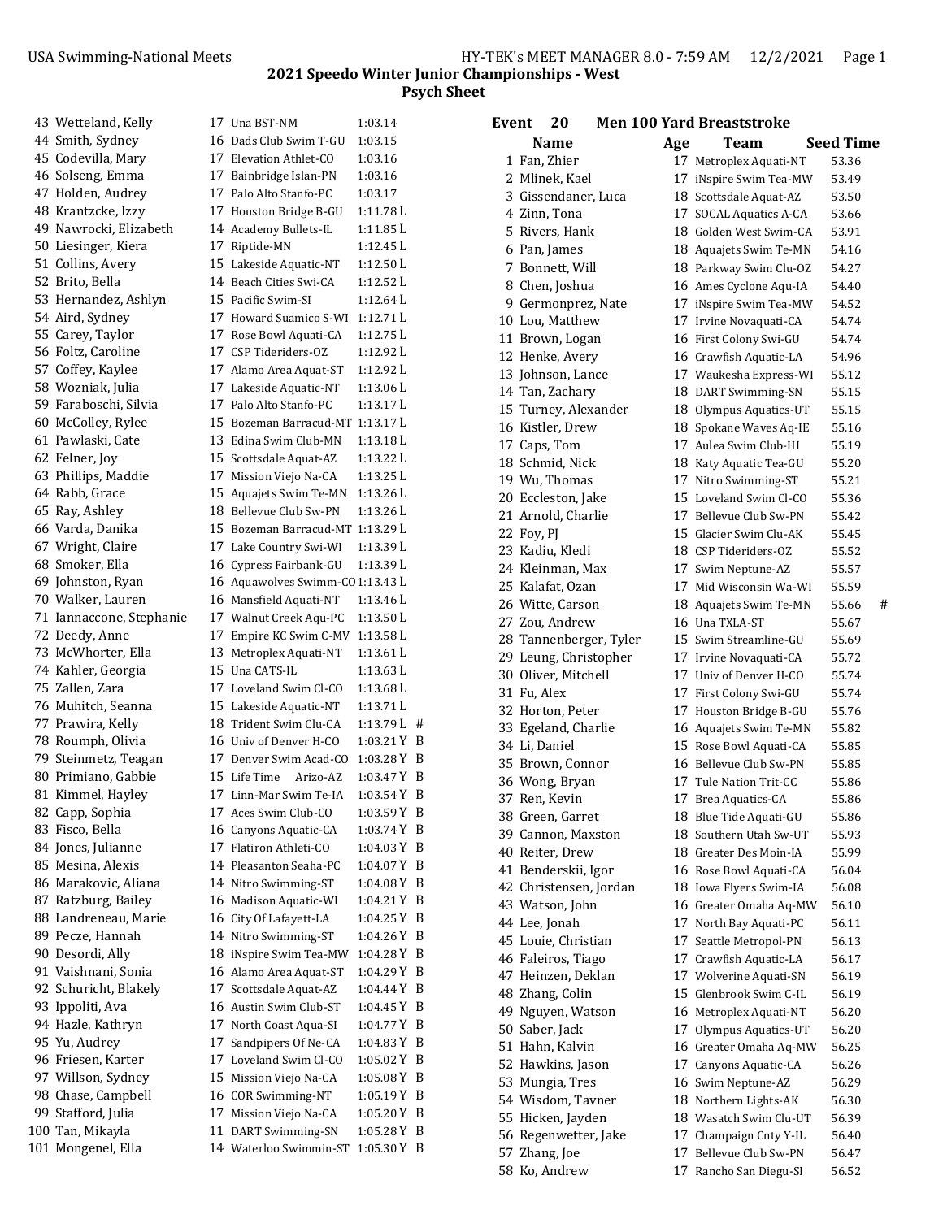## 2021 Speedo Winter Junior Championships - West

### Psych Sheet

| # | Name | Age | Team | Seed Time | |
|---|---|---|---|---|---|
| 43 | Wetteland, Kelly | 17 | Una BST-NM | 1:03.14 | |
| 44 | Smith, Sydney | 16 | Dads Club Swim T-GU | 1:03.15 | |
| 45 | Codevilla, Mary | 17 | Elevation Athlet-CO | 1:03.16 | |
| 46 | Solseng, Emma | 17 | Bainbridge Islan-PN | 1:03.16 | |
| 47 | Holden, Audrey | 17 | Palo Alto Stanfo-PC | 1:03.17 | |
| 48 | Krantzcke, Izzy | 17 | Houston Bridge B-GU | 1:11.78 L | |
| 49 | Nawrocki, Elizabeth | 14 | Academy Bullets-IL | 1:11.85 L | |
| 50 | Liesinger, Kiera | 17 | Riptide-MN | 1:12.45 L | |
| 51 | Collins, Avery | 15 | Lakeside Aquatic-NT | 1:12.50 L | |
| 52 | Brito, Bella | 14 | Beach Cities Swi-CA | 1:12.52 L | |
| 53 | Hernandez, Ashlyn | 15 | Pacific Swim-SI | 1:12.64 L | |
| 54 | Aird, Sydney | 17 | Howard Suamico S-WI | 1:12.71 L | |
| 55 | Carey, Taylor | 17 | Rose Bowl Aquati-CA | 1:12.75 L | |
| 56 | Foltz, Caroline | 17 | CSP Tideriders-OZ | 1:12.92 L | |
| 57 | Coffey, Kaylee | 17 | Alamo Area Aquat-ST | 1:12.92 L | |
| 58 | Wozniak, Julia | 17 | Lakeside Aquatic-NT | 1:13.06 L | |
| 59 | Faraboschi, Silvia | 17 | Palo Alto Stanfo-PC | 1:13.17 L | |
| 60 | McColley, Rylee | 15 | Bozeman Barracud-MT | 1:13.17 L | |
| 61 | Pawlaski, Cate | 13 | Edina Swim Club-MN | 1:13.18 L | |
| 62 | Felner, Joy | 15 | Scottsdale Aquat-AZ | 1:13.22 L | |
| 63 | Phillips, Maddie | 17 | Mission Viejo Na-CA | 1:13.25 L | |
| 64 | Rabb, Grace | 15 | Aquajets Swim Te-MN | 1:13.26 L | |
| 65 | Ray, Ashley | 18 | Bellevue Club Sw-PN | 1:13.26 L | |
| 66 | Varda, Danika | 15 | Bozeman Barracud-MT | 1:13.29 L | |
| 67 | Wright, Claire | 17 | Lake Country Swi-WI | 1:13.39 L | |
| 68 | Smoker, Ella | 16 | Cypress Fairbank-GU | 1:13.39 L | |
| 69 | Johnston, Ryan | 16 | Aquawolves Swimm-CO | 1:13.43 L | |
| 70 | Walker, Lauren | 16 | Mansfield Aquati-NT | 1:13.46 L | |
| 71 | Iannaccone, Stephanie | 17 | Walnut Creek Aqu-PC | 1:13.50 L | |
| 72 | Deedy, Anne | 17 | Empire KC Swim C-MV | 1:13.58 L | |
| 73 | McWhorter, Ella | 13 | Metroplex Aquati-NT | 1:13.61 L | |
| 74 | Kahler, Georgia | 15 | Una CATS-IL | 1:13.63 L | |
| 75 | Zallen, Zara | 17 | Loveland Swim Cl-CO | 1:13.68 L | |
| 76 | Muhitch, Seanna | 15 | Lakeside Aquatic-NT | 1:13.71 L | |
| 77 | Prawira, Kelly | 18 | Trident Swim Clu-CA | 1:13.79 L | # |
| 78 | Roumph, Olivia | 16 | Univ of Denver H-CO | 1:03.21 Y | B |
| 79 | Steinmetz, Teagan | 17 | Denver Swim Acad-CO | 1:03.28 Y | B |
| 80 | Primiano, Gabbie | 15 | Life Time Arizo-AZ | 1:03.47 Y | B |
| 81 | Kimmel, Hayley | 17 | Linn-Mar Swim Te-IA | 1:03.54 Y | B |
| 82 | Capp, Sophia | 17 | Aces Swim Club-CO | 1:03.59 Y | B |
| 83 | Fisco, Bella | 16 | Canyons Aquatic-CA | 1:03.74 Y | B |
| 84 | Jones, Julianne | 17 | Flatiron Athleti-CO | 1:04.03 Y | B |
| 85 | Mesina, Alexis | 14 | Pleasanton Seaha-PC | 1:04.07 Y | B |
| 86 | Marakovic, Aliana | 14 | Nitro Swimming-ST | 1:04.08 Y | B |
| 87 | Ratzburg, Bailey | 16 | Madison Aquatic-WI | 1:04.21 Y | B |
| 88 | Landreneau, Marie | 16 | City Of Lafayett-LA | 1:04.25 Y | B |
| 89 | Pecze, Hannah | 14 | Nitro Swimming-ST | 1:04.26 Y | B |
| 90 | Desordi, Ally | 18 | iNspire Swim Tea-MW | 1:04.28 Y | B |
| 91 | Vaishnani, Sonia | 16 | Alamo Area Aquat-ST | 1:04.29 Y | B |
| 92 | Schuricht, Blakely | 17 | Scottsdale Aquat-AZ | 1:04.44 Y | B |
| 93 | Ippoliti, Ava | 16 | Austin Swim Club-ST | 1:04.45 Y | B |
| 94 | Hazle, Kathryn | 17 | North Coast Aqua-SI | 1:04.77 Y | B |
| 95 | Yu, Audrey | 17 | Sandpipers Of Ne-CA | 1:04.83 Y | B |
| 96 | Friesen, Karter | 17 | Loveland Swim Cl-CO | 1:05.02 Y | B |
| 97 | Willson, Sydney | 15 | Mission Viejo Na-CA | 1:05.08 Y | B |
| 98 | Chase, Campbell | 16 | COR Swimming-NT | 1:05.19 Y | B |
| 99 | Stafford, Julia | 17 | Mission Viejo Na-CA | 1:05.20 Y | B |
| 100 | Tan, Mikayla | 11 | DART Swimming-SN | 1:05.28 Y | B |
| 101 | Mongenel, Ella | 14 | Waterloo Swimmin-ST | 1:05.30 Y | B |

### Event 20 Men 100 Yard Breaststroke

| # | Name | Age | Team | Seed Time | |
|---|---|---|---|---|---|
| 1 | Fan, Zhier | 17 | Metroplex Aquati-NT | 53.36 | |
| 2 | Mlinek, Kael | 17 | iNspire Swim Tea-MW | 53.49 | |
| 3 | Gissendaner, Luca | 18 | Scottsdale Aquat-AZ | 53.50 | |
| 4 | Zinn, Tona | 17 | SOCAL Aquatics A-CA | 53.66 | |
| 5 | Rivers, Hank | 18 | Golden West Swim-CA | 53.91 | |
| 6 | Pan, James | 18 | Aquajets Swim Te-MN | 54.16 | |
| 7 | Bonnett, Will | 18 | Parkway Swim Clu-OZ | 54.27 | |
| 8 | Chen, Joshua | 16 | Ames Cyclone Aqu-IA | 54.40 | |
| 9 | Germonprez, Nate | 17 | iNspire Swim Tea-MW | 54.52 | |
| 10 | Lou, Matthew | 17 | Irvine Novaquati-CA | 54.74 | |
| 11 | Brown, Logan | 16 | First Colony Swi-GU | 54.74 | |
| 12 | Henke, Avery | 16 | Crawfish Aquatic-LA | 54.96 | |
| 13 | Johnson, Lance | 17 | Waukesha Express-WI | 55.12 | |
| 14 | Tan, Zachary | 18 | DART Swimming-SN | 55.15 | |
| 15 | Turney, Alexander | 18 | Olympus Aquatics-UT | 55.15 | |
| 16 | Kistler, Drew | 18 | Spokane Waves Aq-IE | 55.16 | |
| 17 | Caps, Tom | 17 | Aulea Swim Club-HI | 55.19 | |
| 18 | Schmid, Nick | 18 | Katy Aquatic Tea-GU | 55.20 | |
| 19 | Wu, Thomas | 17 | Nitro Swimming-ST | 55.21 | |
| 20 | Eccleston, Jake | 15 | Loveland Swim Cl-CO | 55.36 | |
| 21 | Arnold, Charlie | 17 | Bellevue Club Sw-PN | 55.42 | |
| 22 | Foy, PJ | 15 | Glacier Swim Clu-AK | 55.45 | |
| 23 | Kadiu, Kledi | 18 | CSP Tideriders-OZ | 55.52 | |
| 24 | Kleinman, Max | 17 | Swim Neptune-AZ | 55.57 | |
| 25 | Kalafat, Ozan | 17 | Mid Wisconsin Wa-WI | 55.59 | |
| 26 | Witte, Carson | 18 | Aquajets Swim Te-MN | 55.66 | # |
| 27 | Zou, Andrew | 16 | Una TXLA-ST | 55.67 | |
| 28 | Tannenberger, Tyler | 15 | Swim Streamline-GU | 55.69 | |
| 29 | Leung, Christopher | 17 | Irvine Novaquati-CA | 55.72 | |
| 30 | Oliver, Mitchell | 17 | Univ of Denver H-CO | 55.74 | |
| 31 | Fu, Alex | 17 | First Colony Swi-GU | 55.74 | |
| 32 | Horton, Peter | 17 | Houston Bridge B-GU | 55.76 | |
| 33 | Egeland, Charlie | 16 | Aquajets Swim Te-MN | 55.82 | |
| 34 | Li, Daniel | 15 | Rose Bowl Aquati-CA | 55.85 | |
| 35 | Brown, Connor | 16 | Bellevue Club Sw-PN | 55.85 | |
| 36 | Wong, Bryan | 17 | Tule Nation Trit-CC | 55.86 | |
| 37 | Ren, Kevin | 17 | Brea Aquatics-CA | 55.86 | |
| 38 | Green, Garret | 18 | Blue Tide Aquati-GU | 55.86 | |
| 39 | Cannon, Maxston | 18 | Southern Utah Sw-UT | 55.93 | |
| 40 | Reiter, Drew | 18 | Greater Des Moin-IA | 55.99 | |
| 41 | Benderskii, Igor | 16 | Rose Bowl Aquati-CA | 56.04 | |
| 42 | Christensen, Jordan | 18 | Iowa Flyers Swim-IA | 56.08 | |
| 43 | Watson, John | 16 | Greater Omaha Aq-MW | 56.10 | |
| 44 | Lee, Jonah | 17 | North Bay Aquati-PC | 56.11 | |
| 45 | Louie, Christian | 17 | Seattle Metropol-PN | 56.13 | |
| 46 | Faleiros, Tiago | 17 | Crawfish Aquatic-LA | 56.17 | |
| 47 | Heinzen, Deklan | 17 | Wolverine Aquati-SN | 56.19 | |
| 48 | Zhang, Colin | 15 | Glenbrook Swim C-IL | 56.19 | |
| 49 | Nguyen, Watson | 16 | Metroplex Aquati-NT | 56.20 | |
| 50 | Saber, Jack | 17 | Olympus Aquatics-UT | 56.20 | |
| 51 | Hahn, Kalvin | 16 | Greater Omaha Aq-MW | 56.25 | |
| 52 | Hawkins, Jason | 17 | Canyons Aquatic-CA | 56.26 | |
| 53 | Mungia, Tres | 16 | Swim Neptune-AZ | 56.29 | |
| 54 | Wisdom, Tavner | 18 | Northern Lights-AK | 56.30 | |
| 55 | Hicken, Jayden | 18 | Wasatch Swim Clu-UT | 56.39 | |
| 56 | Regenwetter, Jake | 17 | Champaign Cnty Y-IL | 56.40 | |
| 57 | Zhang, Joe | 17 | Bellevue Club Sw-PN | 56.47 | |
| 58 | Ko, Andrew | 17 | Rancho San Diegu-SI | 56.52 | |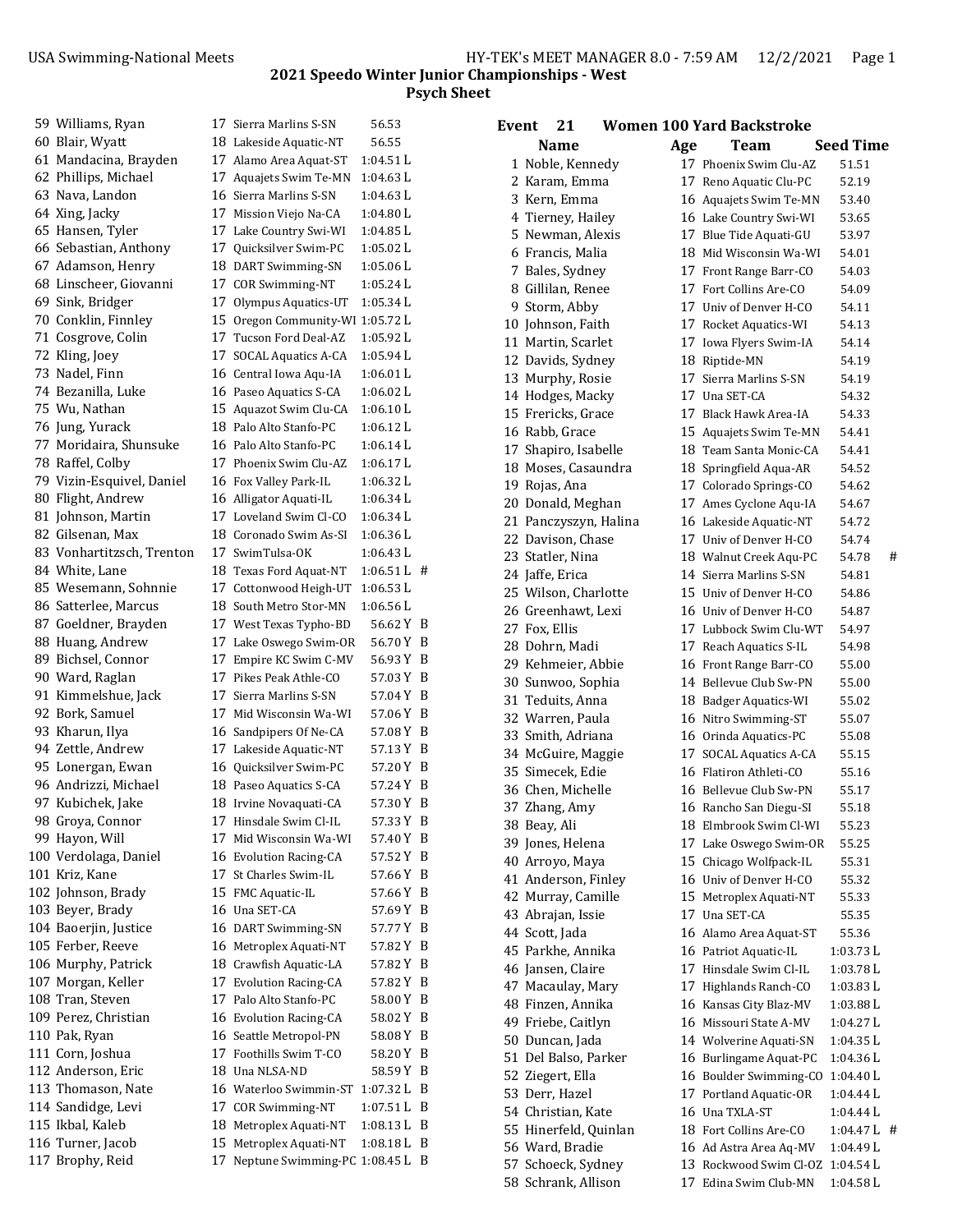**2021 Speedo Winter Junior Championships - West**
**Psych Sheet**

| # | Name | Age | Team | Seed Time | |
|---|---|---|---|---|---|
| 59 | Williams, Ryan | 17 | Sierra Marlins S-SN | 56.53 | |
| 60 | Blair, Wyatt | 18 | Lakeside Aquatic-NT | 56.55 | |
| 61 | Mandacina, Brayden | 17 | Alamo Area Aquat-ST | 1:04.51 L | |
| 62 | Phillips, Michael | 17 | Aquajets Swim Te-MN | 1:04.63 L | |
| 63 | Nava, Landon | 16 | Sierra Marlins S-SN | 1:04.63 L | |
| 64 | Xing, Jacky | 17 | Mission Viejo Na-CA | 1:04.80 L | |
| 65 | Hansen, Tyler | 17 | Lake Country Swi-WI | 1:04.85 L | |
| 66 | Sebastian, Anthony | 17 | Quicksilver Swim-PC | 1:05.02 L | |
| 67 | Adamson, Henry | 18 | DART Swimming-SN | 1:05.06 L | |
| 68 | Linscheer, Giovanni | 17 | COR Swimming-NT | 1:05.24 L | |
| 69 | Sink, Bridger | 17 | Olympus Aquatics-UT | 1:05.34 L | |
| 70 | Conklin, Finnley | 15 | Oregon Community-WI | 1:05.72 L | |
| 71 | Cosgrove, Colin | 17 | Tucson Ford Deal-AZ | 1:05.92 L | |
| 72 | Kling, Joey | 17 | SOCAL Aquatics A-CA | 1:05.94 L | |
| 73 | Nadel, Finn | 16 | Central Iowa Aqu-IA | 1:06.01 L | |
| 74 | Bezanilla, Luke | 16 | Paseo Aquatics S-CA | 1:06.02 L | |
| 75 | Wu, Nathan | 15 | Aquazot Swim Clu-CA | 1:06.10 L | |
| 76 | Jung, Yurack | 18 | Palo Alto Stanfo-PC | 1:06.12 L | |
| 77 | Moridaira, Shunsuke | 16 | Palo Alto Stanfo-PC | 1:06.14 L | |
| 78 | Raffel, Colby | 17 | Phoenix Swim Clu-AZ | 1:06.17 L | |
| 79 | Vizin-Esquivel, Daniel | 16 | Fox Valley Park-IL | 1:06.32 L | |
| 80 | Flight, Andrew | 16 | Alligator Aquati-IL | 1:06.34 L | |
| 81 | Johnson, Martin | 17 | Loveland Swim Cl-CO | 1:06.34 L | |
| 82 | Gilsenan, Max | 18 | Coronado Swim As-SI | 1:06.36 L | |
| 83 | Vonhartitzsch, Trenton | 17 | SwimTulsa-OK | 1:06.43 L | |
| 84 | White, Lane | 18 | Texas Ford Aquat-NT | 1:06.51 L | # |
| 85 | Wesemann, Sohnnie | 17 | Cottonwood Heigh-UT | 1:06.53 L | |
| 86 | Satterlee, Marcus | 18 | South Metro Stor-MN | 1:06.56 L | |
| 87 | Goeldner, Brayden | 17 | West Texas Typho-BD | 56.62 Y | B |
| 88 | Huang, Andrew | 17 | Lake Oswego Swim-OR | 56.70 Y | B |
| 89 | Bichsel, Connor | 17 | Empire KC Swim C-MV | 56.93 Y | B |
| 90 | Ward, Raglan | 17 | Pikes Peak Athle-CO | 57.03 Y | B |
| 91 | Kimmelshue, Jack | 17 | Sierra Marlins S-SN | 57.04 Y | B |
| 92 | Bork, Samuel | 17 | Mid Wisconsin Wa-WI | 57.06 Y | B |
| 93 | Kharun, Ilya | 16 | Sandpipers Of Ne-CA | 57.08 Y | B |
| 94 | Zettle, Andrew | 17 | Lakeside Aquatic-NT | 57.13 Y | B |
| 95 | Lonergan, Ewan | 16 | Quicksilver Swim-PC | 57.20 Y | B |
| 96 | Andrizzi, Michael | 18 | Paseo Aquatics S-CA | 57.24 Y | B |
| 97 | Kubichek, Jake | 18 | Irvine Novaquati-CA | 57.30 Y | B |
| 98 | Groya, Connor | 17 | Hinsdale Swim Cl-IL | 57.33 Y | B |
| 99 | Hayon, Will | 17 | Mid Wisconsin Wa-WI | 57.40 Y | B |
| 100 | Verdolaga, Daniel | 16 | Evolution Racing-CA | 57.52 Y | B |
| 101 | Kriz, Kane | 17 | St Charles Swim-IL | 57.66 Y | B |
| 102 | Johnson, Brady | 15 | FMC Aquatic-IL | 57.66 Y | B |
| 103 | Beyer, Brady | 16 | Una SET-CA | 57.69 Y | B |
| 104 | Baoerjin, Justice | 16 | DART Swimming-SN | 57.77 Y | B |
| 105 | Ferber, Reeve | 16 | Metroplex Aquati-NT | 57.82 Y | B |
| 106 | Murphy, Patrick | 18 | Crawfish Aquatic-LA | 57.82 Y | B |
| 107 | Morgan, Keller | 17 | Evolution Racing-CA | 57.82 Y | B |
| 108 | Tran, Steven | 17 | Palo Alto Stanfo-PC | 58.00 Y | B |
| 109 | Perez, Christian | 16 | Evolution Racing-CA | 58.02 Y | B |
| 110 | Pak, Ryan | 16 | Seattle Metropol-PN | 58.08 Y | B |
| 111 | Corn, Joshua | 17 | Foothills Swim T-CO | 58.20 Y | B |
| 112 | Anderson, Eric | 18 | Una NLSA-ND | 58.59 Y | B |
| 113 | Thomason, Nate | 16 | Waterloo Swimmin-ST | 1:07.32 L | B |
| 114 | Sandidge, Levi | 17 | COR Swimming-NT | 1:07.51 L | B |
| 115 | Ikbal, Kaleb | 18 | Metroplex Aquati-NT | 1:08.13 L | B |
| 116 | Turner, Jacob | 15 | Metroplex Aquati-NT | 1:08.18 L | B |
| 117 | Brophy, Reid | 17 | Neptune Swimming-PC | 1:08.45 L | B |

## Event 21 Women 100 Yard Backstroke

| # | Name | Age | Team | Seed Time | |
|---|---|---|---|---|---|
| 1 | Noble, Kennedy | 17 | Phoenix Swim Clu-AZ | 51.51 | |
| 2 | Karam, Emma | 17 | Reno Aquatic Clu-PC | 52.19 | |
| 3 | Kern, Emma | 16 | Aquajets Swim Te-MN | 53.40 | |
| 4 | Tierney, Hailey | 16 | Lake Country Swi-WI | 53.65 | |
| 5 | Newman, Alexis | 17 | Blue Tide Aquati-GU | 53.97 | |
| 6 | Francis, Malia | 18 | Mid Wisconsin Wa-WI | 54.01 | |
| 7 | Bales, Sydney | 17 | Front Range Barr-CO | 54.03 | |
| 8 | Gillilan, Renee | 17 | Fort Collins Are-CO | 54.09 | |
| 9 | Storm, Abby | 17 | Univ of Denver H-CO | 54.11 | |
| 10 | Johnson, Faith | 17 | Rocket Aquatics-WI | 54.13 | |
| 11 | Martin, Scarlet | 17 | Iowa Flyers Swim-IA | 54.14 | |
| 12 | Davids, Sydney | 18 | Riptide-MN | 54.19 | |
| 13 | Murphy, Rosie | 17 | Sierra Marlins S-SN | 54.19 | |
| 14 | Hodges, Macky | 17 | Una SET-CA | 54.32 | |
| 15 | Frericks, Grace | 17 | Black Hawk Area-IA | 54.33 | |
| 16 | Rabb, Grace | 15 | Aquajets Swim Te-MN | 54.41 | |
| 17 | Shapiro, Isabelle | 18 | Team Santa Monic-CA | 54.41 | |
| 18 | Moses, Casaundra | 18 | Springfield Aqua-AR | 54.52 | |
| 19 | Rojas, Ana | 17 | Colorado Springs-CO | 54.62 | |
| 20 | Donald, Meghan | 17 | Ames Cyclone Aqu-IA | 54.67 | |
| 21 | Panczyszyn, Halina | 16 | Lakeside Aquatic-NT | 54.72 | |
| 22 | Davison, Chase | 17 | Univ of Denver H-CO | 54.74 | |
| 23 | Statler, Nina | 18 | Walnut Creek Aqu-PC | 54.78 | # |
| 24 | Jaffe, Erica | 14 | Sierra Marlins S-SN | 54.81 | |
| 25 | Wilson, Charlotte | 15 | Univ of Denver H-CO | 54.86 | |
| 26 | Greenhawt, Lexi | 16 | Univ of Denver H-CO | 54.87 | |
| 27 | Fox, Ellis | 17 | Lubbock Swim Clu-WT | 54.97 | |
| 28 | Dohrn, Madi | 17 | Reach Aquatics S-IL | 54.98 | |
| 29 | Kehmeier, Abbie | 16 | Front Range Barr-CO | 55.00 | |
| 30 | Sunwoo, Sophia | 14 | Bellevue Club Sw-PN | 55.00 | |
| 31 | Teduits, Anna | 18 | Badger Aquatics-WI | 55.02 | |
| 32 | Warren, Paula | 16 | Nitro Swimming-ST | 55.07 | |
| 33 | Smith, Adriana | 16 | Orinda Aquatics-PC | 55.08 | |
| 34 | McGuire, Maggie | 17 | SOCAL Aquatics A-CA | 55.15 | |
| 35 | Simecek, Edie | 16 | Flatiron Athleti-CO | 55.16 | |
| 36 | Chen, Michelle | 16 | Bellevue Club Sw-PN | 55.17 | |
| 37 | Zhang, Amy | 16 | Rancho San Diegu-SI | 55.18 | |
| 38 | Beay, Ali | 18 | Elmbrook Swim Cl-WI | 55.23 | |
| 39 | Jones, Helena | 17 | Lake Oswego Swim-OR | 55.25 | |
| 40 | Arroyo, Maya | 15 | Chicago Wolfpack-IL | 55.31 | |
| 41 | Anderson, Finley | 16 | Univ of Denver H-CO | 55.32 | |
| 42 | Murray, Camille | 15 | Metroplex Aquati-NT | 55.33 | |
| 43 | Abrajan, Issie | 17 | Una SET-CA | 55.35 | |
| 44 | Scott, Jada | 16 | Alamo Area Aquat-ST | 55.36 | |
| 45 | Parkhe, Annika | 16 | Patriot Aquatic-IL | 1:03.73 L | |
| 46 | Jansen, Claire | 17 | Hinsdale Swim Cl-IL | 1:03.78 L | |
| 47 | Macaulay, Mary | 17 | Highlands Ranch-CO | 1:03.83 L | |
| 48 | Finzen, Annika | 16 | Kansas City Blaz-MV | 1:03.88 L | |
| 49 | Friebe, Caitlyn | 16 | Missouri State A-MV | 1:04.27 L | |
| 50 | Duncan, Jada | 14 | Wolverine Aquati-SN | 1:04.35 L | |
| 51 | Del Balso, Parker | 16 | Burlingame Aquat-PC | 1:04.36 L | |
| 52 | Ziegert, Ella | 16 | Boulder Swimming-CO | 1:04.40 L | |
| 53 | Derr, Hazel | 17 | Portland Aquatic-OR | 1:04.44 L | |
| 54 | Christian, Kate | 16 | Una TXLA-ST | 1:04.44 L | |
| 55 | Hinerfeld, Quinlan | 18 | Fort Collins Are-CO | 1:04.47 L | # |
| 56 | Ward, Bradie | 16 | Ad Astra Area Aq-MV | 1:04.49 L | |
| 57 | Schoeck, Sydney | 13 | Rockwood Swim Cl-OZ | 1:04.54 L | |
| 58 | Schrank, Allison | 17 | Edina Swim Club-MN | 1:04.58 L | |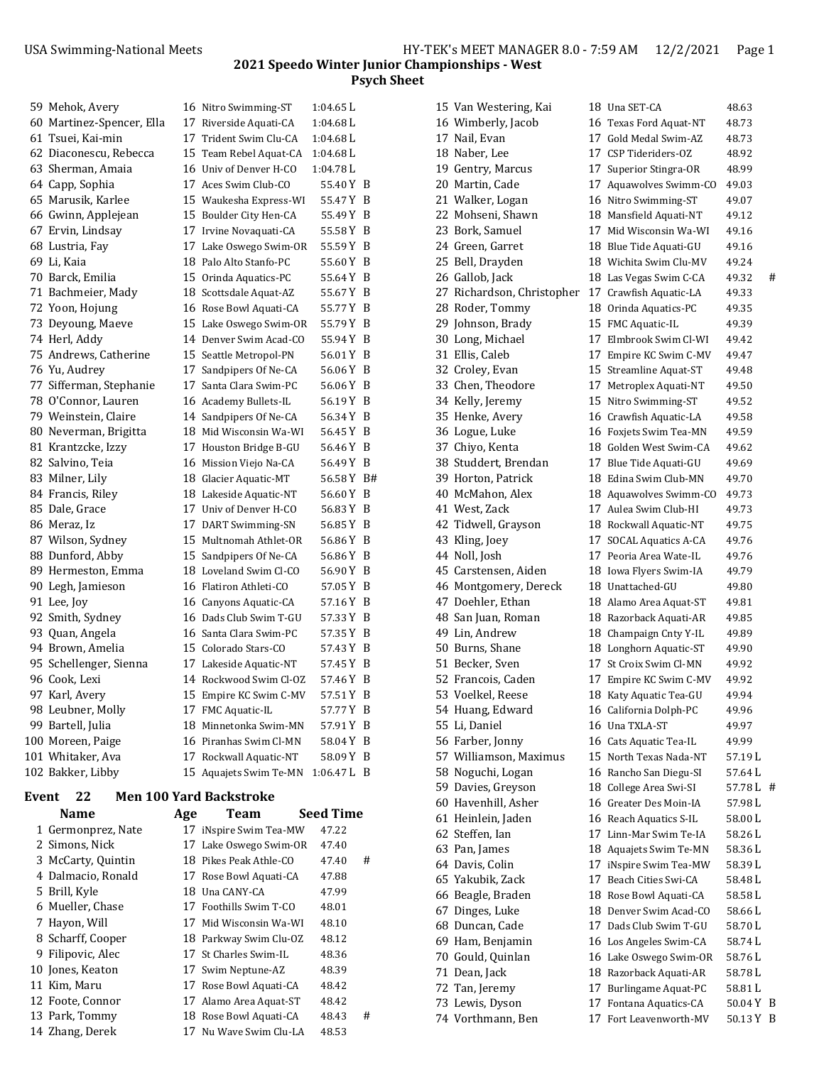# 2021 Speedo Winter Junior Championships - West
## Psych Sheet

| # | Name | Age | Team | Seed Time | |
|---|---|---|---|---|---|
| 59 | Mehok, Avery | 16 | Nitro Swimming-ST | 1:04.65 L | |
| 60 | Martinez-Spencer, Ella | 17 | Riverside Aquati-CA | 1:04.68 L | |
| 61 | Tsuei, Kai-min | 17 | Trident Swim Clu-CA | 1:04.68 L | |
| 62 | Diaconescu, Rebecca | 15 | Team Rebel Aquat-CA | 1:04.68 L | |
| 63 | Sherman, Amaia | 16 | Univ of Denver H-CO | 1:04.78 L | |
| 64 | Capp, Sophia | 17 | Aces Swim Club-CO | 55.40 Y | B |
| 65 | Marusik, Karlee | 15 | Waukesha Express-WI | 55.47 Y | B |
| 66 | Gwinn, Applejean | 15 | Boulder City Hen-CA | 55.49 Y | B |
| 67 | Ervin, Lindsay | 17 | Irvine Novaquati-CA | 55.58 Y | B |
| 68 | Lustria, Fay | 17 | Lake Oswego Swim-OR | 55.59 Y | B |
| 69 | Li, Kaia | 18 | Palo Alto Stanfo-PC | 55.60 Y | B |
| 70 | Barck, Emilia | 15 | Orinda Aquatics-PC | 55.64 Y | B |
| 71 | Bachmeier, Mady | 18 | Scottsdale Aquat-AZ | 55.67 Y | B |
| 72 | Yoon, Hojung | 16 | Rose Bowl Aquati-CA | 55.77 Y | B |
| 73 | Deyoung, Maeve | 15 | Lake Oswego Swim-OR | 55.79 Y | B |
| 74 | Herl, Addy | 14 | Denver Swim Acad-CO | 55.94 Y | B |
| 75 | Andrews, Catherine | 15 | Seattle Metropol-PN | 56.01 Y | B |
| 76 | Yu, Audrey | 17 | Sandpipers Of Ne-CA | 56.06 Y | B |
| 77 | Sifferman, Stephanie | 17 | Santa Clara Swim-PC | 56.06 Y | B |
| 78 | O'Connor, Lauren | 16 | Academy Bullets-IL | 56.19 Y | B |
| 79 | Weinstein, Claire | 14 | Sandpipers Of Ne-CA | 56.34 Y | B |
| 80 | Neverman, Brigitta | 18 | Mid Wisconsin Wa-WI | 56.45 Y | B |
| 81 | Krantzcke, Izzy | 17 | Houston Bridge B-GU | 56.46 Y | B |
| 82 | Salvino, Teia | 16 | Mission Viejo Na-CA | 56.49 Y | B |
| 83 | Milner, Lily | 18 | Glacier Aquatic-MT | 56.58 Y | B# |
| 84 | Francis, Riley | 18 | Lakeside Aquatic-NT | 56.60 Y | B |
| 85 | Dale, Grace | 17 | Univ of Denver H-CO | 56.83 Y | B |
| 86 | Meraz, Iz | 17 | DART Swimming-SN | 56.85 Y | B |
| 87 | Wilson, Sydney | 15 | Multnomah Athlet-OR | 56.86 Y | B |
| 88 | Dunford, Abby | 15 | Sandpipers Of Ne-CA | 56.86 Y | B |
| 89 | Hermeston, Emma | 18 | Loveland Swim Cl-CO | 56.90 Y | B |
| 90 | Legh, Jamieson | 16 | Flatiron Athleti-CO | 57.05 Y | B |
| 91 | Lee, Joy | 16 | Canyons Aquatic-CA | 57.16 Y | B |
| 92 | Smith, Sydney | 16 | Dads Club Swim T-GU | 57.33 Y | B |
| 93 | Quan, Angela | 16 | Santa Clara Swim-PC | 57.35 Y | B |
| 94 | Brown, Amelia | 15 | Colorado Stars-CO | 57.43 Y | B |
| 95 | Schellenger, Sienna | 17 | Lakeside Aquatic-NT | 57.45 Y | B |
| 96 | Cook, Lexi | 14 | Rockwood Swim Cl-OZ | 57.46 Y | B |
| 97 | Karl, Avery | 15 | Empire KC Swim C-MV | 57.51 Y | B |
| 98 | Leubner, Molly | 17 | FMC Aquatic-IL | 57.77 Y | B |
| 99 | Bartell, Julia | 18 | Minnetonka Swim-MN | 57.91 Y | B |
| 100 | Moreen, Paige | 16 | Piranhas Swim Cl-MN | 58.04 Y | B |
| 101 | Whitaker, Ava | 17 | Rockwall Aquatic-NT | 58.09 Y | B |
| 102 | Bakker, Libby | 15 | Aquajets Swim Te-MN | 1:06.47 L | B |

### Event 22 Men 100 Yard Backstroke

| # | Name | Age | Team | Seed Time | |
|---|---|---|---|---|---|
| 1 | Germonprez, Nate | 17 | iNspire Swim Tea-MW | 47.22 | |
| 2 | Simons, Nick | 17 | Lake Oswego Swim-OR | 47.40 | |
| 3 | McCarty, Quintin | 18 | Pikes Peak Athle-CO | 47.40 | # |
| 4 | Dalmacio, Ronald | 17 | Rose Bowl Aquati-CA | 47.88 | |
| 5 | Brill, Kyle | 18 | Una CANY-CA | 47.99 | |
| 6 | Mueller, Chase | 17 | Foothills Swim T-CO | 48.01 | |
| 7 | Hayon, Will | 17 | Mid Wisconsin Wa-WI | 48.10 | |
| 8 | Scharff, Cooper | 18 | Parkway Swim Clu-OZ | 48.12 | |
| 9 | Filipovic, Alec | 17 | St Charles Swim-IL | 48.36 | |
| 10 | Jones, Keaton | 17 | Swim Neptune-AZ | 48.39 | |
| 11 | Kim, Maru | 17 | Rose Bowl Aquati-CA | 48.42 | |
| 12 | Foote, Connor | 17 | Alamo Area Aquat-ST | 48.42 | |
| 13 | Park, Tommy | 18 | Rose Bowl Aquati-CA | 48.43 | # |
| 14 | Zhang, Derek | 17 | Nu Wave Swim Clu-LA | 48.53 | |
| 15 | Van Westering, Kai | 18 | Una SET-CA | 48.63 | |
| 16 | Wimberly, Jacob | 16 | Texas Ford Aquat-NT | 48.73 | |
| 17 | Nail, Evan | 17 | Gold Medal Swim-AZ | 48.73 | |
| 18 | Naber, Lee | 17 | CSP Tideriders-OZ | 48.92 | |
| 19 | Gentry, Marcus | 17 | Superior Stingra-OR | 48.99 | |
| 20 | Martin, Cade | 17 | Aquawolves Swimm-CO | 49.03 | |
| 21 | Walker, Logan | 16 | Nitro Swimming-ST | 49.07 | |
| 22 | Mohseni, Shawn | 18 | Mansfield Aquati-NT | 49.12 | |
| 23 | Bork, Samuel | 17 | Mid Wisconsin Wa-WI | 49.16 | |
| 24 | Green, Garret | 18 | Blue Tide Aquati-GU | 49.16 | |
| 25 | Bell, Drayden | 18 | Wichita Swim Clu-MV | 49.24 | |
| 26 | Gallob, Jack | 18 | Las Vegas Swim C-CA | 49.32 | # |
| 27 | Richardson, Christopher | 17 | Crawfish Aquatic-LA | 49.33 | |
| 28 | Roder, Tommy | 18 | Orinda Aquatics-PC | 49.35 | |
| 29 | Johnson, Brady | 15 | FMC Aquatic-IL | 49.39 | |
| 30 | Long, Michael | 17 | Elmbrook Swim Cl-WI | 49.42 | |
| 31 | Ellis, Caleb | 17 | Empire KC Swim C-MV | 49.47 | |
| 32 | Croley, Evan | 15 | Streamline Aquat-ST | 49.48 | |
| 33 | Chen, Theodore | 17 | Metroplex Aquati-NT | 49.50 | |
| 34 | Kelly, Jeremy | 15 | Nitro Swimming-ST | 49.52 | |
| 35 | Henke, Avery | 16 | Crawfish Aquatic-LA | 49.58 | |
| 36 | Logue, Luke | 16 | Foxjets Swim Tea-MN | 49.59 | |
| 37 | Chiyo, Kenta | 18 | Golden West Swim-CA | 49.62 | |
| 38 | Studdert, Brendan | 17 | Blue Tide Aquati-GU | 49.69 | |
| 39 | Horton, Patrick | 18 | Edina Swim Club-MN | 49.70 | |
| 40 | McMahon, Alex | 18 | Aquawolves Swimm-CO | 49.73 | |
| 41 | West, Zack | 17 | Aulea Swim Club-HI | 49.73 | |
| 42 | Tidwell, Grayson | 18 | Rockwall Aquatic-NT | 49.75 | |
| 43 | Kling, Joey | 17 | SOCAL Aquatics A-CA | 49.76 | |
| 44 | Noll, Josh | 17 | Peoria Area Wate-IL | 49.76 | |
| 45 | Carstensen, Aiden | 18 | Iowa Flyers Swim-IA | 49.79 | |
| 46 | Montgomery, Dereck | 18 | Unattached-GU | 49.80 | |
| 47 | Doehler, Ethan | 18 | Alamo Area Aquat-ST | 49.81 | |
| 48 | San Juan, Roman | 18 | Razorback Aquati-AR | 49.85 | |
| 49 | Lin, Andrew | 18 | Champaign Cnty Y-IL | 49.89 | |
| 50 | Burns, Shane | 18 | Longhorn Aquatic-ST | 49.90 | |
| 51 | Becker, Sven | 17 | St Croix Swim Cl-MN | 49.92 | |
| 52 | Francois, Caden | 17 | Empire KC Swim C-MV | 49.92 | |
| 53 | Voelkel, Reese | 18 | Katy Aquatic Tea-GU | 49.94 | |
| 54 | Huang, Edward | 16 | California Dolph-PC | 49.96 | |
| 55 | Li, Daniel | 16 | Una TXLA-ST | 49.97 | |
| 56 | Farber, Jonny | 16 | Cats Aquatic Tea-IL | 49.99 | |
| 57 | Williamson, Maximus | 15 | North Texas Nada-NT | 57.19 L | |
| 58 | Noguchi, Logan | 16 | Rancho San Diegu-SI | 57.64 L | |
| 59 | Davies, Greyson | 18 | College Area Swi-SI | 57.78 L | # |
| 60 | Havenhill, Asher | 16 | Greater Des Moin-IA | 57.98 L | |
| 61 | Heinlein, Jaden | 16 | Reach Aquatics S-IL | 58.00 L | |
| 62 | Steffen, Ian | 17 | Linn-Mar Swim Te-IA | 58.26 L | |
| 63 | Pan, James | 18 | Aquajets Swim Te-MN | 58.36 L | |
| 64 | Davis, Colin | 17 | iNspire Swim Tea-MW | 58.39 L | |
| 65 | Yakubik, Zack | 17 | Beach Cities Swi-CA | 58.48 L | |
| 66 | Beagle, Braden | 18 | Rose Bowl Aquati-CA | 58.58 L | |
| 67 | Dinges, Luke | 18 | Denver Swim Acad-CO | 58.66 L | |
| 68 | Duncan, Cade | 17 | Dads Club Swim T-GU | 58.70 L | |
| 69 | Ham, Benjamin | 16 | Los Angeles Swim-CA | 58.74 L | |
| 70 | Gould, Quinlan | 16 | Lake Oswego Swim-OR | 58.76 L | |
| 71 | Dean, Jack | 18 | Razorback Aquati-AR | 58.78 L | |
| 72 | Tan, Jeremy | 17 | Burlingame Aquat-PC | 58.81 L | |
| 73 | Lewis, Dyson | 17 | Fontana Aquatics-CA | 50.04 Y | B |
| 74 | Vorthmann, Ben | 17 | Fort Leavenworth-MV | 50.13 Y | B |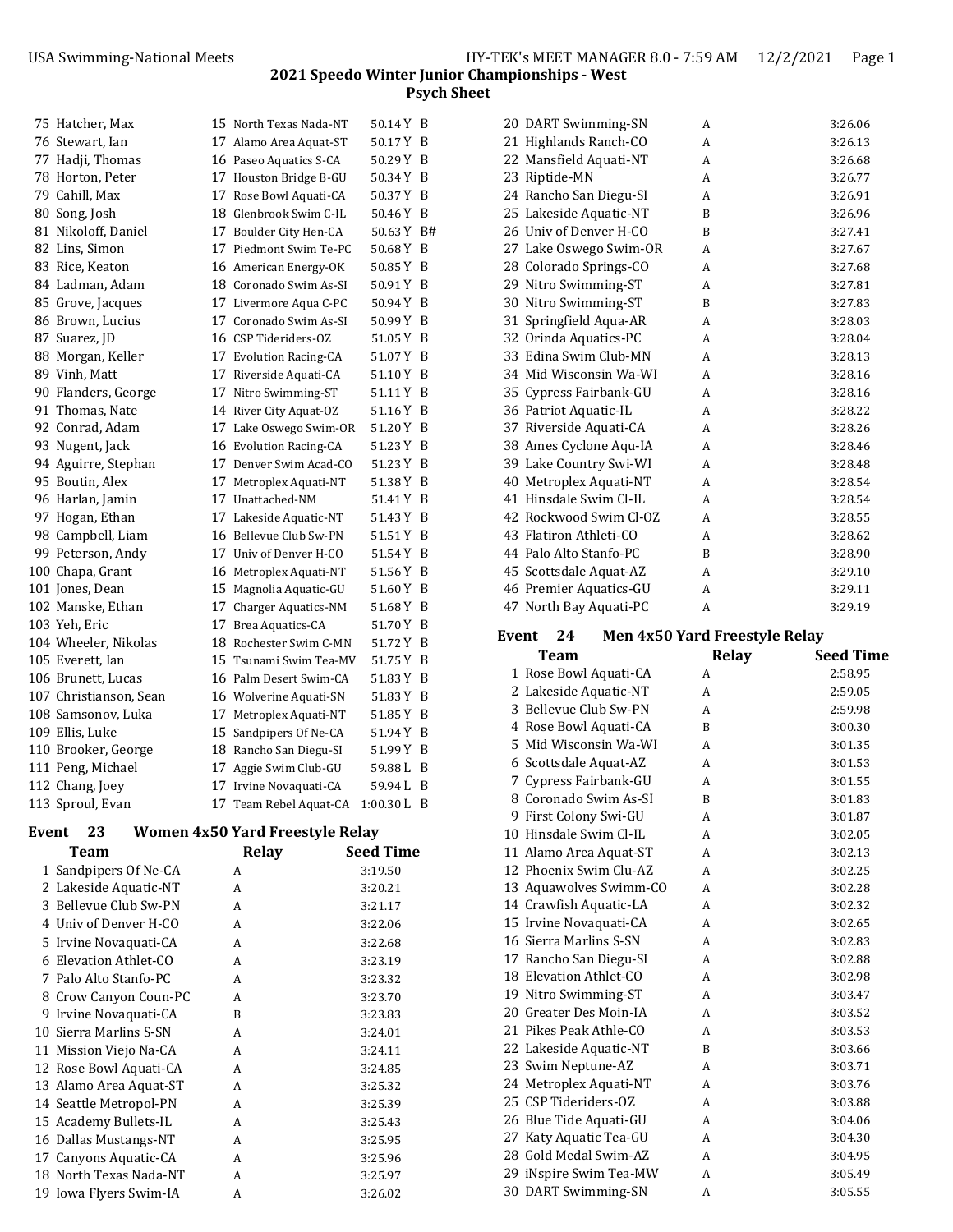## 2021 Speedo Winter Junior Championships - West

### Psych Sheet

| # | Name | Age | Team | Seed Time | |
|---|---|---|---|---|---|
| 75 | Hatcher, Max | 15 | North Texas Nada-NT | 50.14Y | B |
| 76 | Stewart, Ian | 17 | Alamo Area Aquat-ST | 50.17Y | B |
| 77 | Hadji, Thomas | 16 | Paseo Aquatics S-CA | 50.29Y | B |
| 78 | Horton, Peter | 17 | Houston Bridge B-GU | 50.34Y | B |
| 79 | Cahill, Max | 17 | Rose Bowl Aquati-CA | 50.37Y | B |
| 80 | Song, Josh | 18 | Glenbrook Swim C-IL | 50.46Y | B |
| 81 | Nikoloff, Daniel | 17 | Boulder City Hen-CA | 50.63Y | B# |
| 82 | Lins, Simon | 17 | Piedmont Swim Te-PC | 50.68Y | B |
| 83 | Rice, Keaton | 16 | American Energy-OK | 50.85Y | B |
| 84 | Ladman, Adam | 18 | Coronado Swim As-SI | 50.91Y | B |
| 85 | Grove, Jacques | 17 | Livermore Aqua C-PC | 50.94Y | B |
| 86 | Brown, Lucius | 17 | Coronado Swim As-SI | 50.99Y | B |
| 87 | Suarez, JD | 16 | CSP Tideriders-OZ | 51.05Y | B |
| 88 | Morgan, Keller | 17 | Evolution Racing-CA | 51.07Y | B |
| 89 | Vinh, Matt | 17 | Riverside Aquati-CA | 51.10Y | B |
| 90 | Flanders, George | 17 | Nitro Swimming-ST | 51.11Y | B |
| 91 | Thomas, Nate | 14 | River City Aquat-OZ | 51.16Y | B |
| 92 | Conrad, Adam | 17 | Lake Oswego Swim-OR | 51.20Y | B |
| 93 | Nugent, Jack | 16 | Evolution Racing-CA | 51.23Y | B |
| 94 | Aguirre, Stephan | 17 | Denver Swim Acad-CO | 51.23Y | B |
| 95 | Boutin, Alex | 17 | Metroplex Aquati-NT | 51.38Y | B |
| 96 | Harlan, Jamin | 17 | Unattached-NM | 51.41Y | B |
| 97 | Hogan, Ethan | 17 | Lakeside Aquatic-NT | 51.43Y | B |
| 98 | Campbell, Liam | 16 | Bellevue Club Sw-PN | 51.51Y | B |
| 99 | Peterson, Andy | 17 | Univ of Denver H-CO | 51.54Y | B |
| 100 | Chapa, Grant | 16 | Metroplex Aquati-NT | 51.56Y | B |
| 101 | Jones, Dean | 15 | Magnolia Aquatic-GU | 51.60Y | B |
| 102 | Manske, Ethan | 17 | Charger Aquatics-NM | 51.68Y | B |
| 103 | Yeh, Eric | 17 | Brea Aquatics-CA | 51.70Y | B |
| 104 | Wheeler, Nikolas | 18 | Rochester Swim C-MN | 51.72Y | B |
| 105 | Everett, Ian | 15 | Tsunami Swim Tea-MV | 51.75Y | B |
| 106 | Brunett, Lucas | 16 | Palm Desert Swim-CA | 51.83Y | B |
| 107 | Christianson, Sean | 16 | Wolverine Aquati-SN | 51.83Y | B |
| 108 | Samsonov, Luka | 17 | Metroplex Aquati-NT | 51.85Y | B |
| 109 | Ellis, Luke | 15 | Sandpipers Of Ne-CA | 51.94Y | B |
| 110 | Brooker, George | 18 | Rancho San Diegu-SI | 51.99Y | B |
| 111 | Peng, Michael | 17 | Aggie Swim Club-GU | 59.88L | B |
| 112 | Chang, Joey | 17 | Irvine Novaquati-CA | 59.94L | B |
| 113 | Sproul, Evan | 17 | Team Rebel Aquat-CA | 1:00.30L | B |

### Event 23 Women 4x50 Yard Freestyle Relay

| # | Team | Relay | Seed Time |
|---|---|---|---|
| 1 | Sandpipers Of Ne-CA | A | 3:19.50 |
| 2 | Lakeside Aquatic-NT | A | 3:20.21 |
| 3 | Bellevue Club Sw-PN | A | 3:21.17 |
| 4 | Univ of Denver H-CO | A | 3:22.06 |
| 5 | Irvine Novaquati-CA | A | 3:22.68 |
| 6 | Elevation Athlet-CO | A | 3:23.19 |
| 7 | Palo Alto Stanfo-PC | A | 3:23.32 |
| 8 | Crow Canyon Coun-PC | A | 3:23.70 |
| 9 | Irvine Novaquati-CA | B | 3:23.83 |
| 10 | Sierra Marlins S-SN | A | 3:24.01 |
| 11 | Mission Viejo Na-CA | A | 3:24.11 |
| 12 | Rose Bowl Aquati-CA | A | 3:24.85 |
| 13 | Alamo Area Aquat-ST | A | 3:25.32 |
| 14 | Seattle Metropol-PN | A | 3:25.39 |
| 15 | Academy Bullets-IL | A | 3:25.43 |
| 16 | Dallas Mustangs-NT | A | 3:25.95 |
| 17 | Canyons Aquatic-CA | A | 3:25.96 |
| 18 | North Texas Nada-NT | A | 3:25.97 |
| 19 | Iowa Flyers Swim-IA | A | 3:26.02 |
| 20 | DART Swimming-SN | A | 3:26.06 |
| 21 | Highlands Ranch-CO | A | 3:26.13 |
| 22 | Mansfield Aquati-NT | A | 3:26.68 |
| 23 | Riptide-MN | A | 3:26.77 |
| 24 | Rancho San Diegu-SI | A | 3:26.91 |
| 25 | Lakeside Aquatic-NT | B | 3:26.96 |
| 26 | Univ of Denver H-CO | B | 3:27.41 |
| 27 | Lake Oswego Swim-OR | A | 3:27.67 |
| 28 | Colorado Springs-CO | A | 3:27.68 |
| 29 | Nitro Swimming-ST | A | 3:27.81 |
| 30 | Nitro Swimming-ST | B | 3:27.83 |
| 31 | Springfield Aqua-AR | A | 3:28.03 |
| 32 | Orinda Aquatics-PC | A | 3:28.04 |
| 33 | Edina Swim Club-MN | A | 3:28.13 |
| 34 | Mid Wisconsin Wa-WI | A | 3:28.16 |
| 35 | Cypress Fairbank-GU | A | 3:28.16 |
| 36 | Patriot Aquatic-IL | A | 3:28.22 |
| 37 | Riverside Aquati-CA | A | 3:28.26 |
| 38 | Ames Cyclone Aqu-IA | A | 3:28.46 |
| 39 | Lake Country Swi-WI | A | 3:28.48 |
| 40 | Metroplex Aquati-NT | A | 3:28.54 |
| 41 | Hinsdale Swim Cl-IL | A | 3:28.54 |
| 42 | Rockwood Swim Cl-OZ | A | 3:28.55 |
| 43 | Flatiron Athleti-CO | A | 3:28.62 |
| 44 | Palo Alto Stanfo-PC | B | 3:28.90 |
| 45 | Scottsdale Aquat-AZ | A | 3:29.10 |
| 46 | Premier Aquatics-GU | A | 3:29.11 |
| 47 | North Bay Aquati-PC | A | 3:29.19 |

### Event 24 Men 4x50 Yard Freestyle Relay

| # | Team | Relay | Seed Time |
|---|---|---|---|
| 1 | Rose Bowl Aquati-CA | A | 2:58.95 |
| 2 | Lakeside Aquatic-NT | A | 2:59.05 |
| 3 | Bellevue Club Sw-PN | A | 2:59.98 |
| 4 | Rose Bowl Aquati-CA | B | 3:00.30 |
| 5 | Mid Wisconsin Wa-WI | A | 3:01.35 |
| 6 | Scottsdale Aquat-AZ | A | 3:01.53 |
| 7 | Cypress Fairbank-GU | A | 3:01.55 |
| 8 | Coronado Swim As-SI | B | 3:01.83 |
| 9 | First Colony Swi-GU | A | 3:01.87 |
| 10 | Hinsdale Swim Cl-IL | A | 3:02.05 |
| 11 | Alamo Area Aquat-ST | A | 3:02.13 |
| 12 | Phoenix Swim Clu-AZ | A | 3:02.25 |
| 13 | Aquawolves Swimm-CO | A | 3:02.28 |
| 14 | Crawfish Aquatic-LA | A | 3:02.32 |
| 15 | Irvine Novaquati-CA | A | 3:02.65 |
| 16 | Sierra Marlins S-SN | A | 3:02.83 |
| 17 | Rancho San Diegu-SI | A | 3:02.88 |
| 18 | Elevation Athlet-CO | A | 3:02.98 |
| 19 | Nitro Swimming-ST | A | 3:03.47 |
| 20 | Greater Des Moin-IA | A | 3:03.52 |
| 21 | Pikes Peak Athle-CO | A | 3:03.53 |
| 22 | Lakeside Aquatic-NT | B | 3:03.66 |
| 23 | Swim Neptune-AZ | A | 3:03.71 |
| 24 | Metroplex Aquati-NT | A | 3:03.76 |
| 25 | CSP Tideriders-OZ | A | 3:03.88 |
| 26 | Blue Tide Aquati-GU | A | 3:04.06 |
| 27 | Katy Aquatic Tea-GU | A | 3:04.30 |
| 28 | Gold Medal Swim-AZ | A | 3:04.95 |
| 29 | iNspire Swim Tea-MW | A | 3:05.49 |
| 30 | DART Swimming-SN | A | 3:05.55 |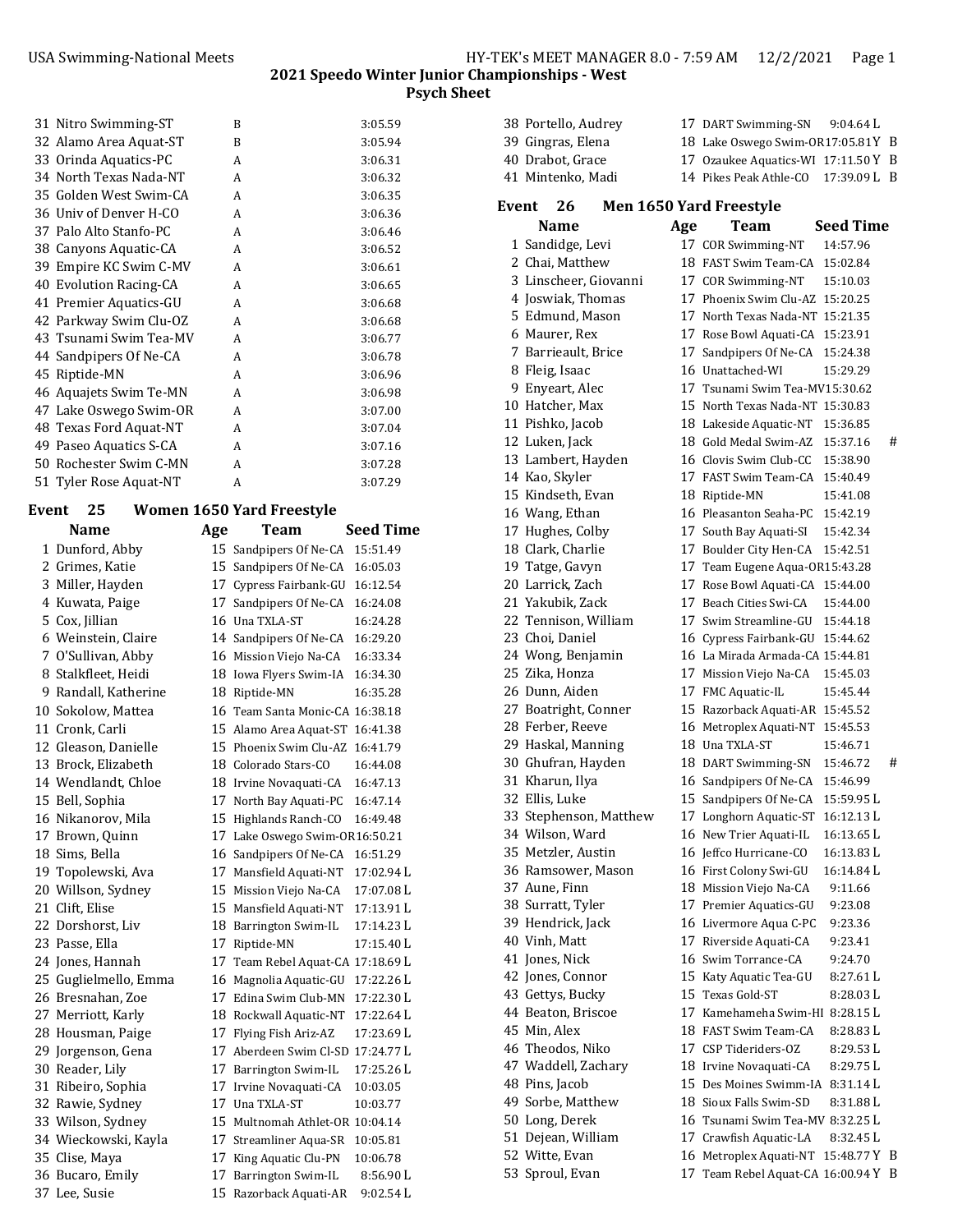## 2021 Speedo Winter Junior Championships - West

### Psych Sheet

| # | Team | Relay | Seed Time |
|---|---|---|---|
| 31 | Nitro Swimming-ST | B | 3:05.59 |
| 32 | Alamo Area Aquat-ST | B | 3:05.94 |
| 33 | Orinda Aquatics-PC | A | 3:06.31 |
| 34 | North Texas Nada-NT | A | 3:06.32 |
| 35 | Golden West Swim-CA | A | 3:06.35 |
| 36 | Univ of Denver H-CO | A | 3:06.36 |
| 37 | Palo Alto Stanfo-PC | A | 3:06.46 |
| 38 | Canyons Aquatic-CA | A | 3:06.52 |
| 39 | Empire KC Swim C-MV | A | 3:06.61 |
| 40 | Evolution Racing-CA | A | 3:06.65 |
| 41 | Premier Aquatics-GU | A | 3:06.68 |
| 42 | Parkway Swim Clu-OZ | A | 3:06.68 |
| 43 | Tsunami Swim Tea-MV | A | 3:06.77 |
| 44 | Sandpipers Of Ne-CA | A | 3:06.78 |
| 45 | Riptide-MN | A | 3:06.96 |
| 46 | Aquajets Swim Te-MN | A | 3:06.98 |
| 47 | Lake Oswego Swim-OR | A | 3:07.00 |
| 48 | Texas Ford Aquat-NT | A | 3:07.04 |
| 49 | Paseo Aquatics S-CA | A | 3:07.16 |
| 50 | Rochester Swim C-MN | A | 3:07.28 |
| 51 | Tyler Rose Aquat-NT | A | 3:07.29 |

### Event 25 Women 1650 Yard Freestyle

| # | Name | Age | Team | Seed Time |
|---|---|---|---|---|
| 1 | Dunford, Abby | 15 | Sandpipers Of Ne-CA | 15:51.49 |
| 2 | Grimes, Katie | 15 | Sandpipers Of Ne-CA | 16:05.03 |
| 3 | Miller, Hayden | 17 | Cypress Fairbank-GU | 16:12.54 |
| 4 | Kuwata, Paige | 17 | Sandpipers Of Ne-CA | 16:24.08 |
| 5 | Cox, Jillian | 16 | Una TXLA-ST | 16:24.28 |
| 6 | Weinstein, Claire | 14 | Sandpipers Of Ne-CA | 16:29.20 |
| 7 | O'Sullivan, Abby | 16 | Mission Viejo Na-CA | 16:33.34 |
| 8 | Stalkfleet, Heidi | 18 | Iowa Flyers Swim-IA | 16:34.30 |
| 9 | Randall, Katherine | 18 | Riptide-MN | 16:35.28 |
| 10 | Sokolow, Mattea | 16 | Team Santa Monic-CA | 16:38.18 |
| 11 | Cronk, Carli | 15 | Alamo Area Aquat-ST | 16:41.38 |
| 12 | Gleason, Danielle | 15 | Phoenix Swim Clu-AZ | 16:41.79 |
| 13 | Brock, Elizabeth | 18 | Colorado Stars-CO | 16:44.08 |
| 14 | Wendlandt, Chloe | 18 | Irvine Novaquati-CA | 16:47.13 |
| 15 | Bell, Sophia | 17 | North Bay Aquati-PC | 16:47.14 |
| 16 | Nikanorov, Mila | 15 | Highlands Ranch-CO | 16:49.48 |
| 17 | Brown, Quinn | 17 | Lake Oswego Swim-OR | 16:50.21 |
| 18 | Sims, Bella | 16 | Sandpipers Of Ne-CA | 16:51.29 |
| 19 | Topolewski, Ava | 17 | Mansfield Aquati-NT | 17:02.94 L |
| 20 | Willson, Sydney | 15 | Mission Viejo Na-CA | 17:07.08 L |
| 21 | Clift, Elise | 15 | Mansfield Aquati-NT | 17:13.91 L |
| 22 | Dorshorst, Liv | 18 | Barrington Swim-IL | 17:14.23 L |
| 23 | Passe, Ella | 17 | Riptide-MN | 17:15.40 L |
| 24 | Jones, Hannah | 17 | Team Rebel Aquat-CA | 17:18.69 L |
| 25 | Guglielmello, Emma | 16 | Magnolia Aquatic-GU | 17:22.26 L |
| 26 | Bresnahan, Zoe | 17 | Edina Swim Club-MN | 17:22.30 L |
| 27 | Merriott, Karly | 18 | Rockwall Aquatic-NT | 17:22.64 L |
| 28 | Housman, Paige | 17 | Flying Fish Ariz-AZ | 17:23.69 L |
| 29 | Jorgenson, Gena | 17 | Aberdeen Swim Cl-SD | 17:24.77 L |
| 30 | Reader, Lily | 17 | Barrington Swim-IL | 17:25.26 L |
| 31 | Ribeiro, Sophia | 17 | Irvine Novaquati-CA | 10:03.05 |
| 32 | Rawie, Sydney | 17 | Una TXLA-ST | 10:03.77 |
| 33 | Wilson, Sydney | 15 | Multnomah Athlet-OR | 10:04.14 |
| 34 | Wieckowski, Kayla | 17 | Streamliner Aqua-SR | 10:05.81 |
| 35 | Clise, Maya | 17 | King Aquatic Clu-PN | 10:06.78 |
| 36 | Bucaro, Emily | 17 | Barrington Swim-IL | 8:56.90 L |
| 37 | Lee, Susie | 15 | Razorback Aquati-AR | 9:02.54 L |
| 38 | Portello, Audrey | 17 | DART Swimming-SN | 9:04.64 L |
| 39 | Gingras, Elena | 18 | Lake Oswego Swim-OR | 17:05.81 Y B |
| 40 | Drabot, Grace | 17 | Ozaukee Aquatics-WI | 17:11.50 Y B |
| 41 | Mintenko, Madi | 14 | Pikes Peak Athle-CO | 17:39.09 L B |

### Event 26 Men 1650 Yard Freestyle

| # | Name | Age | Team | Seed Time |
|---|---|---|---|---|
| 1 | Sandidge, Levi | 17 | COR Swimming-NT | 14:57.96 |
| 2 | Chai, Matthew | 18 | FAST Swim Team-CA | 15:02.84 |
| 3 | Linscheer, Giovanni | 17 | COR Swimming-NT | 15:10.03 |
| 4 | Joswiak, Thomas | 17 | Phoenix Swim Clu-AZ | 15:20.25 |
| 5 | Edmund, Mason | 17 | North Texas Nada-NT | 15:21.35 |
| 6 | Maurer, Rex | 17 | Rose Bowl Aquati-CA | 15:23.91 |
| 7 | Barrieault, Brice | 17 | Sandpipers Of Ne-CA | 15:24.38 |
| 8 | Fleig, Isaac | 16 | Unattached-WI | 15:29.29 |
| 9 | Enyeart, Alec | 17 | Tsunami Swim Tea-MV | 15:30.62 |
| 10 | Hatcher, Max | 15 | North Texas Nada-NT | 15:30.83 |
| 11 | Pishko, Jacob | 18 | Lakeside Aquatic-NT | 15:36.85 |
| 12 | Luken, Jack | 18 | Gold Medal Swim-AZ | 15:37.16 # |
| 13 | Lambert, Hayden | 16 | Clovis Swim Club-CC | 15:38.90 |
| 14 | Kao, Skyler | 17 | FAST Swim Team-CA | 15:40.49 |
| 15 | Kindseth, Evan | 18 | Riptide-MN | 15:41.08 |
| 16 | Wang, Ethan | 16 | Pleasanton Seaha-PC | 15:42.19 |
| 17 | Hughes, Colby | 17 | South Bay Aquati-SI | 15:42.34 |
| 18 | Clark, Charlie | 17 | Boulder City Hen-CA | 15:42.51 |
| 19 | Tatge, Gavyn | 17 | Team Eugene Aqua-OR | 15:43.28 |
| 20 | Larrick, Zach | 17 | Rose Bowl Aquati-CA | 15:44.00 |
| 21 | Yakubik, Zack | 17 | Beach Cities Swi-CA | 15:44.00 |
| 22 | Tennison, William | 17 | Swim Streamline-GU | 15:44.18 |
| 23 | Choi, Daniel | 16 | Cypress Fairbank-GU | 15:44.62 |
| 24 | Wong, Benjamin | 16 | La Mirada Armada-CA | 15:44.81 |
| 25 | Zika, Honza | 17 | Mission Viejo Na-CA | 15:45.03 |
| 26 | Dunn, Aiden | 17 | FMC Aquatic-IL | 15:45.44 |
| 27 | Boatright, Conner | 15 | Razorback Aquati-AR | 15:45.52 |
| 28 | Ferber, Reeve | 16 | Metroplex Aquati-NT | 15:45.53 |
| 29 | Haskal, Manning | 18 | Una TXLA-ST | 15:46.71 |
| 30 | Ghufran, Hayden | 18 | DART Swimming-SN | 15:46.72 # |
| 31 | Kharun, Ilya | 16 | Sandpipers Of Ne-CA | 15:46.99 |
| 32 | Ellis, Luke | 15 | Sandpipers Of Ne-CA | 15:59.95 L |
| 33 | Stephenson, Matthew | 17 | Longhorn Aquatic-ST | 16:12.13 L |
| 34 | Wilson, Ward | 16 | New Trier Aquati-IL | 16:13.65 L |
| 35 | Metzler, Austin | 16 | Jeffco Hurricane-CO | 16:13.83 L |
| 36 | Ramsower, Mason | 16 | First Colony Swi-GU | 16:14.84 L |
| 37 | Aune, Finn | 18 | Mission Viejo Na-CA | 9:11.66 |
| 38 | Surratt, Tyler | 17 | Premier Aquatics-GU | 9:23.08 |
| 39 | Hendrick, Jack | 16 | Livermore Aqua C-PC | 9:23.36 |
| 40 | Vinh, Matt | 17 | Riverside Aquati-CA | 9:23.41 |
| 41 | Jones, Nick | 16 | Swim Torrance-CA | 9:24.70 |
| 42 | Jones, Connor | 15 | Katy Aquatic Tea-GU | 8:27.61 L |
| 43 | Gettys, Bucky | 15 | Texas Gold-ST | 8:28.03 L |
| 44 | Beaton, Briscoe | 17 | Kamehameha Swim-HI | 8:28.15 L |
| 45 | Min, Alex | 18 | FAST Swim Team-CA | 8:28.83 L |
| 46 | Theodos, Niko | 17 | CSP Tideriders-OZ | 8:29.53 L |
| 47 | Waddell, Zachary | 18 | Irvine Novaquati-CA | 8:29.75 L |
| 48 | Pins, Jacob | 15 | Des Moines Swimm-IA | 8:31.14 L |
| 49 | Sorbe, Matthew | 18 | Sioux Falls Swim-SD | 8:31.88 L |
| 50 | Long, Derek | 16 | Tsunami Swim Tea-MV | 8:32.25 L |
| 51 | Dejean, William | 17 | Crawfish Aquatic-LA | 8:32.45 L |
| 52 | Witte, Evan | 16 | Metroplex Aquati-NT | 15:48.77 Y B |
| 53 | Sproul, Evan | 17 | Team Rebel Aquat-CA | 16:00.94 Y B |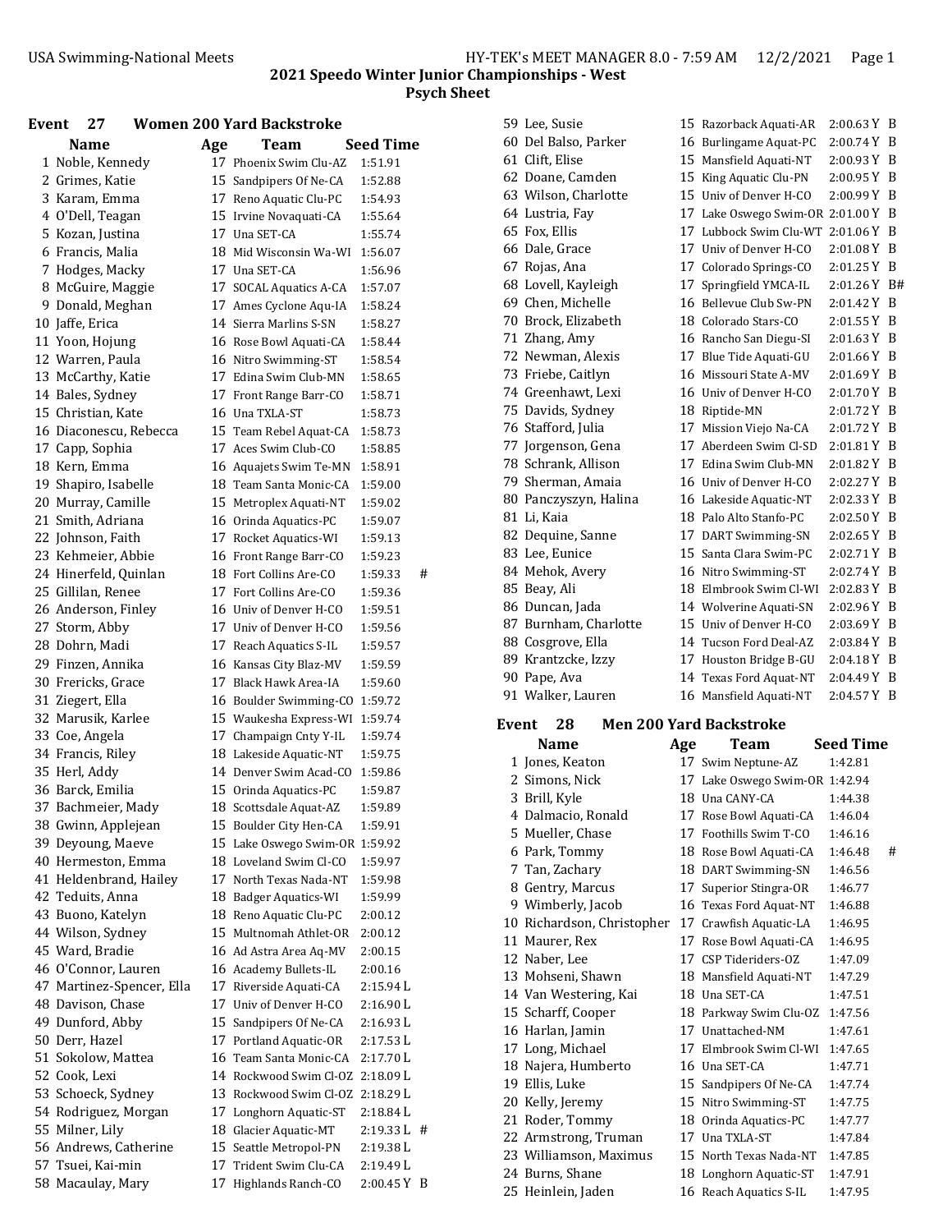## 2021 Speedo Winter Junior Championships - West

### Psych Sheet

### Event 27 Women 200 Yard Backstroke

| | Name | Age | Team | Seed Time | |
|---|---|---|---|---|---|
| 1 | Noble, Kennedy | 17 | Phoenix Swim Clu-AZ | 1:51.91 | |
| 2 | Grimes, Katie | 15 | Sandpipers Of Ne-CA | 1:52.88 | |
| 3 | Karam, Emma | 17 | Reno Aquatic Clu-PC | 1:54.93 | |
| 4 | O'Dell, Teagan | 15 | Irvine Novaquati-CA | 1:55.64 | |
| 5 | Kozan, Justina | 17 | Una SET-CA | 1:55.74 | |
| 6 | Francis, Malia | 18 | Mid Wisconsin Wa-WI | 1:56.07 | |
| 7 | Hodges, Macky | 17 | Una SET-CA | 1:56.96 | |
| 8 | McGuire, Maggie | 17 | SOCAL Aquatics A-CA | 1:57.07 | |
| 9 | Donald, Meghan | 17 | Ames Cyclone Aqu-IA | 1:58.24 | |
| 10 | Jaffe, Erica | 14 | Sierra Marlins S-SN | 1:58.27 | |
| 11 | Yoon, Hojung | 16 | Rose Bowl Aquati-CA | 1:58.44 | |
| 12 | Warren, Paula | 16 | Nitro Swimming-ST | 1:58.54 | |
| 13 | McCarthy, Katie | 17 | Edina Swim Club-MN | 1:58.65 | |
| 14 | Bales, Sydney | 17 | Front Range Barr-CO | 1:58.71 | |
| 15 | Christian, Kate | 16 | Una TXLA-ST | 1:58.73 | |
| 16 | Diaconescu, Rebecca | 15 | Team Rebel Aquat-CA | 1:58.73 | |
| 17 | Capp, Sophia | 17 | Aces Swim Club-CO | 1:58.85 | |
| 18 | Kern, Emma | 16 | Aquajets Swim Te-MN | 1:58.91 | |
| 19 | Shapiro, Isabelle | 18 | Team Santa Monic-CA | 1:59.00 | |
| 20 | Murray, Camille | 15 | Metroplex Aquati-NT | 1:59.02 | |
| 21 | Smith, Adriana | 16 | Orinda Aquatics-PC | 1:59.07 | |
| 22 | Johnson, Faith | 17 | Rocket Aquatics-WI | 1:59.13 | |
| 23 | Kehmeier, Abbie | 16 | Front Range Barr-CO | 1:59.23 | |
| 24 | Hinerfeld, Quinlan | 18 | Fort Collins Are-CO | 1:59.33 | # |
| 25 | Gillilan, Renee | 17 | Fort Collins Are-CO | 1:59.36 | |
| 26 | Anderson, Finley | 16 | Univ of Denver H-CO | 1:59.51 | |
| 27 | Storm, Abby | 17 | Univ of Denver H-CO | 1:59.56 | |
| 28 | Dohrn, Madi | 17 | Reach Aquatics S-IL | 1:59.57 | |
| 29 | Finzen, Annika | 16 | Kansas City Blaz-MV | 1:59.59 | |
| 30 | Frericks, Grace | 17 | Black Hawk Area-IA | 1:59.60 | |
| 31 | Ziegert, Ella | 16 | Boulder Swimming-CO | 1:59.72 | |
| 32 | Marusik, Karlee | 15 | Waukesha Express-WI | 1:59.74 | |
| 33 | Coe, Angela | 17 | Champaign Cnty Y-IL | 1:59.74 | |
| 34 | Francis, Riley | 18 | Lakeside Aquatic-NT | 1:59.75 | |
| 35 | Herl, Addy | 14 | Denver Swim Acad-CO | 1:59.86 | |
| 36 | Barck, Emilia | 15 | Orinda Aquatics-PC | 1:59.87 | |
| 37 | Bachmeier, Mady | 18 | Scottsdale Aquat-AZ | 1:59.89 | |
| 38 | Gwinn, Applejean | 15 | Boulder City Hen-CA | 1:59.91 | |
| 39 | Deyoung, Maeve | 15 | Lake Oswego Swim-OR | 1:59.92 | |
| 40 | Hermeston, Emma | 18 | Loveland Swim Cl-CO | 1:59.97 | |
| 41 | Heldenbrand, Hailey | 17 | North Texas Nada-NT | 1:59.98 | |
| 42 | Teduits, Anna | 18 | Badger Aquatics-WI | 1:59.99 | |
| 43 | Buono, Katelyn | 18 | Reno Aquatic Clu-PC | 2:00.12 | |
| 44 | Wilson, Sydney | 15 | Multnomah Athlet-OR | 2:00.12 | |
| 45 | Ward, Bradie | 16 | Ad Astra Area Aq-MV | 2:00.15 | |
| 46 | O'Connor, Lauren | 16 | Academy Bullets-IL | 2:00.16 | |
| 47 | Martinez-Spencer, Ella | 17 | Riverside Aquati-CA | 2:15.94 L | |
| 48 | Davison, Chase | 17 | Univ of Denver H-CO | 2:16.90 L | |
| 49 | Dunford, Abby | 15 | Sandpipers Of Ne-CA | 2:16.93 L | |
| 50 | Derr, Hazel | 17 | Portland Aquatic-OR | 2:17.53 L | |
| 51 | Sokolow, Mattea | 16 | Team Santa Monic-CA | 2:17.70 L | |
| 52 | Cook, Lexi | 14 | Rockwood Swim Cl-OZ | 2:18.09 L | |
| 53 | Schoeck, Sydney | 13 | Rockwood Swim Cl-OZ | 2:18.29 L | |
| 54 | Rodriguez, Morgan | 17 | Longhorn Aquatic-ST | 2:18.84 L | |
| 55 | Milner, Lily | 18 | Glacier Aquatic-MT | 2:19.33 L | # |
| 56 | Andrews, Catherine | 15 | Seattle Metropol-PN | 2:19.38 L | |
| 57 | Tsuei, Kai-min | 17 | Trident Swim Clu-CA | 2:19.49 L | |
| 58 | Macaulay, Mary | 17 | Highlands Ranch-CO | 2:00.45 Y | B |
| 59 | Lee, Susie | 15 | Razorback Aquati-AR | 2:00.63 Y | B |
| 60 | Del Balso, Parker | 16 | Burlingame Aquat-PC | 2:00.74 Y | B |
| 61 | Clift, Elise | 15 | Mansfield Aquati-NT | 2:00.93 Y | B |
| 62 | Doane, Camden | 15 | King Aquatic Clu-PN | 2:00.95 Y | B |
| 63 | Wilson, Charlotte | 15 | Univ of Denver H-CO | 2:00.99 Y | B |
| 64 | Lustria, Fay | 17 | Lake Oswego Swim-OR | 2:01.00 Y | B |
| 65 | Fox, Ellis | 17 | Lubbock Swim Clu-WT | 2:01.06 Y | B |
| 66 | Dale, Grace | 17 | Univ of Denver H-CO | 2:01.08 Y | B |
| 67 | Rojas, Ana | 17 | Colorado Springs-CO | 2:01.25 Y | B |
| 68 | Lovell, Kayleigh | 17 | Springfield YMCA-IL | 2:01.26 Y | B# |
| 69 | Chen, Michelle | 16 | Bellevue Club Sw-PN | 2:01.42 Y | B |
| 70 | Brock, Elizabeth | 18 | Colorado Stars-CO | 2:01.55 Y | B |
| 71 | Zhang, Amy | 16 | Rancho San Diegu-SI | 2:01.63 Y | B |
| 72 | Newman, Alexis | 17 | Blue Tide Aquati-GU | 2:01.66 Y | B |
| 73 | Friebe, Caitlyn | 16 | Missouri State A-MV | 2:01.69 Y | B |
| 74 | Greenhawt, Lexi | 16 | Univ of Denver H-CO | 2:01.70 Y | B |
| 75 | Davids, Sydney | 18 | Riptide-MN | 2:01.72 Y | B |
| 76 | Stafford, Julia | 17 | Mission Viejo Na-CA | 2:01.72 Y | B |
| 77 | Jorgenson, Gena | 17 | Aberdeen Swim Cl-SD | 2:01.81 Y | B |
| 78 | Schrank, Allison | 17 | Edina Swim Club-MN | 2:01.82 Y | B |
| 79 | Sherman, Amaia | 16 | Univ of Denver H-CO | 2:02.27 Y | B |
| 80 | Panczyszyn, Halina | 16 | Lakeside Aquatic-NT | 2:02.33 Y | B |
| 81 | Li, Kaia | 18 | Palo Alto Stanfo-PC | 2:02.50 Y | B |
| 82 | Dequine, Sanne | 17 | DART Swimming-SN | 2:02.65 Y | B |
| 83 | Lee, Eunice | 15 | Santa Clara Swim-PC | 2:02.71 Y | B |
| 84 | Mehok, Avery | 16 | Nitro Swimming-ST | 2:02.74 Y | B |
| 85 | Beay, Ali | 18 | Elmbrook Swim Cl-WI | 2:02.83 Y | B |
| 86 | Duncan, Jada | 14 | Wolverine Aquati-SN | 2:02.96 Y | B |
| 87 | Burnham, Charlotte | 15 | Univ of Denver H-CO | 2:03.69 Y | B |
| 88 | Cosgrove, Ella | 14 | Tucson Ford Deal-AZ | 2:03.84 Y | B |
| 89 | Krantzcke, Izzy | 17 | Houston Bridge B-GU | 2:04.18 Y | B |
| 90 | Pape, Ava | 14 | Texas Ford Aquat-NT | 2:04.49 Y | B |
| 91 | Walker, Lauren | 16 | Mansfield Aquati-NT | 2:04.57 Y | B |

### Event 28 Men 200 Yard Backstroke

| | Name | Age | Team | Seed Time | |
|---|---|---|---|---|---|
| 1 | Jones, Keaton | 17 | Swim Neptune-AZ | 1:42.81 | |
| 2 | Simons, Nick | 17 | Lake Oswego Swim-OR | 1:42.94 | |
| 3 | Brill, Kyle | 18 | Una CANY-CA | 1:44.38 | |
| 4 | Dalmacio, Ronald | 17 | Rose Bowl Aquati-CA | 1:46.04 | |
| 5 | Mueller, Chase | 17 | Foothills Swim T-CO | 1:46.16 | |
| 6 | Park, Tommy | 18 | Rose Bowl Aquati-CA | 1:46.48 | # |
| 7 | Tan, Zachary | 18 | DART Swimming-SN | 1:46.56 | |
| 8 | Gentry, Marcus | 17 | Superior Stingra-OR | 1:46.77 | |
| 9 | Wimberly, Jacob | 16 | Texas Ford Aquat-NT | 1:46.88 | |
| 10 | Richardson, Christopher | 17 | Crawfish Aquatic-LA | 1:46.95 | |
| 11 | Maurer, Rex | 17 | Rose Bowl Aquati-CA | 1:46.95 | |
| 12 | Naber, Lee | 17 | CSP Tideriders-OZ | 1:47.09 | |
| 13 | Mohseni, Shawn | 18 | Mansfield Aquati-NT | 1:47.29 | |
| 14 | Van Westering, Kai | 18 | Una SET-CA | 1:47.51 | |
| 15 | Scharff, Cooper | 18 | Parkway Swim Clu-OZ | 1:47.56 | |
| 16 | Harlan, Jamin | 17 | Unattached-NM | 1:47.61 | |
| 17 | Long, Michael | 17 | Elmbrook Swim Cl-WI | 1:47.65 | |
| 18 | Najera, Humberto | 16 | Una SET-CA | 1:47.71 | |
| 19 | Ellis, Luke | 15 | Sandpipers Of Ne-CA | 1:47.74 | |
| 20 | Kelly, Jeremy | 15 | Nitro Swimming-ST | 1:47.75 | |
| 21 | Roder, Tommy | 18 | Orinda Aquatics-PC | 1:47.77 | |
| 22 | Armstrong, Truman | 17 | Una TXLA-ST | 1:47.84 | |
| 23 | Williamson, Maximus | 15 | North Texas Nada-NT | 1:47.85 | |
| 24 | Burns, Shane | 18 | Longhorn Aquatic-ST | 1:47.91 | |
| 25 | Heinlein, Jaden | 16 | Reach Aquatics S-IL | 1:47.95 | |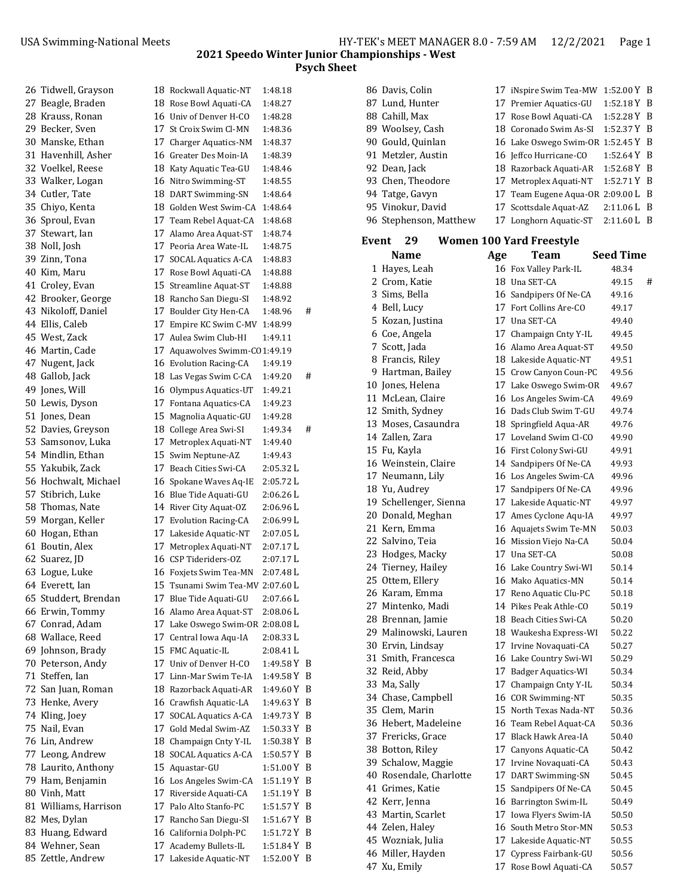## 2021 Speedo Winter Junior Championships - West

### Psych Sheet

| # | Name | Age | Team | Seed Time | |
|---|---|---|---|---|---|
| 26 | Tidwell, Grayson | 18 | Rockwall Aquatic-NT | 1:48.18 | |
| 27 | Beagle, Braden | 18 | Rose Bowl Aquati-CA | 1:48.27 | |
| 28 | Krauss, Ronan | 16 | Univ of Denver H-CO | 1:48.28 | |
| 29 | Becker, Sven | 17 | St Croix Swim Cl-MN | 1:48.36 | |
| 30 | Manske, Ethan | 17 | Charger Aquatics-NM | 1:48.37 | |
| 31 | Havenhill, Asher | 16 | Greater Des Moin-IA | 1:48.39 | |
| 32 | Voelkel, Reese | 18 | Katy Aquatic Tea-GU | 1:48.46 | |
| 33 | Walker, Logan | 16 | Nitro Swimming-ST | 1:48.55 | |
| 34 | Cutler, Tate | 18 | DART Swimming-SN | 1:48.64 | |
| 35 | Chiyo, Kenta | 18 | Golden West Swim-CA | 1:48.64 | |
| 36 | Sproul, Evan | 17 | Team Rebel Aquat-CA | 1:48.68 | |
| 37 | Stewart, Ian | 17 | Alamo Area Aquat-ST | 1:48.74 | |
| 38 | Noll, Josh | 17 | Peoria Area Wate-IL | 1:48.75 | |
| 39 | Zinn, Tona | 17 | SOCAL Aquatics A-CA | 1:48.83 | |
| 40 | Kim, Maru | 17 | Rose Bowl Aquati-CA | 1:48.88 | |
| 41 | Croley, Evan | 15 | Streamline Aquat-ST | 1:48.88 | |
| 42 | Brooker, George | 18 | Rancho San Diegu-SI | 1:48.92 | |
| 43 | Nikoloff, Daniel | 17 | Boulder City Hen-CA | 1:48.96 | # |
| 44 | Ellis, Caleb | 17 | Empire KC Swim C-MV | 1:48.99 | |
| 45 | West, Zack | 17 | Aulea Swim Club-HI | 1:49.11 | |
| 46 | Martin, Cade | 17 | Aquawolves Swimm-CO | 1:49.19 | |
| 47 | Nugent, Jack | 16 | Evolution Racing-CA | 1:49.19 | |
| 48 | Gallob, Jack | 18 | Las Vegas Swim C-CA | 1:49.20 | # |
| 49 | Jones, Will | 16 | Olympus Aquatics-UT | 1:49.21 | |
| 50 | Lewis, Dyson | 17 | Fontana Aquatics-CA | 1:49.23 | |
| 51 | Jones, Dean | 15 | Magnolia Aquatic-GU | 1:49.28 | |
| 52 | Davies, Greyson | 18 | College Area Swi-SI | 1:49.34 | # |
| 53 | Samsonov, Luka | 17 | Metroplex Aquati-NT | 1:49.40 | |
| 54 | Mindlin, Ethan | 15 | Swim Neptune-AZ | 1:49.43 | |
| 55 | Yakubik, Zack | 17 | Beach Cities Swi-CA | 2:05.32 L | |
| 56 | Hochwalt, Michael | 16 | Spokane Waves Aq-IE | 2:05.72 L | |
| 57 | Stibrich, Luke | 16 | Blue Tide Aquati-GU | 2:06.26 L | |
| 58 | Thomas, Nate | 14 | River City Aquat-OZ | 2:06.96 L | |
| 59 | Morgan, Keller | 17 | Evolution Racing-CA | 2:06.99 L | |
| 60 | Hogan, Ethan | 17 | Lakeside Aquatic-NT | 2:07.05 L | |
| 61 | Boutin, Alex | 17 | Metroplex Aquati-NT | 2:07.17 L | |
| 62 | Suarez, JD | 16 | CSP Tideriders-OZ | 2:07.17 L | |
| 63 | Logue, Luke | 16 | Foxjets Swim Tea-MN | 2:07.48 L | |
| 64 | Everett, Ian | 15 | Tsunami Swim Tea-MV | 2:07.60 L | |
| 65 | Studdert, Brendan | 17 | Blue Tide Aquati-GU | 2:07.66 L | |
| 66 | Erwin, Tommy | 16 | Alamo Area Aquat-ST | 2:08.06 L | |
| 67 | Conrad, Adam | 17 | Lake Oswego Swim-OR | 2:08.08 L | |
| 68 | Wallace, Reed | 17 | Central Iowa Aqu-IA | 2:08.33 L | |
| 69 | Johnson, Brady | 15 | FMC Aquatic-IL | 2:08.41 L | |
| 70 | Peterson, Andy | 17 | Univ of Denver H-CO | 1:49.58 Y | B |
| 71 | Steffen, Ian | 17 | Linn-Mar Swim Te-IA | 1:49.58 Y | B |
| 72 | San Juan, Roman | 18 | Razorback Aquati-AR | 1:49.60 Y | B |
| 73 | Henke, Avery | 16 | Crawfish Aquatic-LA | 1:49.63 Y | B |
| 74 | Kling, Joey | 17 | SOCAL Aquatics A-CA | 1:49.73 Y | B |
| 75 | Nail, Evan | 17 | Gold Medal Swim-AZ | 1:50.33 Y | B |
| 76 | Lin, Andrew | 18 | Champaign Cnty Y-IL | 1:50.38 Y | B |
| 77 | Leong, Andrew | 18 | SOCAL Aquatics A-CA | 1:50.57 Y | B |
| 78 | Laurito, Anthony | 15 | Aquastar-GU | 1:51.00 Y | B |
| 79 | Ham, Benjamin | 16 | Los Angeles Swim-CA | 1:51.19 Y | B |
| 80 | Vinh, Matt | 17 | Riverside Aquati-CA | 1:51.19 Y | B |
| 81 | Williams, Harrison | 17 | Palo Alto Stanfo-PC | 1:51.57 Y | B |
| 82 | Mes, Dylan | 17 | Rancho San Diegu-SI | 1:51.67 Y | B |
| 83 | Huang, Edward | 16 | California Dolph-PC | 1:51.72 Y | B |
| 84 | Wehner, Sean | 17 | Academy Bullets-IL | 1:51.84 Y | B |
| 85 | Zettle, Andrew | 17 | Lakeside Aquatic-NT | 1:52.00 Y | B |
| 86 | Davis, Colin | 17 | iNspire Swim Tea-MW | 1:52.00 Y | B |
| 87 | Lund, Hunter | 17 | Premier Aquatics-GU | 1:52.18 Y | B |
| 88 | Cahill, Max | 17 | Rose Bowl Aquati-CA | 1:52.28 Y | B |
| 89 | Woolsey, Cash | 18 | Coronado Swim As-SI | 1:52.37 Y | B |
| 90 | Gould, Quinlan | 16 | Lake Oswego Swim-OR | 1:52.45 Y | B |
| 91 | Metzler, Austin | 16 | Jeffco Hurricane-CO | 1:52.64 Y | B |
| 92 | Dean, Jack | 18 | Razorback Aquati-AR | 1:52.68 Y | B |
| 93 | Chen, Theodore | 17 | Metroplex Aquati-NT | 1:52.71 Y | B |
| 94 | Tatge, Gavyn | 17 | Team Eugene Aqua-OR | 2:09.00 L | B |
| 95 | Vinokur, David | 17 | Scottsdale Aquat-AZ | 2:11.06 L | B |
| 96 | Stephenson, Matthew | 17 | Longhorn Aquatic-ST | 2:11.60 L | B |

### Event 29 Women 100 Yard Freestyle

| # | Name | Age | Team | Seed Time | |
|---|---|---|---|---|---|
| 1 | Hayes, Leah | 16 | Fox Valley Park-IL | 48.34 | |
| 2 | Crom, Katie | 18 | Una SET-CA | 49.15 | # |
| 3 | Sims, Bella | 16 | Sandpipers Of Ne-CA | 49.16 | |
| 4 | Bell, Lucy | 17 | Fort Collins Are-CO | 49.17 | |
| 5 | Kozan, Justina | 17 | Una SET-CA | 49.40 | |
| 6 | Coe, Angela | 17 | Champaign Cnty Y-IL | 49.45 | |
| 7 | Scott, Jada | 16 | Alamo Area Aquat-ST | 49.50 | |
| 8 | Francis, Riley | 18 | Lakeside Aquatic-NT | 49.51 | |
| 9 | Hartman, Bailey | 15 | Crow Canyon Coun-PC | 49.56 | |
| 10 | Jones, Helena | 17 | Lake Oswego Swim-OR | 49.67 | |
| 11 | McLean, Claire | 16 | Los Angeles Swim-CA | 49.69 | |
| 12 | Smith, Sydney | 16 | Dads Club Swim T-GU | 49.74 | |
| 13 | Moses, Casaundra | 18 | Springfield Aqua-AR | 49.76 | |
| 14 | Zallen, Zara | 17 | Loveland Swim Cl-CO | 49.90 | |
| 15 | Fu, Kayla | 16 | First Colony Swi-GU | 49.91 | |
| 16 | Weinstein, Claire | 14 | Sandpipers Of Ne-CA | 49.93 | |
| 17 | Neumann, Lily | 16 | Los Angeles Swim-CA | 49.96 | |
| 18 | Yu, Audrey | 17 | Sandpipers Of Ne-CA | 49.96 | |
| 19 | Schellenger, Sienna | 17 | Lakeside Aquatic-NT | 49.97 | |
| 20 | Donald, Meghan | 17 | Ames Cyclone Aqu-IA | 49.97 | |
| 21 | Kern, Emma | 16 | Aquajets Swim Te-MN | 50.03 | |
| 22 | Salvino, Teia | 16 | Mission Viejo Na-CA | 50.04 | |
| 23 | Hodges, Macky | 17 | Una SET-CA | 50.08 | |
| 24 | Tierney, Hailey | 16 | Lake Country Swi-WI | 50.14 | |
| 25 | Ottem, Ellery | 16 | Mako Aquatics-MN | 50.14 | |
| 26 | Karam, Emma | 17 | Reno Aquatic Clu-PC | 50.18 | |
| 27 | Mintenko, Madi | 14 | Pikes Peak Athle-CO | 50.19 | |
| 28 | Brennan, Jamie | 18 | Beach Cities Swi-CA | 50.20 | |
| 29 | Malinowski, Lauren | 18 | Waukesha Express-WI | 50.22 | |
| 30 | Ervin, Lindsay | 17 | Irvine Novaquati-CA | 50.27 | |
| 31 | Smith, Francesca | 16 | Lake Country Swi-WI | 50.29 | |
| 32 | Reid, Abby | 17 | Badger Aquatics-WI | 50.34 | |
| 33 | Ma, Sally | 17 | Champaign Cnty Y-IL | 50.34 | |
| 34 | Chase, Campbell | 16 | COR Swimming-NT | 50.35 | |
| 35 | Clem, Marin | 15 | North Texas Nada-NT | 50.36 | |
| 36 | Hebert, Madeleine | 16 | Team Rebel Aquat-CA | 50.36 | |
| 37 | Frericks, Grace | 17 | Black Hawk Area-IA | 50.40 | |
| 38 | Botton, Riley | 17 | Canyons Aquatic-CA | 50.42 | |
| 39 | Schalow, Maggie | 17 | Irvine Novaquati-CA | 50.43 | |
| 40 | Rosendale, Charlotte | 17 | DART Swimming-SN | 50.45 | |
| 41 | Grimes, Katie | 15 | Sandpipers Of Ne-CA | 50.45 | |
| 42 | Kerr, Jenna | 16 | Barrington Swim-IL | 50.49 | |
| 43 | Martin, Scarlet | 17 | Iowa Flyers Swim-IA | 50.50 | |
| 44 | Zelen, Haley | 16 | South Metro Stor-MN | 50.53 | |
| 45 | Wozniak, Julia | 17 | Lakeside Aquatic-NT | 50.55 | |
| 46 | Miller, Hayden | 17 | Cypress Fairbank-GU | 50.56 | |
| 47 | Xu, Emily | 17 | Rose Bowl Aquati-CA | 50.57 | |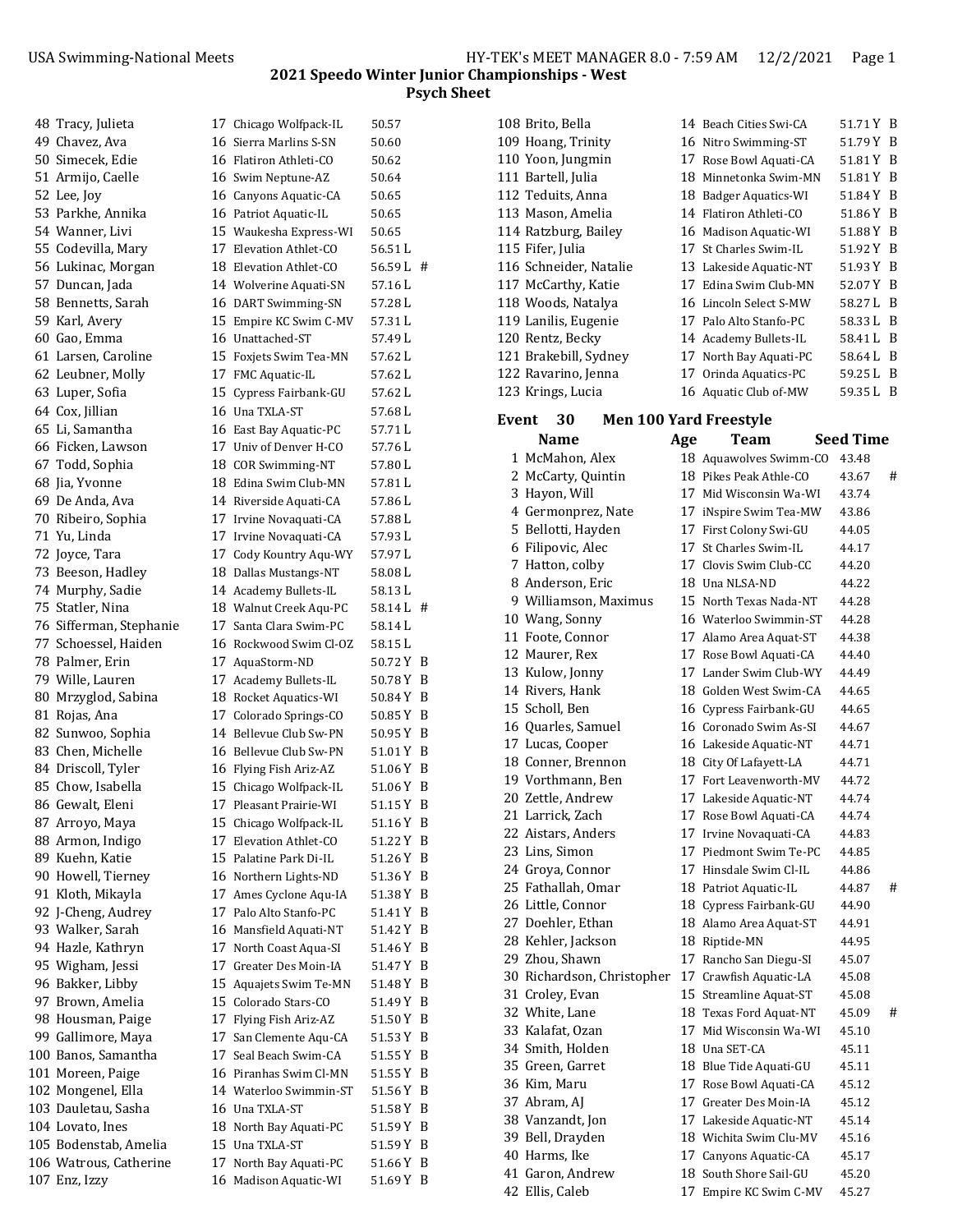## 2021 Speedo Winter Junior Championships - West

### Psych Sheet

| # | Name | Age | Team | Seed Time | |
|---|---|---|---|---|---|
| 48 | Tracy, Julieta | 17 | Chicago Wolfpack-IL | 50.57 | |
| 49 | Chavez, Ava | 16 | Sierra Marlins S-SN | 50.60 | |
| 50 | Simecek, Edie | 16 | Flatiron Athleti-CO | 50.62 | |
| 51 | Armijo, Caelle | 16 | Swim Neptune-AZ | 50.64 | |
| 52 | Lee, Joy | 16 | Canyons Aquatic-CA | 50.65 | |
| 53 | Parkhe, Annika | 16 | Patriot Aquatic-IL | 50.65 | |
| 54 | Wanner, Livi | 15 | Waukesha Express-WI | 50.65 | |
| 55 | Codevilla, Mary | 17 | Elevation Athlet-CO | 56.51 L | |
| 56 | Lukinac, Morgan | 18 | Elevation Athlet-CO | 56.59 L | # |
| 57 | Duncan, Jada | 14 | Wolverine Aquati-SN | 57.16 L | |
| 58 | Bennetts, Sarah | 16 | DART Swimming-SN | 57.28 L | |
| 59 | Karl, Avery | 15 | Empire KC Swim C-MV | 57.31 L | |
| 60 | Gao, Emma | 16 | Unattached-ST | 57.49 L | |
| 61 | Larsen, Caroline | 15 | Foxjets Swim Tea-MN | 57.62 L | |
| 62 | Leubner, Molly | 17 | FMC Aquatic-IL | 57.62 L | |
| 63 | Luper, Sofia | 15 | Cypress Fairbank-GU | 57.62 L | |
| 64 | Cox, Jillian | 16 | Una TXLA-ST | 57.68 L | |
| 65 | Li, Samantha | 16 | East Bay Aquatic-PC | 57.71 L | |
| 66 | Ficken, Lawson | 17 | Univ of Denver H-CO | 57.76 L | |
| 67 | Todd, Sophia | 18 | COR Swimming-NT | 57.80 L | |
| 68 | Jia, Yvonne | 18 | Edina Swim Club-MN | 57.81 L | |
| 69 | De Anda, Ava | 14 | Riverside Aquati-CA | 57.86 L | |
| 70 | Ribeiro, Sophia | 17 | Irvine Novaquati-CA | 57.88 L | |
| 71 | Yu, Linda | 17 | Irvine Novaquati-CA | 57.93 L | |
| 72 | Joyce, Tara | 17 | Cody Kountry Aqu-WY | 57.97 L | |
| 73 | Beeson, Hadley | 18 | Dallas Mustangs-NT | 58.08 L | |
| 74 | Murphy, Sadie | 14 | Academy Bullets-IL | 58.13 L | |
| 75 | Statler, Nina | 18 | Walnut Creek Aqu-PC | 58.14 L | # |
| 76 | Sifferman, Stephanie | 17 | Santa Clara Swim-PC | 58.14 L | |
| 77 | Schoessel, Haiden | 16 | Rockwood Swim Cl-OZ | 58.15 L | |
| 78 | Palmer, Erin | 17 | AquaStorm-ND | 50.72 Y | B |
| 79 | Wille, Lauren | 17 | Academy Bullets-IL | 50.78 Y | B |
| 80 | Mrzyglod, Sabina | 18 | Rocket Aquatics-WI | 50.84 Y | B |
| 81 | Rojas, Ana | 17 | Colorado Springs-CO | 50.85 Y | B |
| 82 | Sunwoo, Sophia | 14 | Bellevue Club Sw-PN | 50.95 Y | B |
| 83 | Chen, Michelle | 16 | Bellevue Club Sw-PN | 51.01 Y | B |
| 84 | Driscoll, Tyler | 16 | Flying Fish Ariz-AZ | 51.06 Y | B |
| 85 | Chow, Isabella | 15 | Chicago Wolfpack-IL | 51.06 Y | B |
| 86 | Gewalt, Eleni | 17 | Pleasant Prairie-WI | 51.15 Y | B |
| 87 | Arroyo, Maya | 15 | Chicago Wolfpack-IL | 51.16 Y | B |
| 88 | Armon, Indigo | 17 | Elevation Athlet-CO | 51.22 Y | B |
| 89 | Kuehn, Katie | 15 | Palatine Park Di-IL | 51.26 Y | B |
| 90 | Howell, Tierney | 16 | Northern Lights-ND | 51.36 Y | B |
| 91 | Kloth, Mikayla | 17 | Ames Cyclone Aqu-IA | 51.38 Y | B |
| 92 | J-Cheng, Audrey | 17 | Palo Alto Stanfo-PC | 51.41 Y | B |
| 93 | Walker, Sarah | 16 | Mansfield Aquati-NT | 51.42 Y | B |
| 94 | Hazle, Kathryn | 17 | North Coast Aqua-SI | 51.46 Y | B |
| 95 | Wigham, Jessi | 17 | Greater Des Moin-IA | 51.47 Y | B |
| 96 | Bakker, Libby | 15 | Aquajets Swim Te-MN | 51.48 Y | B |
| 97 | Brown, Amelia | 15 | Colorado Stars-CO | 51.49 Y | B |
| 98 | Housman, Paige | 17 | Flying Fish Ariz-AZ | 51.50 Y | B |
| 99 | Gallimore, Maya | 17 | San Clemente Aqu-CA | 51.53 Y | B |
| 100 | Banos, Samantha | 17 | Seal Beach Swim-CA | 51.55 Y | B |
| 101 | Moreen, Paige | 16 | Piranhas Swim Cl-MN | 51.55 Y | B |
| 102 | Mongenel, Ella | 14 | Waterloo Swimmin-ST | 51.56 Y | B |
| 103 | Dauletau, Sasha | 16 | Una TXLA-ST | 51.58 Y | B |
| 104 | Lovato, Ines | 18 | North Bay Aquati-PC | 51.59 Y | B |
| 105 | Bodenstab, Amelia | 15 | Una TXLA-ST | 51.59 Y | B |
| 106 | Watrous, Catherine | 17 | North Bay Aquati-PC | 51.66 Y | B |
| 107 | Enz, Izzy | 16 | Madison Aquatic-WI | 51.69 Y | B |
| 108 | Brito, Bella | 14 | Beach Cities Swi-CA | 51.71 Y | B |
| 109 | Hoang, Trinity | 16 | Nitro Swimming-ST | 51.79 Y | B |
| 110 | Yoon, Jungmin | 17 | Rose Bowl Aquati-CA | 51.81 Y | B |
| 111 | Bartell, Julia | 18 | Minnetonka Swim-MN | 51.81 Y | B |
| 112 | Teduits, Anna | 18 | Badger Aquatics-WI | 51.84 Y | B |
| 113 | Mason, Amelia | 14 | Flatiron Athleti-CO | 51.86 Y | B |
| 114 | Ratzburg, Bailey | 16 | Madison Aquatic-WI | 51.88 Y | B |
| 115 | Fifer, Julia | 17 | St Charles Swim-IL | 51.92 Y | B |
| 116 | Schneider, Natalie | 13 | Lakeside Aquatic-NT | 51.93 Y | B |
| 117 | McCarthy, Katie | 17 | Edina Swim Club-MN | 52.07 Y | B |
| 118 | Woods, Natalya | 16 | Lincoln Select S-MW | 58.27 L | B |
| 119 | Lanilis, Eugenie | 17 | Palo Alto Stanfo-PC | 58.33 L | B |
| 120 | Rentz, Becky | 14 | Academy Bullets-IL | 58.41 L | B |
| 121 | Brakebill, Sydney | 17 | North Bay Aquati-PC | 58.64 L | B |
| 122 | Ravarino, Jenna | 17 | Orinda Aquatics-PC | 59.25 L | B |
| 123 | Krings, Lucia | 16 | Aquatic Club of-MW | 59.35 L | B |

### Event 30 Men 100 Yard Freestyle

| # | Name | Age | Team | Seed Time | |
|---|---|---|---|---|---|
| 1 | McMahon, Alex | 18 | Aquawolves Swimm-CO | 43.48 | |
| 2 | McCarty, Quintin | 18 | Pikes Peak Athle-CO | 43.67 | # |
| 3 | Hayon, Will | 17 | Mid Wisconsin Wa-WI | 43.74 | |
| 4 | Germonprez, Nate | 17 | iNspire Swim Tea-MW | 43.86 | |
| 5 | Bellotti, Hayden | 17 | First Colony Swi-GU | 44.05 | |
| 6 | Filipovic, Alec | 17 | St Charles Swim-IL | 44.17 | |
| 7 | Hatton, colby | 17 | Clovis Swim Club-CC | 44.20 | |
| 8 | Anderson, Eric | 18 | Una NLSA-ND | 44.22 | |
| 9 | Williamson, Maximus | 15 | North Texas Nada-NT | 44.28 | |
| 10 | Wang, Sonny | 16 | Waterloo Swimmin-ST | 44.28 | |
| 11 | Foote, Connor | 17 | Alamo Area Aquat-ST | 44.38 | |
| 12 | Maurer, Rex | 17 | Rose Bowl Aquati-CA | 44.40 | |
| 13 | Kulow, Jonny | 17 | Lander Swim Club-WY | 44.49 | |
| 14 | Rivers, Hank | 18 | Golden West Swim-CA | 44.65 | |
| 15 | Scholl, Ben | 16 | Cypress Fairbank-GU | 44.65 | |
| 16 | Quarles, Samuel | 16 | Coronado Swim As-SI | 44.67 | |
| 17 | Lucas, Cooper | 16 | Lakeside Aquatic-NT | 44.71 | |
| 18 | Conner, Brennon | 18 | City Of Lafayett-LA | 44.71 | |
| 19 | Vorthmann, Ben | 17 | Fort Leavenworth-MV | 44.72 | |
| 20 | Zettle, Andrew | 17 | Lakeside Aquatic-NT | 44.74 | |
| 21 | Larrick, Zach | 17 | Rose Bowl Aquati-CA | 44.74 | |
| 22 | Aistars, Anders | 17 | Irvine Novaquati-CA | 44.83 | |
| 23 | Lins, Simon | 17 | Piedmont Swim Te-PC | 44.85 | |
| 24 | Groya, Connor | 17 | Hinsdale Swim Cl-IL | 44.86 | |
| 25 | Fathallah, Omar | 18 | Patriot Aquatic-IL | 44.87 | # |
| 26 | Little, Connor | 18 | Cypress Fairbank-GU | 44.90 | |
| 27 | Doehler, Ethan | 18 | Alamo Area Aquat-ST | 44.91 | |
| 28 | Kehler, Jackson | 18 | Riptide-MN | 44.95 | |
| 29 | Zhou, Shawn | 17 | Rancho San Diegu-SI | 45.07 | |
| 30 | Richardson, Christopher | 17 | Crawfish Aquatic-LA | 45.08 | |
| 31 | Croley, Evan | 15 | Streamline Aquat-ST | 45.08 | |
| 32 | White, Lane | 18 | Texas Ford Aquat-NT | 45.09 | # |
| 33 | Kalafat, Ozan | 17 | Mid Wisconsin Wa-WI | 45.10 | |
| 34 | Smith, Holden | 18 | Una SET-CA | 45.11 | |
| 35 | Green, Garret | 18 | Blue Tide Aquati-GU | 45.11 | |
| 36 | Kim, Maru | 17 | Rose Bowl Aquati-CA | 45.12 | |
| 37 | Abram, AJ | 17 | Greater Des Moin-IA | 45.12 | |
| 38 | Vanzandt, Jon | 17 | Lakeside Aquatic-NT | 45.14 | |
| 39 | Bell, Drayden | 18 | Wichita Swim Clu-MV | 45.16 | |
| 40 | Harms, Ike | 17 | Canyons Aquatic-CA | 45.17 | |
| 41 | Garon, Andrew | 18 | South Shore Sail-GU | 45.20 | |
| 42 | Ellis, Caleb | 17 | Empire KC Swim C-MV | 45.27 | |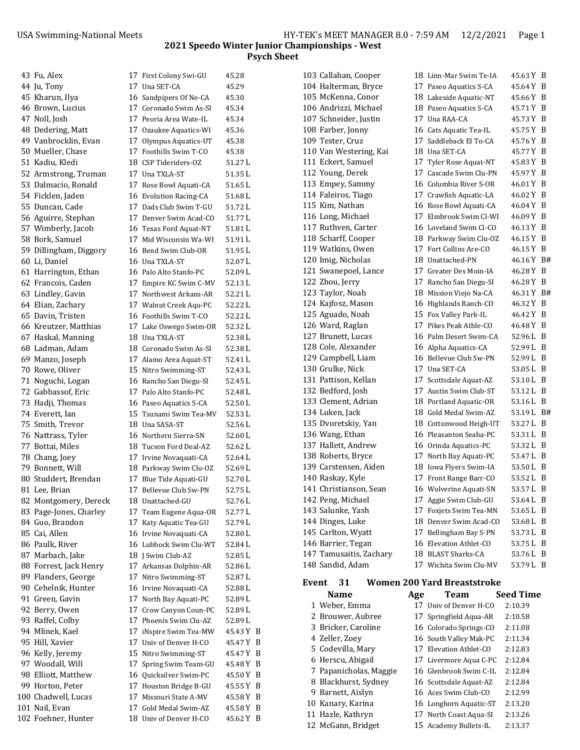## 2021 Speedo Winter Junior Championships - West

### Psych Sheet

| # | Name | Age | Team | Seed Time | |
|---|---|---|---|---|---|
| 43 | Fu, Alex | 17 | First Colony Swi-GU | 45.28 | |
| 44 | Ju, Tony | 17 | Una SET-CA | 45.29 | |
| 45 | Kharun, Ilya | 16 | Sandpipers Of Ne-CA | 45.30 | |
| 46 | Brown, Lucius | 17 | Coronado Swim As-SI | 45.34 | |
| 47 | Noll, Josh | 17 | Peoria Area Wate-IL | 45.34 | |
| 48 | Dedering, Matt | 17 | Ozaukee Aquatics-WI | 45.36 | |
| 49 | Vanbrocklin, Evan | 17 | Olympus Aquatics-UT | 45.38 | |
| 50 | Mueller, Chase | 17 | Foothills Swim T-CO | 45.38 | |
| 51 | Kadiu, Kledi | 18 | CSP Tideriders-OZ | 51.27 L | |
| 52 | Armstrong, Truman | 17 | Una TXLA-ST | 51.35 L | |
| 53 | Dalmacio, Ronald | 17 | Rose Bowl Aquati-CA | 51.65 L | |
| 54 | Ficklen, Jaden | 16 | Evolution Racing-CA | 51.68 L | |
| 55 | Duncan, Cade | 17 | Dads Club Swim T-GU | 51.72 L | |
| 56 | Aguirre, Stephan | 17 | Denver Swim Acad-CO | 51.77 L | |
| 57 | Wimberly, Jacob | 16 | Texas Ford Aquat-NT | 51.81 L | |
| 58 | Bork, Samuel | 17 | Mid Wisconsin Wa-WI | 51.91 L | |
| 59 | Dillingham, Diggory | 16 | Bend Swim Club-OR | 51.95 L | |
| 60 | Li, Daniel | 16 | Una TXLA-ST | 52.07 L | |
| 61 | Harrington, Ethan | 16 | Palo Alto Stanfo-PC | 52.09 L | |
| 62 | Francois, Caden | 17 | Empire KC Swim C-MV | 52.13 L | |
| 63 | Lindley, Gavin | 17 | Northwest Arkans-AR | 52.21 L | |
| 64 | Elian, Zachary | 17 | Walnut Creek Aqu-PC | 52.22 L | |
| 65 | Davin, Tristen | 16 | Foothills Swim T-CO | 52.22 L | |
| 66 | Kreutzer, Matthias | 17 | Lake Oswego Swim-OR | 52.32 L | |
| 67 | Haskal, Manning | 18 | Una TXLA-ST | 52.38 L | |
| 68 | Ladman, Adam | 18 | Coronado Swim As-SI | 52.38 L | |
| 69 | Manzo, Joseph | 17 | Alamo Area Aquat-ST | 52.41 L | |
| 70 | Rowe, Oliver | 15 | Nitro Swimming-ST | 52.43 L | |
| 71 | Noguchi, Logan | 16 | Rancho San Diegu-SI | 52.45 L | |
| 72 | Gabbassof, Eric | 17 | Palo Alto Stanfo-PC | 52.48 L | |
| 73 | Hadji, Thomas | 16 | Paseo Aquatics S-CA | 52.50 L | |
| 74 | Everett, Ian | 15 | Tsunami Swim Tea-MV | 52.53 L | |
| 75 | Smith, Trevor | 18 | Una SASA-ST | 52.56 L | |
| 76 | Nattrass, Tyler | 16 | Northern Sierra-SN | 52.60 L | |
| 77 | Bottai, Miles | 18 | Tucson Ford Deal-AZ | 52.62 L | |
| 78 | Chang, Joey | 17 | Irvine Novaquati-CA | 52.64 L | |
| 79 | Bonnett, Will | 18 | Parkway Swim Clu-OZ | 52.69 L | |
| 80 | Studdert, Brendan | 17 | Blue Tide Aquati-GU | 52.70 L | |
| 81 | Lee, Brian | 17 | Bellevue Club Sw-PN | 52.75 L | |
| 82 | Montgomery, Dereck | 18 | Unattached-GU | 52.76 L | |
| 83 | Page-Jones, Charley | 17 | Team Eugene Aqua-OR | 52.77 L | |
| 84 | Guo, Brandon | 17 | Katy Aquatic Tea-GU | 52.79 L | |
| 85 | Cai, Allen | 16 | Irvine Novaquati-CA | 52.80 L | |
| 86 | Paulk, River | 16 | Lubbock Swim Clu-WT | 52.84 L | |
| 87 | Marbach, Jake | 18 | J Swim Club-AZ | 52.85 L | |
| 88 | Forrest, Jack Henry | 17 | Arkansas Dolphin-AR | 52.86 L | |
| 89 | Flanders, George | 17 | Nitro Swimming-ST | 52.87 L | |
| 90 | Cehelnik, Hunter | 16 | Irvine Novaquati-CA | 52.88 L | |
| 91 | Green, Gavin | 17 | North Bay Aquati-PC | 52.89 L | |
| 92 | Berry, Owen | 17 | Crow Canyon Coun-PC | 52.89 L | |
| 93 | Raffel, Colby | 17 | Phoenix Swim Clu-AZ | 52.89 L | |
| 94 | Mlinek, Kael | 17 | iNspire Swim Tea-MW | 45.43 Y | B |
| 95 | Hill, Xavier | 17 | Univ of Denver H-CO | 45.47 Y | B |
| 96 | Kelly, Jeremy | 15 | Nitro Swimming-ST | 45.47 Y | B |
| 97 | Woodall, Will | 17 | Spring Swim Team-GU | 45.48 Y | B |
| 98 | Elliott, Matthew | 16 | Quicksilver Swim-PC | 45.50 Y | B |
| 99 | Horton, Peter | 17 | Houston Bridge B-GU | 45.55 Y | B |
| 100 | Chadwell, Lucas | 17 | Missouri State A-MV | 45.58 Y | B |
| 101 | Nail, Evan | 17 | Gold Medal Swim-AZ | 45.58 Y | B |
| 102 | Foehner, Hunter | 18 | Univ of Denver H-CO | 45.62 Y | B |
| 103 | Callahan, Cooper | 18 | Linn-Mar Swim Te-IA | 45.63 Y | B |
| 104 | Halterman, Bryce | 17 | Paseo Aquatics S-CA | 45.64 Y | B |
| 105 | McKenna, Conor | 18 | Lakeside Aquatic-NT | 45.66 Y | B |
| 106 | Andrizzi, Michael | 18 | Paseo Aquatics S-CA | 45.71 Y | B |
| 107 | Schneider, Justin | 17 | Una RAA-CA | 45.73 Y | B |
| 108 | Farber, Jonny | 16 | Cats Aquatic Tea-IL | 45.75 Y | B |
| 109 | Tester, Cruz | 17 | Saddleback El To-CA | 45.76 Y | B |
| 110 | Van Westering, Kai | 18 | Una SET-CA | 45.77 Y | B |
| 111 | Eckert, Samuel | 17 | Tyler Rose Aquat-NT | 45.83 Y | B |
| 112 | Young, Derek | 17 | Cascade Swim Clu-PN | 45.97 Y | B |
| 113 | Empey, Sammy | 16 | Columbia River S-OR | 46.01 Y | B |
| 114 | Faleiros, Tiago | 17 | Crawfish Aquatic-LA | 46.02 Y | B |
| 115 | Kim, Nathan | 16 | Rose Bowl Aquati-CA | 46.04 Y | B |
| 116 | Long, Michael | 17 | Elmbrook Swim Cl-WI | 46.09 Y | B |
| 117 | Ruthven, Carter | 16 | Loveland Swim Cl-CO | 46.13 Y | B |
| 118 | Scharff, Cooper | 18 | Parkway Swim Clu-OZ | 46.15 Y | B |
| 119 | Watkins, Owen | 17 | Fort Collins Are-CO | 46.15 Y | B |
| 120 | Imig, Nicholas | 18 | Unattached-PN | 46.16 Y | B# |
| 121 | Swanepoel, Lance | 17 | Greater Des Moin-IA | 46.28 Y | B |
| 122 | Zhou, Jerry | 17 | Rancho San Diegu-SI | 46.28 Y | B |
| 123 | Taylor, Noah | 18 | Mission Viejo Na-CA | 46.31 Y | B# |
| 124 | Kajfosz, Mason | 16 | Highlands Ranch-CO | 46.32 Y | B |
| 125 | Aguado, Noah | 15 | Fox Valley Park-IL | 46.42 Y | B |
| 126 | Ward, Raglan | 17 | Pikes Peak Athle-CO | 46.48 Y | B |
| 127 | Brunett, Lucas | 16 | Palm Desert Swim-CA | 52.96 L | B |
| 128 | Cole, Alexander | 16 | Alpha Aquatics-CA | 52.99 L | B |
| 129 | Campbell, Liam | 16 | Bellevue Club Sw-PN | 52.99 L | B |
| 130 | Grulke, Nick | 17 | Una SET-CA | 53.05 L | B |
| 131 | Pattison, Kellan | 17 | Scottsdale Aquat-AZ | 53.10 L | B |
| 132 | Bedford, Josh | 17 | Austin Swim Club-ST | 53.12 L | B |
| 133 | Clement, Adrian | 18 | Portland Aquatic-OR | 53.16 L | B |
| 134 | Luken, Jack | 18 | Gold Medal Swim-AZ | 53.19 L | B# |
| 135 | Dvoretskiy, Yan | 18 | Cottonwood Heigh-UT | 53.27 L | B |
| 136 | Wang, Ethan | 16 | Pleasanton Seaha-PC | 53.31 L | B |
| 137 | Hallett, Andrew | 16 | Orinda Aquatics-PC | 53.32 L | B |
| 138 | Roberts, Bryce | 17 | North Bay Aquati-PC | 53.47 L | B |
| 139 | Carstensen, Aiden | 18 | Iowa Flyers Swim-IA | 53.50 L | B |
| 140 | Raskay, Kyle | 17 | Front Range Barr-CO | 53.52 L | B |
| 141 | Christianson, Sean | 16 | Wolverine Aquati-SN | 53.57 L | B |
| 142 | Peng, Michael | 17 | Aggie Swim Club-GU | 53.64 L | B |
| 143 | Salunke, Yash | 17 | Foxjets Swim Tea-MN | 53.65 L | B |
| 144 | Dinges, Luke | 18 | Denver Swim Acad-CO | 53.68 L | B |
| 145 | Carlton, Wyatt | 17 | Bellingham Bay S-PN | 53.73 L | B |
| 146 | Barrier, Tegan | 16 | Elevation Athlet-CO | 53.75 L | B |
| 147 | Tamusaitis, Zachary | 18 | BLAST Sharks-CA | 53.76 L | B |
| 148 | Sandid, Adam | 17 | Wichita Swim Clu-MV | 53.79 L | B |

### Event 31 Women 200 Yard Breaststroke

| # | Name | Age | Team | Seed Time |
|---|---|---|---|---|
| 1 | Weber, Emma | 17 | Univ of Denver H-CO | 2:10.39 |
| 2 | Brouwer, Aubree | 17 | Springfield Aqua-AR | 2:10.58 |
| 3 | Bricker, Caroline | 16 | Colorado Springs-CO | 2:11.08 |
| 4 | Zeller, Zoey | 16 | South Valley Mak-PC | 2:11.34 |
| 5 | Codevilla, Mary | 17 | Elevation Athlet-CO | 2:12.83 |
| 6 | Herscu, Abigail | 17 | Livermore Aqua C-PC | 2:12.84 |
| 7 | Papanicholas, Maggie | 16 | Glenbrook Swim C-IL | 2:12.84 |
| 8 | Blackhurst, Sydney | 16 | Scottsdale Aquat-AZ | 2:12.84 |
| 9 | Barnett, Aislyn | 16 | Aces Swim Club-CO | 2:12.99 |
| 10 | Kanary, Karina | 16 | Longhorn Aquatic-ST | 2:13.20 |
| 11 | Hazle, Kathryn | 17 | North Coast Aqua-SI | 2:13.26 |
| 12 | McGann, Bridget | 15 | Academy Bullets-IL | 2:13.37 |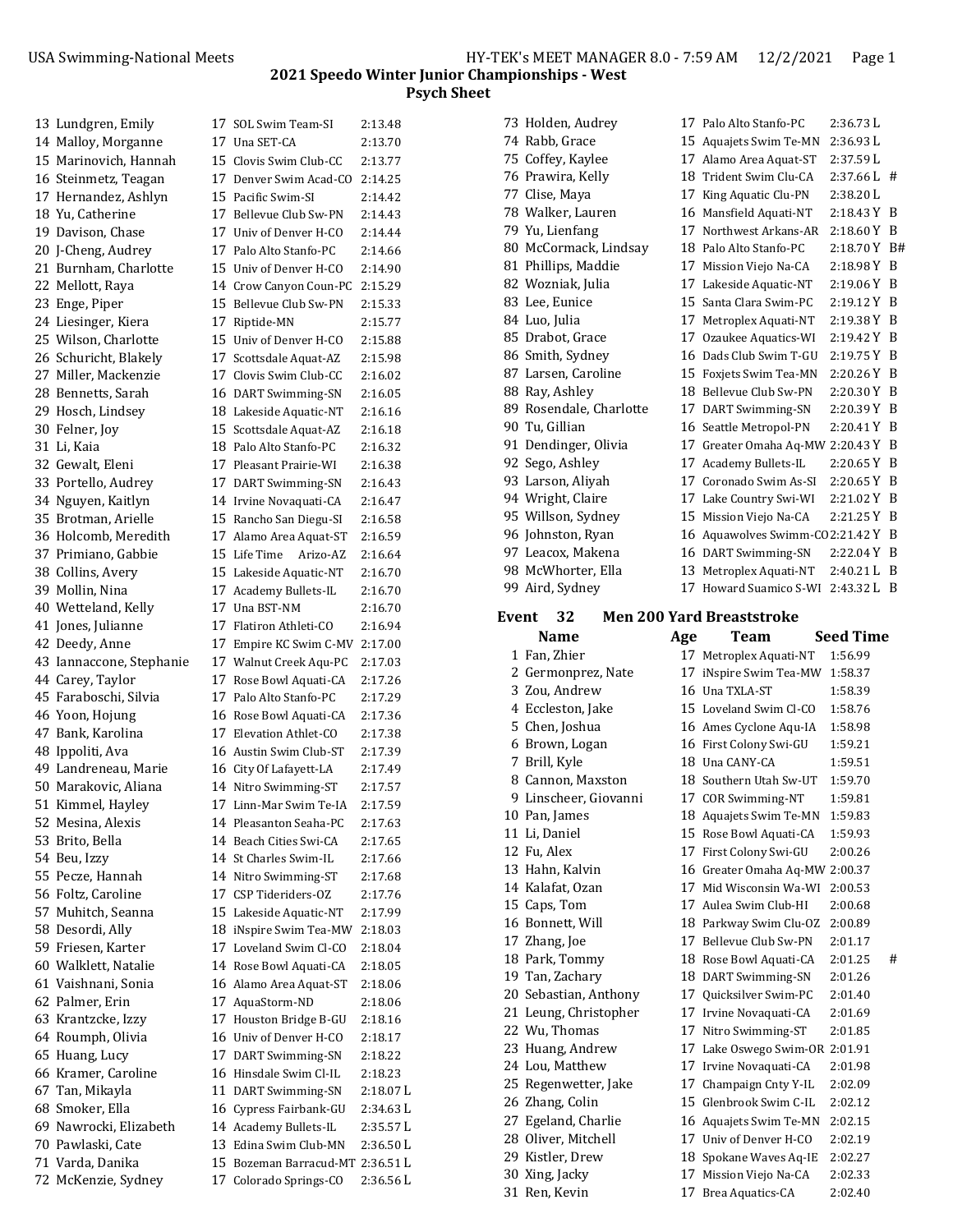## 2021 Speedo Winter Junior Championships - West

### Psych Sheet

| # | Name | Age | Team | Seed Time | |
|---|---|---|---|---|---|
| 13 | Lundgren, Emily | 17 | SOL Swim Team-SI | 2:13.48 | |
| 14 | Malloy, Morganne | 17 | Una SET-CA | 2:13.70 | |
| 15 | Marinovich, Hannah | 15 | Clovis Swim Club-CC | 2:13.77 | |
| 16 | Steinmetz, Teagan | 17 | Denver Swim Acad-CO | 2:14.25 | |
| 17 | Hernandez, Ashlyn | 15 | Pacific Swim-SI | 2:14.42 | |
| 18 | Yu, Catherine | 17 | Bellevue Club Sw-PN | 2:14.43 | |
| 19 | Davison, Chase | 17 | Univ of Denver H-CO | 2:14.44 | |
| 20 | J-Cheng, Audrey | 17 | Palo Alto Stanfo-PC | 2:14.66 | |
| 21 | Burnham, Charlotte | 15 | Univ of Denver H-CO | 2:14.90 | |
| 22 | Mellott, Raya | 14 | Crow Canyon Coun-PC | 2:15.29 | |
| 23 | Enge, Piper | 15 | Bellevue Club Sw-PN | 2:15.33 | |
| 24 | Liesinger, Kiera | 17 | Riptide-MN | 2:15.77 | |
| 25 | Wilson, Charlotte | 15 | Univ of Denver H-CO | 2:15.88 | |
| 26 | Schuricht, Blakely | 17 | Scottsdale Aquat-AZ | 2:15.98 | |
| 27 | Miller, Mackenzie | 17 | Clovis Swim Club-CC | 2:16.02 | |
| 28 | Bennetts, Sarah | 16 | DART Swimming-SN | 2:16.05 | |
| 29 | Hosch, Lindsey | 18 | Lakeside Aquatic-NT | 2:16.16 | |
| 30 | Felner, Joy | 15 | Scottsdale Aquat-AZ | 2:16.18 | |
| 31 | Li, Kaia | 18 | Palo Alto Stanfo-PC | 2:16.32 | |
| 32 | Gewalt, Eleni | 17 | Pleasant Prairie-WI | 2:16.38 | |
| 33 | Portello, Audrey | 17 | DART Swimming-SN | 2:16.43 | |
| 34 | Nguyen, Kaitlyn | 14 | Irvine Novaquati-CA | 2:16.47 | |
| 35 | Brotman, Arielle | 15 | Rancho San Diegu-SI | 2:16.58 | |
| 36 | Holcomb, Meredith | 17 | Alamo Area Aquat-ST | 2:16.59 | |
| 37 | Primiano, Gabbie | 15 | Life Time Arizo-AZ | 2:16.64 | |
| 38 | Collins, Avery | 15 | Lakeside Aquatic-NT | 2:16.70 | |
| 39 | Mollin, Nina | 17 | Academy Bullets-IL | 2:16.70 | |
| 40 | Wetteland, Kelly | 17 | Una BST-NM | 2:16.70 | |
| 41 | Jones, Julianne | 17 | Flatiron Athleti-CO | 2:16.94 | |
| 42 | Deedy, Anne | 17 | Empire KC Swim C-MV | 2:17.00 | |
| 43 | Iannaccone, Stephanie | 17 | Walnut Creek Aqu-PC | 2:17.03 | |
| 44 | Carey, Taylor | 17 | Rose Bowl Aquati-CA | 2:17.26 | |
| 45 | Faraboschi, Silvia | 17 | Palo Alto Stanfo-PC | 2:17.29 | |
| 46 | Yoon, Hojung | 16 | Rose Bowl Aquati-CA | 2:17.36 | |
| 47 | Bank, Karolina | 17 | Elevation Athlet-CO | 2:17.38 | |
| 48 | Ippoliti, Ava | 16 | Austin Swim Club-ST | 2:17.39 | |
| 49 | Landreneau, Marie | 16 | City Of Lafayett-LA | 2:17.49 | |
| 50 | Marakovic, Aliana | 14 | Nitro Swimming-ST | 2:17.57 | |
| 51 | Kimmel, Hayley | 17 | Linn-Mar Swim Te-IA | 2:17.59 | |
| 52 | Mesina, Alexis | 14 | Pleasanton Seaha-PC | 2:17.63 | |
| 53 | Brito, Bella | 14 | Beach Cities Swi-CA | 2:17.65 | |
| 54 | Beu, Izzy | 14 | St Charles Swim-IL | 2:17.66 | |
| 55 | Pecze, Hannah | 14 | Nitro Swimming-ST | 2:17.68 | |
| 56 | Foltz, Caroline | 17 | CSP Tideriders-OZ | 2:17.76 | |
| 57 | Muhitch, Seanna | 15 | Lakeside Aquatic-NT | 2:17.99 | |
| 58 | Desordi, Ally | 18 | iNspire Swim Tea-MW | 2:18.03 | |
| 59 | Friesen, Karter | 17 | Loveland Swim Cl-CO | 2:18.04 | |
| 60 | Walklett, Natalie | 14 | Rose Bowl Aquati-CA | 2:18.05 | |
| 61 | Vaishnani, Sonia | 16 | Alamo Area Aquat-ST | 2:18.06 | |
| 62 | Palmer, Erin | 17 | AquaStorm-ND | 2:18.06 | |
| 63 | Krantzcke, Izzy | 17 | Houston Bridge B-GU | 2:18.16 | |
| 64 | Roumph, Olivia | 16 | Univ of Denver H-CO | 2:18.17 | |
| 65 | Huang, Lucy | 17 | DART Swimming-SN | 2:18.22 | |
| 66 | Kramer, Caroline | 16 | Hinsdale Swim Cl-IL | 2:18.23 | |
| 67 | Tan, Mikayla | 11 | DART Swimming-SN | 2:18.07 L | |
| 68 | Smoker, Ella | 16 | Cypress Fairbank-GU | 2:34.63 L | |
| 69 | Nawrocki, Elizabeth | 14 | Academy Bullets-IL | 2:35.57 L | |
| 70 | Pawlaski, Cate | 13 | Edina Swim Club-MN | 2:36.50 L | |
| 71 | Varda, Danika | 15 | Bozeman Barracud-MT | 2:36.51 L | |
| 72 | McKenzie, Sydney | 17 | Colorado Springs-CO | 2:36.56 L | |
| 73 | Holden, Audrey | 17 | Palo Alto Stanfo-PC | 2:36.73 L | |
| 74 | Rabb, Grace | 15 | Aquajets Swim Te-MN | 2:36.93 L | |
| 75 | Coffey, Kaylee | 17 | Alamo Area Aquat-ST | 2:37.59 L | |
| 76 | Prawira, Kelly | 18 | Trident Swim Clu-CA | 2:37.66 L | # |
| 77 | Clise, Maya | 17 | King Aquatic Clu-PN | 2:38.20 L | |
| 78 | Walker, Lauren | 16 | Mansfield Aquati-NT | 2:18.43 Y | B |
| 79 | Yu, Lienfang | 17 | Northwest Arkans-AR | 2:18.60 Y | B |
| 80 | McCormack, Lindsay | 18 | Palo Alto Stanfo-PC | 2:18.70 Y | B# |
| 81 | Phillips, Maddie | 17 | Mission Viejo Na-CA | 2:18.98 Y | B |
| 82 | Wozniak, Julia | 17 | Lakeside Aquatic-NT | 2:19.06 Y | B |
| 83 | Lee, Eunice | 15 | Santa Clara Swim-PC | 2:19.12 Y | B |
| 84 | Luo, Julia | 17 | Metroplex Aquati-NT | 2:19.38 Y | B |
| 85 | Drabot, Grace | 17 | Ozaukee Aquatics-WI | 2:19.42 Y | B |
| 86 | Smith, Sydney | 16 | Dads Club Swim T-GU | 2:19.75 Y | B |
| 87 | Larsen, Caroline | 15 | Foxjets Swim Tea-MN | 2:20.26 Y | B |
| 88 | Ray, Ashley | 18 | Bellevue Club Sw-PN | 2:20.30 Y | B |
| 89 | Rosendale, Charlotte | 17 | DART Swimming-SN | 2:20.39 Y | B |
| 90 | Tu, Gillian | 16 | Seattle Metropol-PN | 2:20.41 Y | B |
| 91 | Dendinger, Olivia | 17 | Greater Omaha Aq-MW | 2:20.43 Y | B |
| 92 | Sego, Ashley | 17 | Academy Bullets-IL | 2:20.65 Y | B |
| 93 | Larson, Aliyah | 17 | Coronado Swim As-SI | 2:20.65 Y | B |
| 94 | Wright, Claire | 17 | Lake Country Swi-WI | 2:21.02 Y | B |
| 95 | Willson, Sydney | 15 | Mission Viejo Na-CA | 2:21.25 Y | B |
| 96 | Johnston, Ryan | 16 | Aquawolves Swimm-CO | 2:21.42 Y | B |
| 97 | Leacox, Makena | 16 | DART Swimming-SN | 2:22.04 Y | B |
| 98 | McWhorter, Ella | 13 | Metroplex Aquati-NT | 2:40.21 L | B |
| 99 | Aird, Sydney | 17 | Howard Suamico S-WI | 2:43.32 L | B |

### Event 32 Men 200 Yard Breaststroke

| # | Name | Age | Team | Seed Time | |
|---|---|---|---|---|---|
| 1 | Fan, Zhier | 17 | Metroplex Aquati-NT | 1:56.99 | |
| 2 | Germonprez, Nate | 17 | iNspire Swim Tea-MW | 1:58.37 | |
| 3 | Zou, Andrew | 16 | Una TXLA-ST | 1:58.39 | |
| 4 | Eccleston, Jake | 15 | Loveland Swim Cl-CO | 1:58.76 | |
| 5 | Chen, Joshua | 16 | Ames Cyclone Aqu-IA | 1:58.98 | |
| 6 | Brown, Logan | 16 | First Colony Swi-GU | 1:59.21 | |
| 7 | Brill, Kyle | 18 | Una CANY-CA | 1:59.51 | |
| 8 | Cannon, Maxston | 18 | Southern Utah Sw-UT | 1:59.70 | |
| 9 | Linscheer, Giovanni | 17 | COR Swimming-NT | 1:59.81 | |
| 10 | Pan, James | 18 | Aquajets Swim Te-MN | 1:59.83 | |
| 11 | Li, Daniel | 15 | Rose Bowl Aquati-CA | 1:59.93 | |
| 12 | Fu, Alex | 17 | First Colony Swi-GU | 2:00.26 | |
| 13 | Hahn, Kalvin | 16 | Greater Omaha Aq-MW | 2:00.37 | |
| 14 | Kalafat, Ozan | 17 | Mid Wisconsin Wa-WI | 2:00.53 | |
| 15 | Caps, Tom | 17 | Aulea Swim Club-HI | 2:00.68 | |
| 16 | Bonnett, Will | 18 | Parkway Swim Clu-OZ | 2:00.89 | |
| 17 | Zhang, Joe | 17 | Bellevue Club Sw-PN | 2:01.17 | |
| 18 | Park, Tommy | 18 | Rose Bowl Aquati-CA | 2:01.25 | # |
| 19 | Tan, Zachary | 18 | DART Swimming-SN | 2:01.26 | |
| 20 | Sebastian, Anthony | 17 | Quicksilver Swim-PC | 2:01.40 | |
| 21 | Leung, Christopher | 17 | Irvine Novaquati-CA | 2:01.69 | |
| 22 | Wu, Thomas | 17 | Nitro Swimming-ST | 2:01.85 | |
| 23 | Huang, Andrew | 17 | Lake Oswego Swim-OR | 2:01.91 | |
| 24 | Lou, Matthew | 17 | Irvine Novaquati-CA | 2:01.98 | |
| 25 | Regenwetter, Jake | 17 | Champaign Cnty Y-IL | 2:02.09 | |
| 26 | Zhang, Colin | 15 | Glenbrook Swim C-IL | 2:02.12 | |
| 27 | Egeland, Charlie | 16 | Aquajets Swim Te-MN | 2:02.15 | |
| 28 | Oliver, Mitchell | 17 | Univ of Denver H-CO | 2:02.19 | |
| 29 | Kistler, Drew | 18 | Spokane Waves Aq-IE | 2:02.27 | |
| 30 | Xing, Jacky | 17 | Mission Viejo Na-CA | 2:02.33 | |
| 31 | Ren, Kevin | 17 | Brea Aquatics-CA | 2:02.40 | |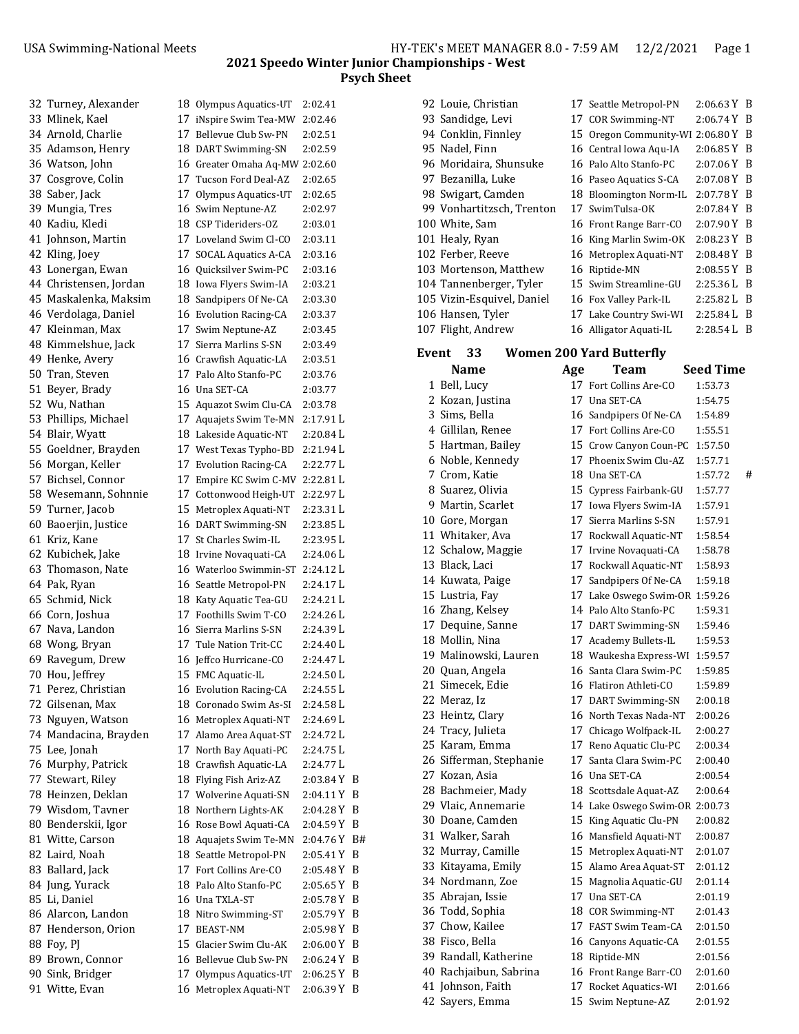## 2021 Speedo Winter Junior Championships - West

### Psych Sheet

| # | Name | Age | Team | Seed Time | |
|---|---|---|---|---|---|
| 32 | Turney, Alexander | 18 | Olympus Aquatics-UT | 2:02.41 | |
| 33 | Mlinek, Kael | 17 | iNspire Swim Tea-MW | 2:02.46 | |
| 34 | Arnold, Charlie | 17 | Bellevue Club Sw-PN | 2:02.51 | |
| 35 | Adamson, Henry | 18 | DART Swimming-SN | 2:02.59 | |
| 36 | Watson, John | 16 | Greater Omaha Aq-MW | 2:02.60 | |
| 37 | Cosgrove, Colin | 17 | Tucson Ford Deal-AZ | 2:02.65 | |
| 38 | Saber, Jack | 17 | Olympus Aquatics-UT | 2:02.65 | |
| 39 | Mungia, Tres | 16 | Swim Neptune-AZ | 2:02.97 | |
| 40 | Kadiu, Kledi | 18 | CSP Tideriders-OZ | 2:03.01 | |
| 41 | Johnson, Martin | 17 | Loveland Swim Cl-CO | 2:03.11 | |
| 42 | Kling, Joey | 17 | SOCAL Aquatics A-CA | 2:03.16 | |
| 43 | Lonergan, Ewan | 16 | Quicksilver Swim-PC | 2:03.16 | |
| 44 | Christensen, Jordan | 18 | Iowa Flyers Swim-IA | 2:03.21 | |
| 45 | Maskalenka, Maksim | 18 | Sandpipers Of Ne-CA | 2:03.30 | |
| 46 | Verdolaga, Daniel | 16 | Evolution Racing-CA | 2:03.37 | |
| 47 | Kleinman, Max | 17 | Swim Neptune-AZ | 2:03.45 | |
| 48 | Kimmelshue, Jack | 17 | Sierra Marlins S-SN | 2:03.49 | |
| 49 | Henke, Avery | 16 | Crawfish Aquatic-LA | 2:03.51 | |
| 50 | Tran, Steven | 17 | Palo Alto Stanfo-PC | 2:03.76 | |
| 51 | Beyer, Brady | 16 | Una SET-CA | 2:03.77 | |
| 52 | Wu, Nathan | 15 | Aquazot Swim Clu-CA | 2:03.78 | |
| 53 | Phillips, Michael | 17 | Aquajets Swim Te-MN | 2:17.91 L | |
| 54 | Blair, Wyatt | 18 | Lakeside Aquatic-NT | 2:20.84 L | |
| 55 | Goeldner, Brayden | 17 | West Texas Typho-BD | 2:21.94 L | |
| 56 | Morgan, Keller | 17 | Evolution Racing-CA | 2:22.77 L | |
| 57 | Bichsel, Connor | 17 | Empire KC Swim C-MV | 2:22.81 L | |
| 58 | Wesemann, Sohnnie | 17 | Cottonwood Heigh-UT | 2:22.97 L | |
| 59 | Turner, Jacob | 15 | Metroplex Aquati-NT | 2:23.31 L | |
| 60 | Baoerjin, Justice | 16 | DART Swimming-SN | 2:23.85 L | |
| 61 | Kriz, Kane | 17 | St Charles Swim-IL | 2:23.95 L | |
| 62 | Kubichek, Jake | 18 | Irvine Novaquati-CA | 2:24.06 L | |
| 63 | Thomason, Nate | 16 | Waterloo Swimmin-ST | 2:24.12 L | |
| 64 | Pak, Ryan | 16 | Seattle Metropol-PN | 2:24.17 L | |
| 65 | Schmid, Nick | 18 | Katy Aquatic Tea-GU | 2:24.21 L | |
| 66 | Corn, Joshua | 17 | Foothills Swim T-CO | 2:24.26 L | |
| 67 | Nava, Landon | 16 | Sierra Marlins S-SN | 2:24.39 L | |
| 68 | Wong, Bryan | 17 | Tule Nation Trit-CC | 2:24.40 L | |
| 69 | Ravegum, Drew | 16 | Jeffco Hurricane-CO | 2:24.47 L | |
| 70 | Hou, Jeffrey | 15 | FMC Aquatic-IL | 2:24.50 L | |
| 71 | Perez, Christian | 16 | Evolution Racing-CA | 2:24.55 L | |
| 72 | Gilsenan, Max | 18 | Coronado Swim As-SI | 2:24.58 L | |
| 73 | Nguyen, Watson | 16 | Metroplex Aquati-NT | 2:24.69 L | |
| 74 | Mandacina, Brayden | 17 | Alamo Area Aquat-ST | 2:24.72 L | |
| 75 | Lee, Jonah | 17 | North Bay Aquati-PC | 2:24.75 L | |
| 76 | Murphy, Patrick | 18 | Crawfish Aquatic-LA | 2:24.77 L | |
| 77 | Stewart, Riley | 18 | Flying Fish Ariz-AZ | 2:03.84 Y | B |
| 78 | Heinzen, Deklan | 17 | Wolverine Aquati-SN | 2:04.11 Y | B |
| 79 | Wisdom, Tavner | 18 | Northern Lights-AK | 2:04.28 Y | B |
| 80 | Benderskii, Igor | 16 | Rose Bowl Aquati-CA | 2:04.59 Y | B |
| 81 | Witte, Carson | 18 | Aquajets Swim Te-MN | 2:04.76 Y | B# |
| 82 | Laird, Noah | 18 | Seattle Metropol-PN | 2:05.41 Y | B |
| 83 | Ballard, Jack | 17 | Fort Collins Are-CO | 2:05.48 Y | B |
| 84 | Jung, Yurack | 18 | Palo Alto Stanfo-PC | 2:05.65 Y | B |
| 85 | Li, Daniel | 16 | Una TXLA-ST | 2:05.78 Y | B |
| 86 | Alarcon, Landon | 18 | Nitro Swimming-ST | 2:05.79 Y | B |
| 87 | Henderson, Orion | 17 | BEAST-NM | 2:05.98 Y | B |
| 88 | Foy, PJ | 15 | Glacier Swim Clu-AK | 2:06.00 Y | B |
| 89 | Brown, Connor | 16 | Bellevue Club Sw-PN | 2:06.24 Y | B |
| 90 | Sink, Bridger | 17 | Olympus Aquatics-UT | 2:06.25 Y | B |
| 91 | Witte, Evan | 16 | Metroplex Aquati-NT | 2:06.39 Y | B |
| 92 | Louie, Christian | 17 | Seattle Metropol-PN | 2:06.63 Y | B |
| 93 | Sandidge, Levi | 17 | COR Swimming-NT | 2:06.74 Y | B |
| 94 | Conklin, Finnley | 15 | Oregon Community-WI | 2:06.80 Y | B |
| 95 | Nadel, Finn | 16 | Central Iowa Aqu-IA | 2:06.85 Y | B |
| 96 | Moridaira, Shunsuke | 16 | Palo Alto Stanfo-PC | 2:07.06 Y | B |
| 97 | Bezanilla, Luke | 16 | Paseo Aquatics S-CA | 2:07.08 Y | B |
| 98 | Swigart, Camden | 18 | Bloomington Norm-IL | 2:07.78 Y | B |
| 99 | Vonhartitzsch, Trenton | 17 | SwimTulsa-OK | 2:07.84 Y | B |
| 100 | White, Sam | 16 | Front Range Barr-CO | 2:07.90 Y | B |
| 101 | Healy, Ryan | 16 | King Marlin Swim-OK | 2:08.23 Y | B |
| 102 | Ferber, Reeve | 16 | Metroplex Aquati-NT | 2:08.48 Y | B |
| 103 | Mortenson, Matthew | 16 | Riptide-MN | 2:08.55 Y | B |
| 104 | Tannenberger, Tyler | 15 | Swim Streamline-GU | 2:25.36 L | B |
| 105 | Vizin-Esquivel, Daniel | 16 | Fox Valley Park-IL | 2:25.82 L | B |
| 106 | Hansen, Tyler | 17 | Lake Country Swi-WI | 2:25.84 L | B |
| 107 | Flight, Andrew | 16 | Alligator Aquati-IL | 2:28.54 L | B |

### Event 33 Women 200 Yard Butterfly

| # | Name | Age | Team | Seed Time | |
|---|---|---|---|---|---|
| 1 | Bell, Lucy | 17 | Fort Collins Are-CO | 1:53.73 | |
| 2 | Kozan, Justina | 17 | Una SET-CA | 1:54.75 | |
| 3 | Sims, Bella | 16 | Sandpipers Of Ne-CA | 1:54.89 | |
| 4 | Gillilan, Renee | 17 | Fort Collins Are-CO | 1:55.51 | |
| 5 | Hartman, Bailey | 15 | Crow Canyon Coun-PC | 1:57.50 | |
| 6 | Noble, Kennedy | 17 | Phoenix Swim Clu-AZ | 1:57.71 | |
| 7 | Crom, Katie | 18 | Una SET-CA | 1:57.72 | # |
| 8 | Suarez, Olivia | 15 | Cypress Fairbank-GU | 1:57.77 | |
| 9 | Martin, Scarlet | 17 | Iowa Flyers Swim-IA | 1:57.91 | |
| 10 | Gore, Morgan | 17 | Sierra Marlins S-SN | 1:57.91 | |
| 11 | Whitaker, Ava | 17 | Rockwall Aquatic-NT | 1:58.54 | |
| 12 | Schalow, Maggie | 17 | Irvine Novaquati-CA | 1:58.78 | |
| 13 | Black, Laci | 17 | Rockwall Aquatic-NT | 1:58.93 | |
| 14 | Kuwata, Paige | 17 | Sandpipers Of Ne-CA | 1:59.18 | |
| 15 | Lustria, Fay | 17 | Lake Oswego Swim-OR | 1:59.26 | |
| 16 | Zhang, Kelsey | 14 | Palo Alto Stanfo-PC | 1:59.31 | |
| 17 | Dequine, Sanne | 17 | DART Swimming-SN | 1:59.46 | |
| 18 | Mollin, Nina | 17 | Academy Bullets-IL | 1:59.53 | |
| 19 | Malinowski, Lauren | 18 | Waukesha Express-WI | 1:59.57 | |
| 20 | Quan, Angela | 16 | Santa Clara Swim-PC | 1:59.85 | |
| 21 | Simecek, Edie | 16 | Flatiron Athleti-CO | 1:59.89 | |
| 22 | Meraz, Iz | 17 | DART Swimming-SN | 2:00.18 | |
| 23 | Heintz, Clary | 16 | North Texas Nada-NT | 2:00.26 | |
| 24 | Tracy, Julieta | 17 | Chicago Wolfpack-IL | 2:00.27 | |
| 25 | Karam, Emma | 17 | Reno Aquatic Clu-PC | 2:00.34 | |
| 26 | Sifferman, Stephanie | 17 | Santa Clara Swim-PC | 2:00.40 | |
| 27 | Kozan, Asia | 16 | Una SET-CA | 2:00.54 | |
| 28 | Bachmeier, Mady | 18 | Scottsdale Aquat-AZ | 2:00.64 | |
| 29 | Vlaic, Annemarie | 14 | Lake Oswego Swim-OR | 2:00.73 | |
| 30 | Doane, Camden | 15 | King Aquatic Clu-PN | 2:00.82 | |
| 31 | Walker, Sarah | 16 | Mansfield Aquati-NT | 2:00.87 | |
| 32 | Murray, Camille | 15 | Metroplex Aquati-NT | 2:01.07 | |
| 33 | Kitayama, Emily | 15 | Alamo Area Aquat-ST | 2:01.12 | |
| 34 | Nordmann, Zoe | 15 | Magnolia Aquatic-GU | 2:01.14 | |
| 35 | Abrajan, Issie | 17 | Una SET-CA | 2:01.19 | |
| 36 | Todd, Sophia | 18 | COR Swimming-NT | 2:01.43 | |
| 37 | Chow, Kailee | 17 | FAST Swim Team-CA | 2:01.50 | |
| 38 | Fisco, Bella | 16 | Canyons Aquatic-CA | 2:01.55 | |
| 39 | Randall, Katherine | 18 | Riptide-MN | 2:01.56 | |
| 40 | Rachjaibun, Sabrina | 16 | Front Range Barr-CO | 2:01.60 | |
| 41 | Johnson, Faith | 17 | Rocket Aquatics-WI | 2:01.66 | |
| 42 | Sayers, Emma | 15 | Swim Neptune-AZ | 2:01.92 | |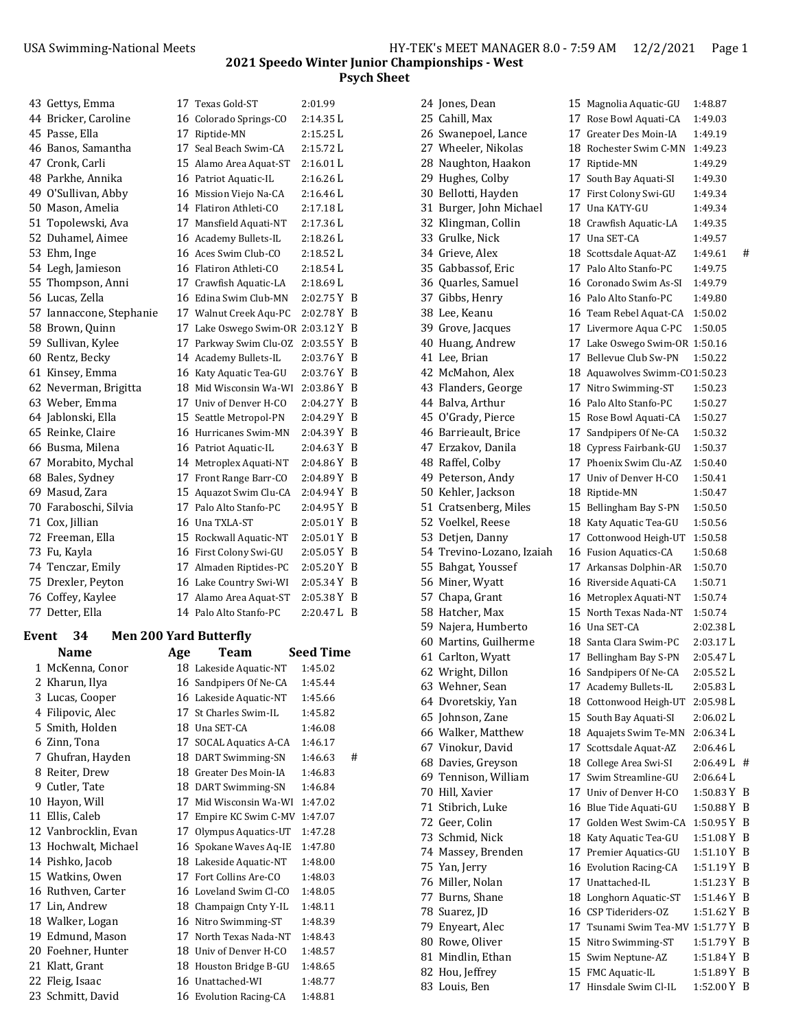## 2021 Speedo Winter Junior Championships - West

### Psych Sheet

| | Name | Age | Team | Seed Time | | |
|---|---|---|---|---|---|---|
| 43 | Gettys, Emma | 17 | Texas Gold-ST | 2:01.99 | | |
| 44 | Bricker, Caroline | 16 | Colorado Springs-CO | 2:14.35 L | | |
| 45 | Passe, Ella | 17 | Riptide-MN | 2:15.25 L | | |
| 46 | Banos, Samantha | 17 | Seal Beach Swim-CA | 2:15.72 L | | |
| 47 | Cronk, Carli | 15 | Alamo Area Aquat-ST | 2:16.01 L | | |
| 48 | Parkhe, Annika | 16 | Patriot Aquatic-IL | 2:16.26 L | | |
| 49 | O'Sullivan, Abby | 16 | Mission Viejo Na-CA | 2:16.46 L | | |
| 50 | Mason, Amelia | 14 | Flatiron Athleti-CO | 2:17.18 L | | |
| 51 | Topolewski, Ava | 17 | Mansfield Aquati-NT | 2:17.36 L | | |
| 52 | Duhamel, Aimee | 16 | Academy Bullets-IL | 2:18.26 L | | |
| 53 | Ehm, Inge | 16 | Aces Swim Club-CO | 2:18.52 L | | |
| 54 | Legh, Jamieson | 16 | Flatiron Athleti-CO | 2:18.54 L | | |
| 55 | Thompson, Anni | 17 | Crawfish Aquatic-LA | 2:18.69 L | | |
| 56 | Lucas, Zella | 16 | Edina Swim Club-MN | 2:02.75 Y | B | |
| 57 | Iannaccone, Stephanie | 17 | Walnut Creek Aqu-PC | 2:02.78 Y | B | |
| 58 | Brown, Quinn | 17 | Lake Oswego Swim-OR | 2:03.12 Y | B | |
| 59 | Sullivan, Kylee | 17 | Parkway Swim Clu-OZ | 2:03.55 Y | B | |
| 60 | Rentz, Becky | 14 | Academy Bullets-IL | 2:03.76 Y | B | |
| 61 | Kinsey, Emma | 16 | Katy Aquatic Tea-GU | 2:03.76 Y | B | |
| 62 | Neverman, Brigitta | 18 | Mid Wisconsin Wa-WI | 2:03.86 Y | B | |
| 63 | Weber, Emma | 17 | Univ of Denver H-CO | 2:04.27 Y | B | |
| 64 | Jablonski, Ella | 15 | Seattle Metropol-PN | 2:04.29 Y | B | |
| 65 | Reinke, Claire | 16 | Hurricanes Swim-MN | 2:04.39 Y | B | |
| 66 | Busma, Milena | 16 | Patriot Aquatic-IL | 2:04.63 Y | B | |
| 67 | Morabito, Mychal | 14 | Metroplex Aquati-NT | 2:04.86 Y | B | |
| 68 | Bales, Sydney | 17 | Front Range Barr-CO | 2:04.89 Y | B | |
| 69 | Masud, Zara | 15 | Aquazot Swim Clu-CA | 2:04.94 Y | B | |
| 70 | Faraboschi, Silvia | 17 | Palo Alto Stanfo-PC | 2:04.95 Y | B | |
| 71 | Cox, Jillian | 16 | Una TXLA-ST | 2:05.01 Y | B | |
| 72 | Freeman, Ella | 15 | Rockwall Aquatic-NT | 2:05.01 Y | B | |
| 73 | Fu, Kayla | 16 | First Colony Swi-GU | 2:05.05 Y | B | |
| 74 | Tenczar, Emily | 17 | Almaden Riptides-PC | 2:05.20 Y | B | |
| 75 | Drexler, Peyton | 16 | Lake Country Swi-WI | 2:05.34 Y | B | |
| 76 | Coffey, Kaylee | 17 | Alamo Area Aquat-ST | 2:05.38 Y | B | |
| 77 | Detter, Ella | 14 | Palo Alto Stanfo-PC | 2:20.47 L | B | |

### Event 34 Men 200 Yard Butterfly

| | Name | Age | Team | Seed Time | | |
|---|---|---|---|---|---|---|
| 1 | McKenna, Conor | 18 | Lakeside Aquatic-NT | 1:45.02 | | |
| 2 | Kharun, Ilya | 16 | Sandpipers Of Ne-CA | 1:45.44 | | |
| 3 | Lucas, Cooper | 16 | Lakeside Aquatic-NT | 1:45.66 | | |
| 4 | Filipovic, Alec | 17 | St Charles Swim-IL | 1:45.82 | | |
| 5 | Smith, Holden | 18 | Una SET-CA | 1:46.08 | | |
| 6 | Zinn, Tona | 17 | SOCAL Aquatics A-CA | 1:46.17 | | |
| 7 | Ghufran, Hayden | 18 | DART Swimming-SN | 1:46.63 | | # |
| 8 | Reiter, Drew | 18 | Greater Des Moin-IA | 1:46.83 | | |
| 9 | Cutler, Tate | 18 | DART Swimming-SN | 1:46.84 | | |
| 10 | Hayon, Will | 17 | Mid Wisconsin Wa-WI | 1:47.02 | | |
| 11 | Ellis, Caleb | 17 | Empire KC Swim C-MV | 1:47.07 | | |
| 12 | Vanbrocklin, Evan | 17 | Olympus Aquatics-UT | 1:47.28 | | |
| 13 | Hochwalt, Michael | 16 | Spokane Waves Aq-IE | 1:47.80 | | |
| 14 | Pishko, Jacob | 18 | Lakeside Aquatic-NT | 1:48.00 | | |
| 15 | Watkins, Owen | 17 | Fort Collins Are-CO | 1:48.03 | | |
| 16 | Ruthven, Carter | 16 | Loveland Swim Cl-CO | 1:48.05 | | |
| 17 | Lin, Andrew | 18 | Champaign Cnty Y-IL | 1:48.11 | | |
| 18 | Walker, Logan | 16 | Nitro Swimming-ST | 1:48.39 | | |
| 19 | Edmund, Mason | 17 | North Texas Nada-NT | 1:48.43 | | |
| 20 | Foehner, Hunter | 18 | Univ of Denver H-CO | 1:48.57 | | |
| 21 | Klatt, Grant | 18 | Houston Bridge B-GU | 1:48.65 | | |
| 22 | Fleig, Isaac | 16 | Unattached-WI | 1:48.77 | | |
| 23 | Schmitt, David | 16 | Evolution Racing-CA | 1:48.81 | | |
| 24 | Jones, Dean | 15 | Magnolia Aquatic-GU | 1:48.87 | | |
| 25 | Cahill, Max | 17 | Rose Bowl Aquati-CA | 1:49.03 | | |
| 26 | Swanepoel, Lance | 17 | Greater Des Moin-IA | 1:49.19 | | |
| 27 | Wheeler, Nikolas | 18 | Rochester Swim C-MN | 1:49.23 | | |
| 28 | Naughton, Haakon | 17 | Riptide-MN | 1:49.29 | | |
| 29 | Hughes, Colby | 17 | South Bay Aquati-SI | 1:49.30 | | |
| 30 | Bellotti, Hayden | 17 | First Colony Swi-GU | 1:49.34 | | |
| 31 | Burger, John Michael | 17 | Una KATY-GU | 1:49.34 | | |
| 32 | Klingman, Collin | 18 | Crawfish Aquatic-LA | 1:49.35 | | |
| 33 | Grulke, Nick | 17 | Una SET-CA | 1:49.57 | | |
| 34 | Grieve, Alex | 18 | Scottsdale Aquat-AZ | 1:49.61 | | # |
| 35 | Gabbassof, Eric | 17 | Palo Alto Stanfo-PC | 1:49.75 | | |
| 36 | Quarles, Samuel | 16 | Coronado Swim As-SI | 1:49.79 | | |
| 37 | Gibbs, Henry | 16 | Palo Alto Stanfo-PC | 1:49.80 | | |
| 38 | Lee, Keanu | 16 | Team Rebel Aquat-CA | 1:50.02 | | |
| 39 | Grove, Jacques | 17 | Livermore Aqua C-PC | 1:50.05 | | |
| 40 | Huang, Andrew | 17 | Lake Oswego Swim-OR | 1:50.16 | | |
| 41 | Lee, Brian | 17 | Bellevue Club Sw-PN | 1:50.22 | | |
| 42 | McMahon, Alex | 18 | Aquawolves Swimm-CO | 1:50.23 | | |
| 43 | Flanders, George | 17 | Nitro Swimming-ST | 1:50.23 | | |
| 44 | Balva, Arthur | 16 | Palo Alto Stanfo-PC | 1:50.27 | | |
| 45 | O'Grady, Pierce | 15 | Rose Bowl Aquati-CA | 1:50.27 | | |
| 46 | Barrieault, Brice | 17 | Sandpipers Of Ne-CA | 1:50.32 | | |
| 47 | Erzakov, Danila | 18 | Cypress Fairbank-GU | 1:50.37 | | |
| 48 | Raffel, Colby | 17 | Phoenix Swim Clu-AZ | 1:50.40 | | |
| 49 | Peterson, Andy | 17 | Univ of Denver H-CO | 1:50.41 | | |
| 50 | Kehler, Jackson | 18 | Riptide-MN | 1:50.47 | | |
| 51 | Cratsenberg, Miles | 15 | Bellingham Bay S-PN | 1:50.50 | | |
| 52 | Voelkel, Reese | 18 | Katy Aquatic Tea-GU | 1:50.56 | | |
| 53 | Detjen, Danny | 17 | Cottonwood Heigh-UT | 1:50.58 | | |
| 54 | Trevino-Lozano, Izaiah | 16 | Fusion Aquatics-CA | 1:50.68 | | |
| 55 | Bahgat, Youssef | 17 | Arkansas Dolphin-AR | 1:50.70 | | |
| 56 | Miner, Wyatt | 16 | Riverside Aquati-CA | 1:50.71 | | |
| 57 | Chapa, Grant | 16 | Metroplex Aquati-NT | 1:50.74 | | |
| 58 | Hatcher, Max | 15 | North Texas Nada-NT | 1:50.74 | | |
| 59 | Najera, Humberto | 16 | Una SET-CA | 2:02.38 L | | |
| 60 | Martins, Guilherme | 18 | Santa Clara Swim-PC | 2:03.17 L | | |
| 61 | Carlton, Wyatt | 17 | Bellingham Bay S-PN | 2:05.47 L | | |
| 62 | Wright, Dillon | 16 | Sandpipers Of Ne-CA | 2:05.52 L | | |
| 63 | Wehner, Sean | 17 | Academy Bullets-IL | 2:05.83 L | | |
| 64 | Dvoretskiy, Yan | 18 | Cottonwood Heigh-UT | 2:05.98 L | | |
| 65 | Johnson, Zane | 15 | South Bay Aquati-SI | 2:06.02 L | | |
| 66 | Walker, Matthew | 18 | Aquajets Swim Te-MN | 2:06.34 L | | |
| 67 | Vinokur, David | 17 | Scottsdale Aquat-AZ | 2:06.46 L | | |
| 68 | Davies, Greyson | 18 | College Area Swi-SI | 2:06.49 L | | # |
| 69 | Tennison, William | 17 | Swim Streamline-GU | 2:06.64 L | | |
| 70 | Hill, Xavier | 17 | Univ of Denver H-CO | 1:50.83 Y | B | |
| 71 | Stibrich, Luke | 16 | Blue Tide Aquati-GU | 1:50.88 Y | B | |
| 72 | Geer, Colin | 17 | Golden West Swim-CA | 1:50.95 Y | B | |
| 73 | Schmid, Nick | 18 | Katy Aquatic Tea-GU | 1:51.08 Y | B | |
| 74 | Massey, Brenden | 17 | Premier Aquatics-GU | 1:51.10 Y | B | |
| 75 | Yan, Jerry | 16 | Evolution Racing-CA | 1:51.19 Y | B | |
| 76 | Miller, Nolan | 17 | Unattached-IL | 1:51.23 Y | B | |
| 77 | Burns, Shane | 18 | Longhorn Aquatic-ST | 1:51.46 Y | B | |
| 78 | Suarez, JD | 16 | CSP Tideriders-OZ | 1:51.62 Y | B | |
| 79 | Enyeart, Alec | 17 | Tsunami Swim Tea-MV | 1:51.77 Y | B | |
| 80 | Rowe, Oliver | 15 | Nitro Swimming-ST | 1:51.79 Y | B | |
| 81 | Mindlin, Ethan | 15 | Swim Neptune-AZ | 1:51.84 Y | B | |
| 82 | Hou, Jeffrey | 15 | FMC Aquatic-IL | 1:51.89 Y | B | |
| 83 | Louis, Ben | 17 | Hinsdale Swim Cl-IL | 1:52.00 Y | B | |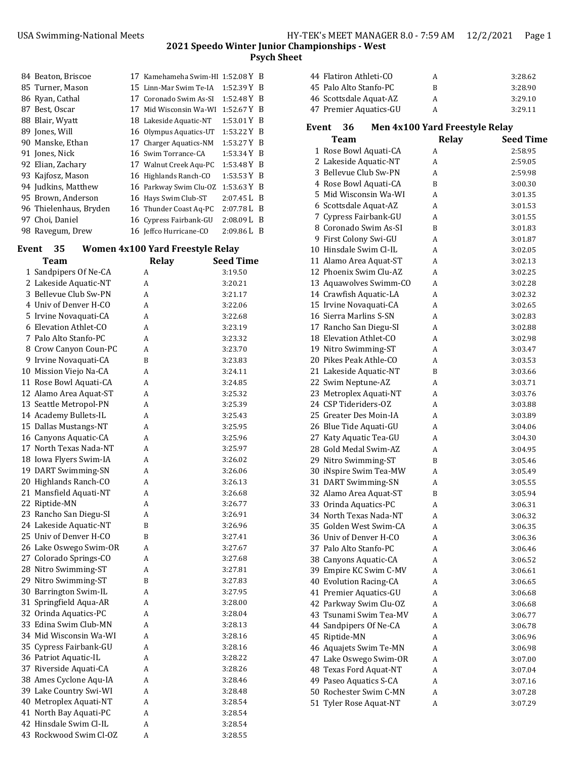## 2021 Speedo Winter Junior Championships - West

### Psych Sheet

| | | | | |
|---|---|---|---|---|
| 84 | Beaton, Briscoe | 17 | Kamehameha Swim-HI | 1:52.08Y B |
| 85 | Turner, Mason | 15 | Linn-Mar Swim Te-IA | 1:52.39Y B |
| 86 | Ryan, Cathal | 17 | Coronado Swim As-SI | 1:52.48Y B |
| 87 | Best, Oscar | 17 | Mid Wisconsin Wa-WI | 1:52.67Y B |
| 88 | Blair, Wyatt | 18 | Lakeside Aquatic-NT | 1:53.01Y B |
| 89 | Jones, Will | 16 | Olympus Aquatics-UT | 1:53.22Y B |
| 90 | Manske, Ethan | 17 | Charger Aquatics-NM | 1:53.27Y B |
| 91 | Jones, Nick | 16 | Swim Torrance-CA | 1:53.34Y B |
| 92 | Elian, Zachary | 17 | Walnut Creek Aqu-PC | 1:53.48Y B |
| 93 | Kajfosz, Mason | 16 | Highlands Ranch-CO | 1:53.53Y B |
| 94 | Judkins, Matthew | 16 | Parkway Swim Clu-OZ | 1:53.63Y B |
| 95 | Brown, Anderson | 16 | Hays Swim Club-ST | 2:07.45L B |
| 96 | Thielenhaus, Bryden | 16 | Thunder Coast Aq-PC | 2:07.78L B |
| 97 | Choi, Daniel | 16 | Cypress Fairbank-GU | 2:08.09L B |
| 98 | Ravegum, Drew | 16 | Jeffco Hurricane-CO | 2:09.86L B |

### Event 35 Women 4x100 Yard Freestyle Relay

| | Team | Relay | Seed Time |
|---|---|---|---|
| 1 | Sandpipers Of Ne-CA | A | 3:19.50 |
| 2 | Lakeside Aquatic-NT | A | 3:20.21 |
| 3 | Bellevue Club Sw-PN | A | 3:21.17 |
| 4 | Univ of Denver H-CO | A | 3:22.06 |
| 5 | Irvine Novaquati-CA | A | 3:22.68 |
| 6 | Elevation Athlet-CO | A | 3:23.19 |
| 7 | Palo Alto Stanfo-PC | A | 3:23.32 |
| 8 | Crow Canyon Coun-PC | A | 3:23.70 |
| 9 | Irvine Novaquati-CA | B | 3:23.83 |
| 10 | Mission Viejo Na-CA | A | 3:24.11 |
| 11 | Rose Bowl Aquati-CA | A | 3:24.85 |
| 12 | Alamo Area Aquat-ST | A | 3:25.32 |
| 13 | Seattle Metropol-PN | A | 3:25.39 |
| 14 | Academy Bullets-IL | A | 3:25.43 |
| 15 | Dallas Mustangs-NT | A | 3:25.95 |
| 16 | Canyons Aquatic-CA | A | 3:25.96 |
| 17 | North Texas Nada-NT | A | 3:25.97 |
| 18 | Iowa Flyers Swim-IA | A | 3:26.02 |
| 19 | DART Swimming-SN | A | 3:26.06 |
| 20 | Highlands Ranch-CO | A | 3:26.13 |
| 21 | Mansfield Aquati-NT | A | 3:26.68 |
| 22 | Riptide-MN | A | 3:26.77 |
| 23 | Rancho San Diegu-SI | A | 3:26.91 |
| 24 | Lakeside Aquatic-NT | B | 3:26.96 |
| 25 | Univ of Denver H-CO | B | 3:27.41 |
| 26 | Lake Oswego Swim-OR | A | 3:27.67 |
| 27 | Colorado Springs-CO | A | 3:27.68 |
| 28 | Nitro Swimming-ST | A | 3:27.81 |
| 29 | Nitro Swimming-ST | B | 3:27.83 |
| 30 | Barrington Swim-IL | A | 3:27.95 |
| 31 | Springfield Aqua-AR | A | 3:28.00 |
| 32 | Orinda Aquatics-PC | A | 3:28.04 |
| 33 | Edina Swim Club-MN | A | 3:28.13 |
| 34 | Mid Wisconsin Wa-WI | A | 3:28.16 |
| 35 | Cypress Fairbank-GU | A | 3:28.16 |
| 36 | Patriot Aquatic-IL | A | 3:28.22 |
| 37 | Riverside Aquati-CA | A | 3:28.26 |
| 38 | Ames Cyclone Aqu-IA | A | 3:28.46 |
| 39 | Lake Country Swi-WI | A | 3:28.48 |
| 40 | Metroplex Aquati-NT | A | 3:28.54 |
| 41 | North Bay Aquati-PC | A | 3:28.54 |
| 42 | Hinsdale Swim Cl-IL | A | 3:28.54 |
| 43 | Rockwood Swim Cl-OZ | A | 3:28.55 |
| 44 | Flatiron Athleti-CO | A | 3:28.62 |
| 45 | Palo Alto Stanfo-PC | B | 3:28.90 |
| 46 | Scottsdale Aquat-AZ | A | 3:29.10 |
| 47 | Premier Aquatics-GU | A | 3:29.11 |

### Event 36 Men 4x100 Yard Freestyle Relay

| | Team | Relay | Seed Time |
|---|---|---|---|
| 1 | Rose Bowl Aquati-CA | A | 2:58.95 |
| 2 | Lakeside Aquatic-NT | A | 2:59.05 |
| 3 | Bellevue Club Sw-PN | A | 2:59.98 |
| 4 | Rose Bowl Aquati-CA | B | 3:00.30 |
| 5 | Mid Wisconsin Wa-WI | A | 3:01.35 |
| 6 | Scottsdale Aquat-AZ | A | 3:01.53 |
| 7 | Cypress Fairbank-GU | A | 3:01.55 |
| 8 | Coronado Swim As-SI | B | 3:01.83 |
| 9 | First Colony Swi-GU | A | 3:01.87 |
| 10 | Hinsdale Swim Cl-IL | A | 3:02.05 |
| 11 | Alamo Area Aquat-ST | A | 3:02.13 |
| 12 | Phoenix Swim Clu-AZ | A | 3:02.25 |
| 13 | Aquawolves Swimm-CO | A | 3:02.28 |
| 14 | Crawfish Aquatic-LA | A | 3:02.32 |
| 15 | Irvine Novaquati-CA | A | 3:02.65 |
| 16 | Sierra Marlins S-SN | A | 3:02.83 |
| 17 | Rancho San Diegu-SI | A | 3:02.88 |
| 18 | Elevation Athlet-CO | A | 3:02.98 |
| 19 | Nitro Swimming-ST | A | 3:03.47 |
| 20 | Pikes Peak Athle-CO | A | 3:03.53 |
| 21 | Lakeside Aquatic-NT | B | 3:03.66 |
| 22 | Swim Neptune-AZ | A | 3:03.71 |
| 23 | Metroplex Aquati-NT | A | 3:03.76 |
| 24 | CSP Tideriders-OZ | A | 3:03.88 |
| 25 | Greater Des Moin-IA | A | 3:03.89 |
| 26 | Blue Tide Aquati-GU | A | 3:04.06 |
| 27 | Katy Aquatic Tea-GU | A | 3:04.30 |
| 28 | Gold Medal Swim-AZ | A | 3:04.95 |
| 29 | Nitro Swimming-ST | B | 3:05.46 |
| 30 | iNspire Swim Tea-MW | A | 3:05.49 |
| 31 | DART Swimming-SN | A | 3:05.55 |
| 32 | Alamo Area Aquat-ST | B | 3:05.94 |
| 33 | Orinda Aquatics-PC | A | 3:06.31 |
| 34 | North Texas Nada-NT | A | 3:06.32 |
| 35 | Golden West Swim-CA | A | 3:06.35 |
| 36 | Univ of Denver H-CO | A | 3:06.36 |
| 37 | Palo Alto Stanfo-PC | A | 3:06.46 |
| 38 | Canyons Aquatic-CA | A | 3:06.52 |
| 39 | Empire KC Swim C-MV | A | 3:06.61 |
| 40 | Evolution Racing-CA | A | 3:06.65 |
| 41 | Premier Aquatics-GU | A | 3:06.68 |
| 42 | Parkway Swim Clu-OZ | A | 3:06.68 |
| 43 | Tsunami Swim Tea-MV | A | 3:06.77 |
| 44 | Sandpipers Of Ne-CA | A | 3:06.78 |
| 45 | Riptide-MN | A | 3:06.96 |
| 46 | Aquajets Swim Te-MN | A | 3:06.98 |
| 47 | Lake Oswego Swim-OR | A | 3:07.00 |
| 48 | Texas Ford Aquat-NT | A | 3:07.04 |
| 49 | Paseo Aquatics S-CA | A | 3:07.16 |
| 50 | Rochester Swim C-MN | A | 3:07.28 |
| 51 | Tyler Rose Aquat-NT | A | 3:07.29 |